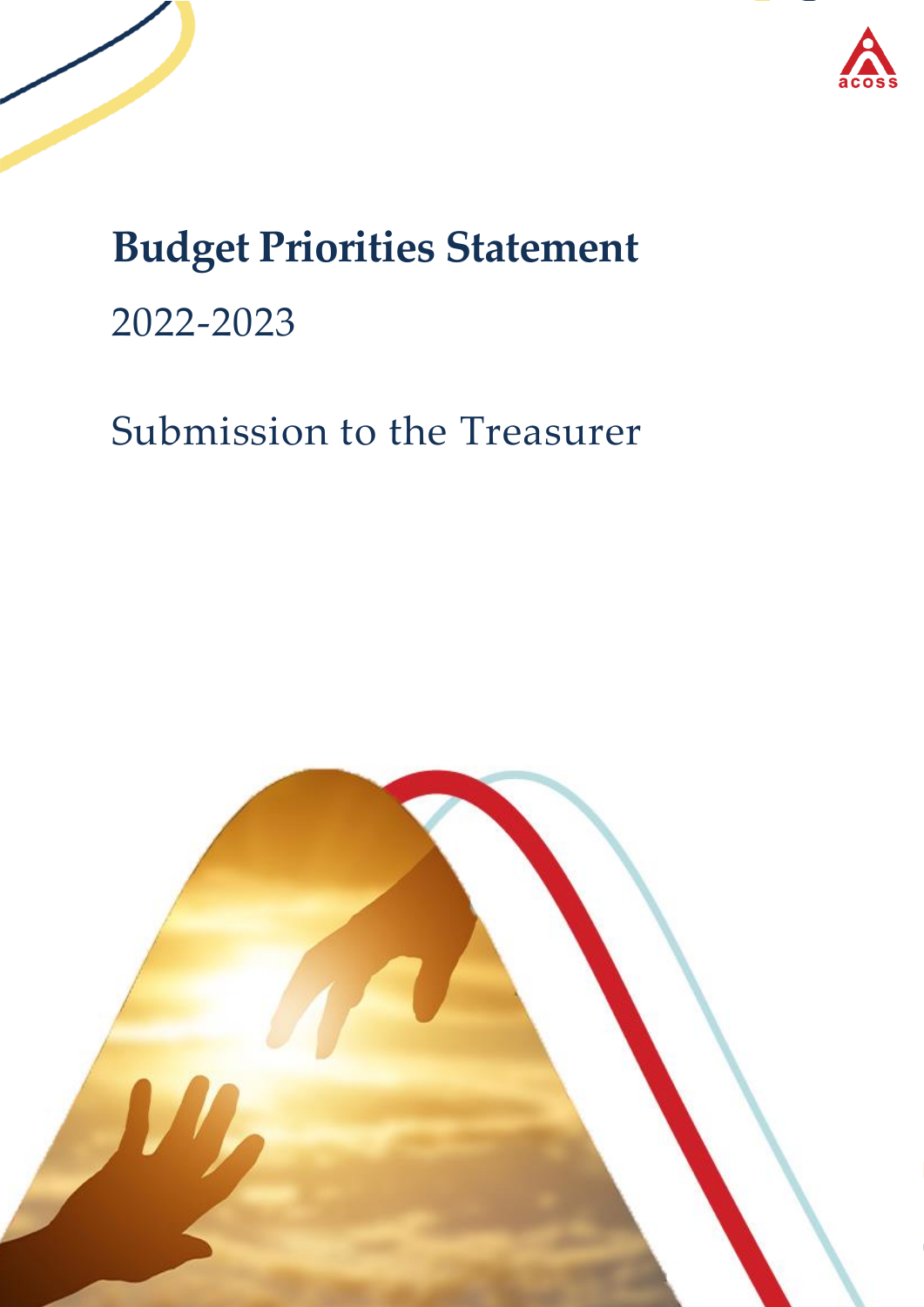# Budget Priorities Statement

2022-2023

Submission to the Treasurer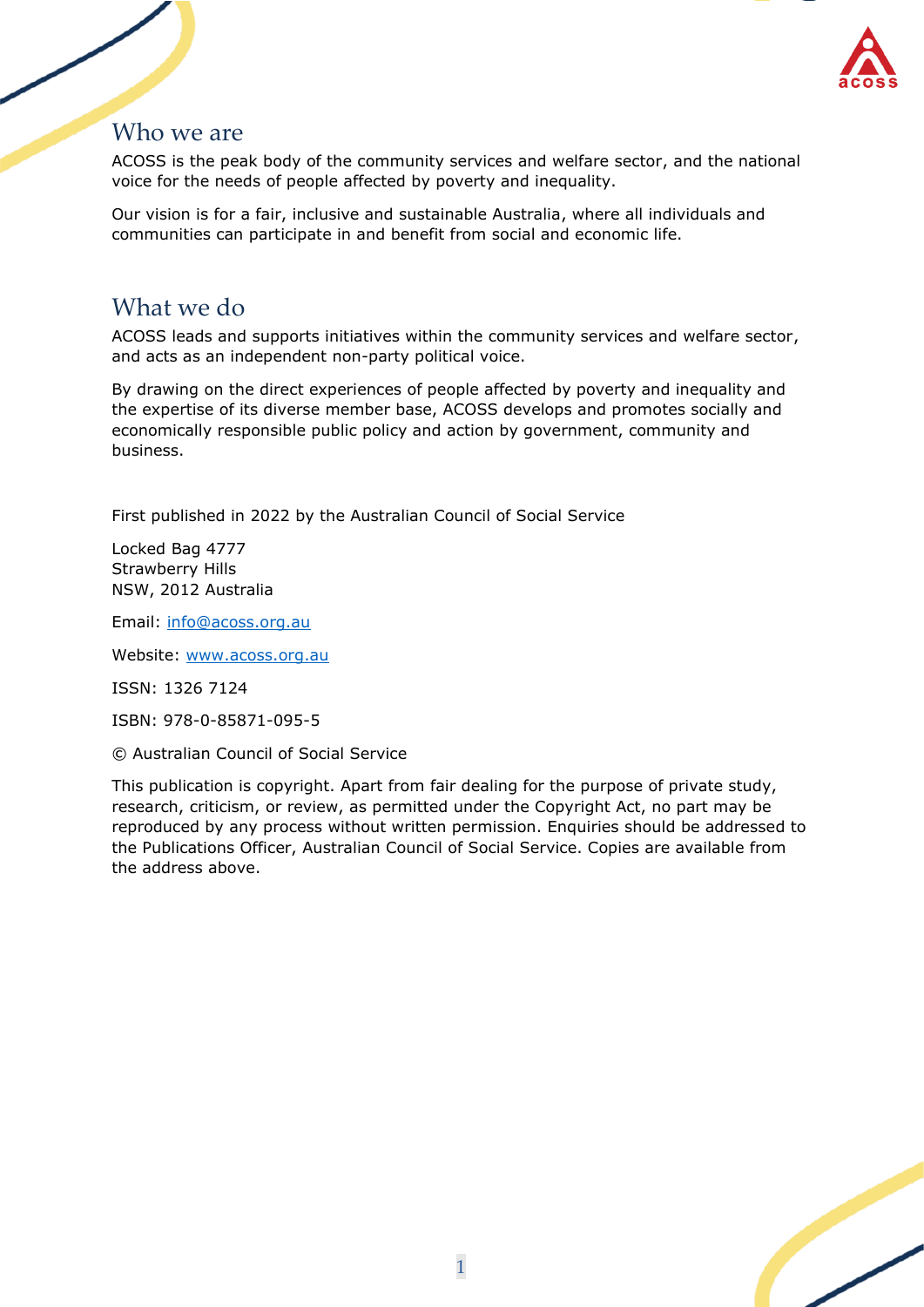## Who we are

ACOSS is the peak body of the community services and welfare sector, and the national voice for the needs of people affected by poverty and inequality.

Our vision is for a fair, inclusive and sustainable Australia, where all individuals and communities can participate in and benefit from social and economic life.

## What we do

ACOSS leads and supports initiatives within the community services and welfare sector, and acts as an independent non-party political voice.

By drawing on the direct experiences of people affected by poverty and inequality and the expertise of its diverse member base, ACOSS develops and promotes socially and economically responsible public policy and action by government, community and business.

First published in 2022 by the Australian Council of Social Service

Locked Bag 4777
Strawberry Hills
NSW, 2012 Australia

Email: info@acoss.org.au

Website: www.acoss.org.au

ISSN: 1326 7124

ISBN: 978-0-85871-095-5

© Australian Council of Social Service

This publication is copyright. Apart from fair dealing for the purpose of private study, research, criticism, or review, as permitted under the Copyright Act, no part may be reproduced by any process without written permission. Enquiries should be addressed to the Publications Officer, Australian Council of Social Service. Copies are available from the address above.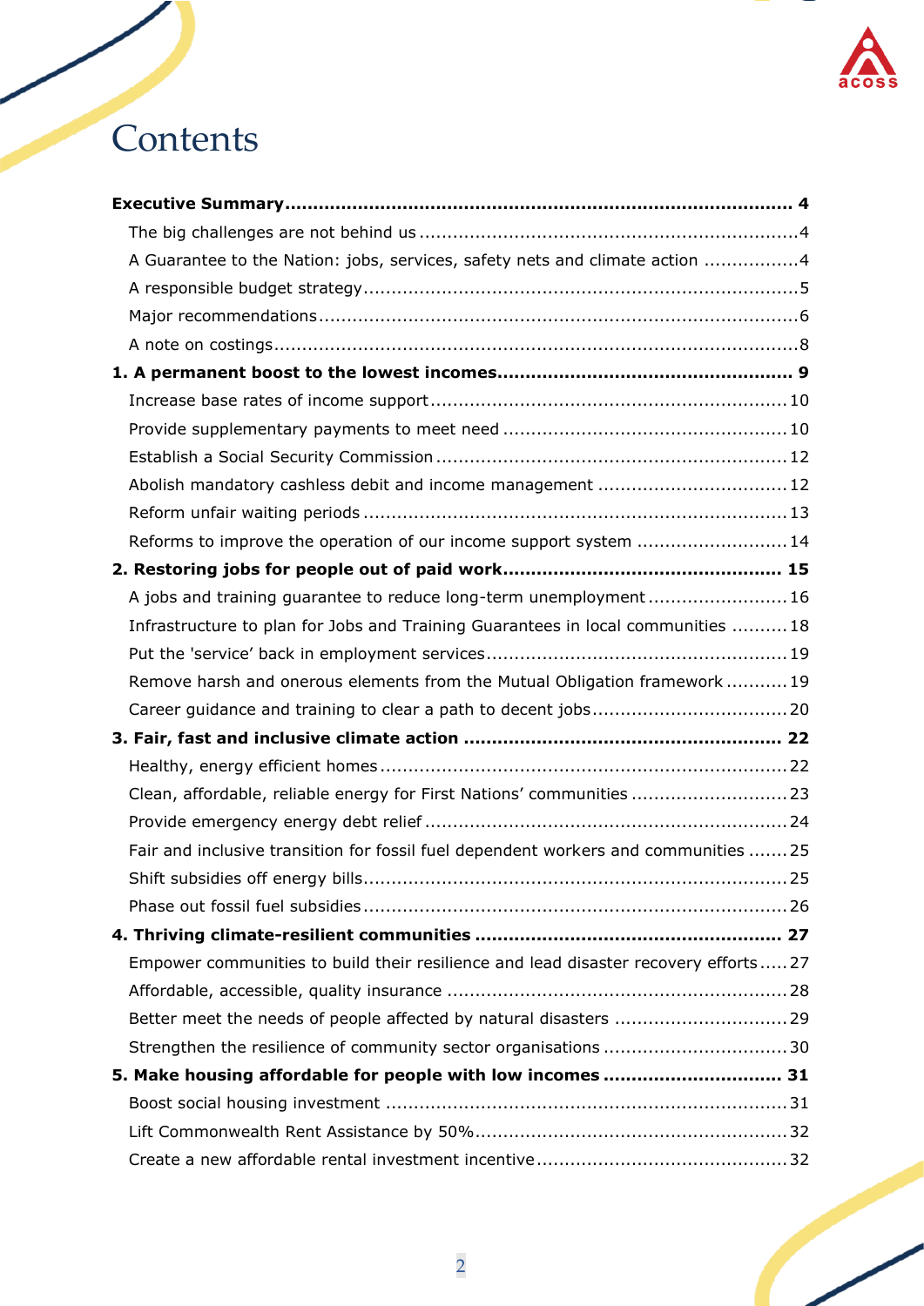# Contents

**Executive Summary** ........ **4**

- The big challenges are not behind us ........ 4
- A Guarantee to the Nation: jobs, services, safety nets and climate action ........ 4
- A responsible budget strategy ........ 5
- Major recommendations ........ 6
- A note on costings ........ 8

**1. A permanent boost to the lowest incomes** ........ **9**

- Increase base rates of income support ........ 10
- Provide supplementary payments to meet need ........ 10
- Establish a Social Security Commission ........ 12
- Abolish mandatory cashless debit and income management ........ 12
- Reform unfair waiting periods ........ 13
- Reforms to improve the operation of our income support system ........ 14

**2. Restoring jobs for people out of paid work** ........ **15**

- A jobs and training guarantee to reduce long-term unemployment ........ 16
- Infrastructure to plan for Jobs and Training Guarantees in local communities ........ 18
- Put the 'service' back in employment services ........ 19
- Remove harsh and onerous elements from the Mutual Obligation framework ........ 19
- Career guidance and training to clear a path to decent jobs ........ 20

**3. Fair, fast and inclusive climate action** ........ **22**

- Healthy, energy efficient homes ........ 22
- Clean, affordable, reliable energy for First Nations' communities ........ 23
- Provide emergency energy debt relief ........ 24
- Fair and inclusive transition for fossil fuel dependent workers and communities ........ 25
- Shift subsidies off energy bills ........ 25
- Phase out fossil fuel subsidies ........ 26

**4. Thriving climate-resilient communities** ........ **27**

- Empower communities to build their resilience and lead disaster recovery efforts ........ 27
- Affordable, accessible, quality insurance ........ 28
- Better meet the needs of people affected by natural disasters ........ 29
- Strengthen the resilience of community sector organisations ........ 30

**5. Make housing affordable for people with low incomes** ........ **31**

- Boost social housing investment ........ 31
- Lift Commonwealth Rent Assistance by 50% ........ 32
- Create a new affordable rental investment incentive ........ 32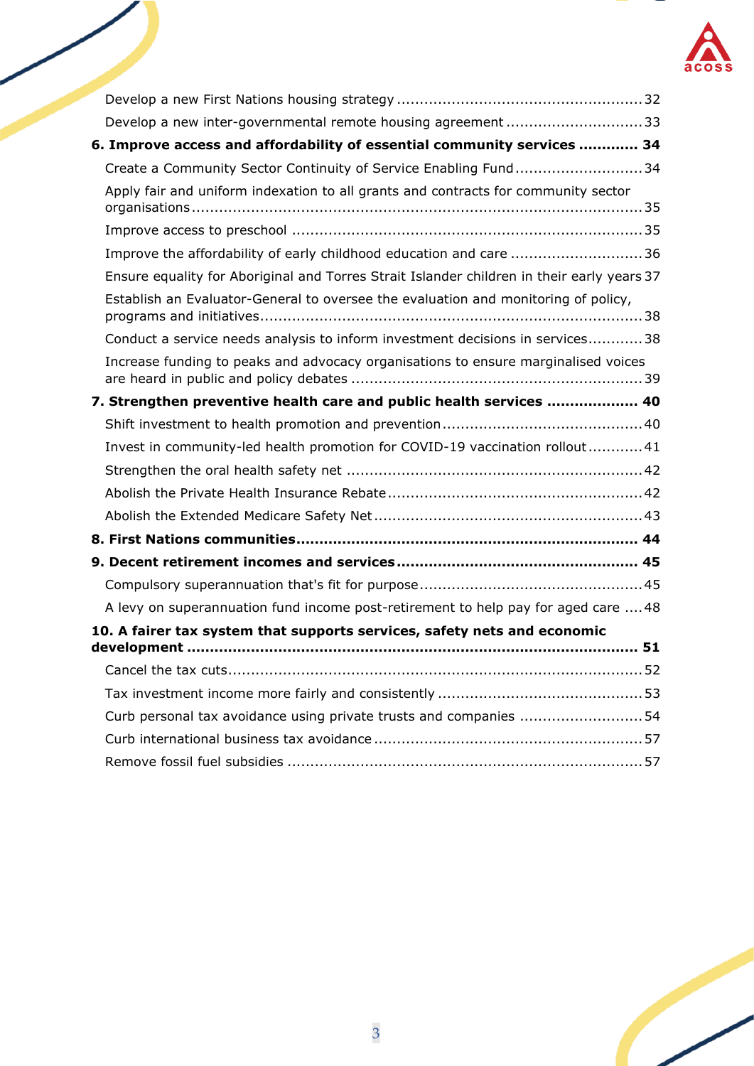Develop a new First Nations housing strategy ...................................................... 32

Develop a new inter-governmental remote housing agreement .............................. 33

**6. Improve access and affordability of essential community services ............. 34**

Create a Community Sector Continuity of Service Enabling Fund ............................ 34

Apply fair and uniform indexation to all grants and contracts for community sector organisations ................................................................................................... 35

Improve access to preschool ............................................................................. 35

Improve the affordability of early childhood education and care ............................. 36

Ensure equality for Aboriginal and Torres Strait Islander children in their early years 37

Establish an Evaluator-General to oversee the evaluation and monitoring of policy, programs and initiatives .................................................................................... 38

Conduct a service needs analysis to inform investment decisions in services ............ 38

Increase funding to peaks and advocacy organisations to ensure marginalised voices are heard in public and policy debates ................................................................ 39

**7. Strengthen preventive health care and public health services .................... 40**

Shift investment to health promotion and prevention ............................................ 40

Invest in community-led health promotion for COVID-19 vaccination rollout ............ 41

Strengthen the oral health safety net ................................................................. 42

Abolish the Private Health Insurance Rebate ........................................................ 42

Abolish the Extended Medicare Safety Net ........................................................... 43

**8. First Nations communities ........................................................................... 44**

**9. Decent retirement incomes and services ..................................................... 45**

Compulsory superannuation that's fit for purpose ................................................. 45

A levy on superannuation fund income post-retirement to help pay for aged care .... 48

**10. A fairer tax system that supports services, safety nets and economic development ................................................................................................... 51**

Cancel the tax cuts ........................................................................................... 52

Tax investment income more fairly and consistently ............................................. 53

Curb personal tax avoidance using private trusts and companies ............................ 54

Curb international business tax avoidance ........................................................... 57

Remove fossil fuel subsidies .............................................................................. 57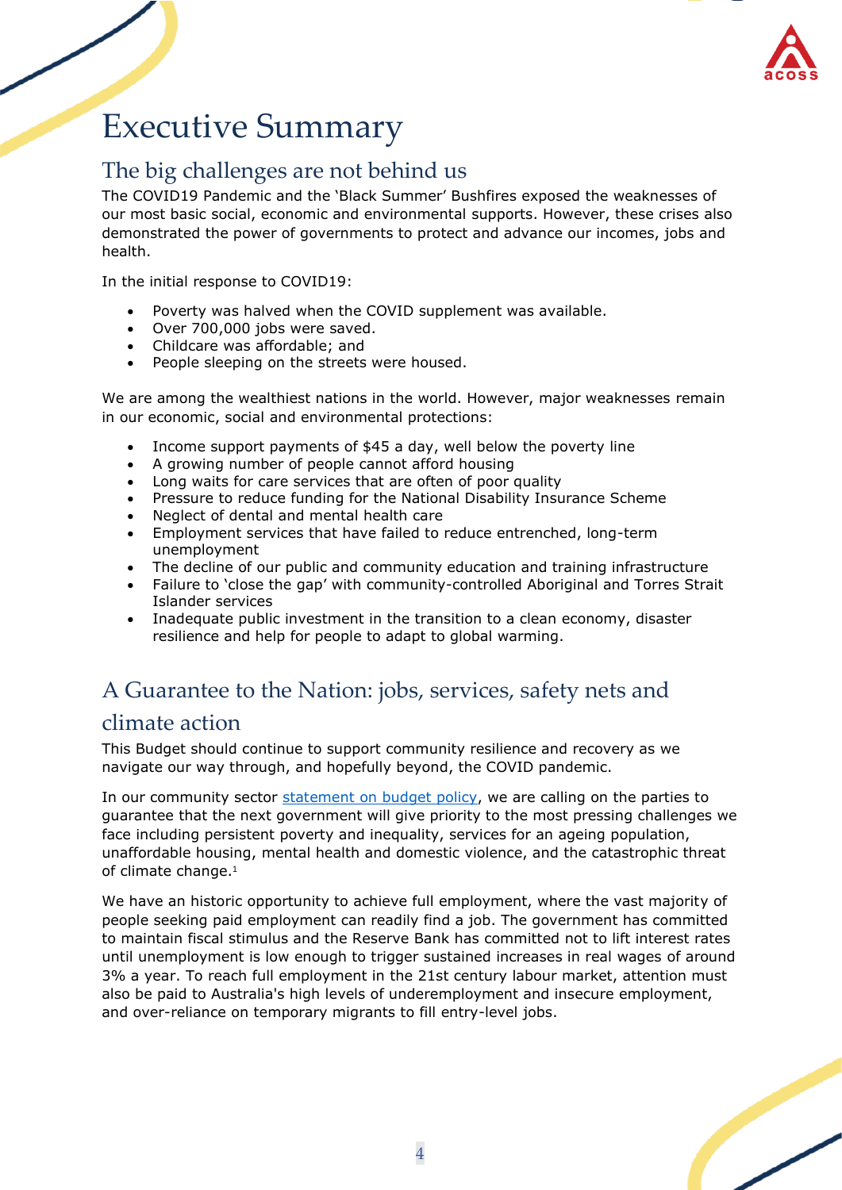# Executive Summary

## The big challenges are not behind us

The COVID19 Pandemic and the 'Black Summer' Bushfires exposed the weaknesses of our most basic social, economic and environmental supports. However, these crises also demonstrated the power of governments to protect and advance our incomes, jobs and health.

In the initial response to COVID19:

- Poverty was halved when the COVID supplement was available.
- Over 700,000 jobs were saved.
- Childcare was affordable; and
- People sleeping on the streets were housed.

We are among the wealthiest nations in the world. However, major weaknesses remain in our economic, social and environmental protections:

- Income support payments of $45 a day, well below the poverty line
- A growing number of people cannot afford housing
- Long waits for care services that are often of poor quality
- Pressure to reduce funding for the National Disability Insurance Scheme
- Neglect of dental and mental health care
- Employment services that have failed to reduce entrenched, long-term unemployment
- The decline of our public and community education and training infrastructure
- Failure to 'close the gap' with community-controlled Aboriginal and Torres Strait Islander services
- Inadequate public investment in the transition to a clean economy, disaster resilience and help for people to adapt to global warming.

## A Guarantee to the Nation: jobs, services, safety nets and climate action

This Budget should continue to support community resilience and recovery as we navigate our way through, and hopefully beyond, the COVID pandemic.

In our community sector statement on budget policy, we are calling on the parties to guarantee that the next government will give priority to the most pressing challenges we face including persistent poverty and inequality, services for an ageing population, unaffordable housing, mental health and domestic violence, and the catastrophic threat of climate change.[1]

We have an historic opportunity to achieve full employment, where the vast majority of people seeking paid employment can readily find a job. The government has committed to maintain fiscal stimulus and the Reserve Bank has committed not to lift interest rates until unemployment is low enough to trigger sustained increases in real wages of around 3% a year. To reach full employment in the 21st century labour market, attention must also be paid to Australia's high levels of underemployment and insecure employment, and over-reliance on temporary migrants to fill entry-level jobs.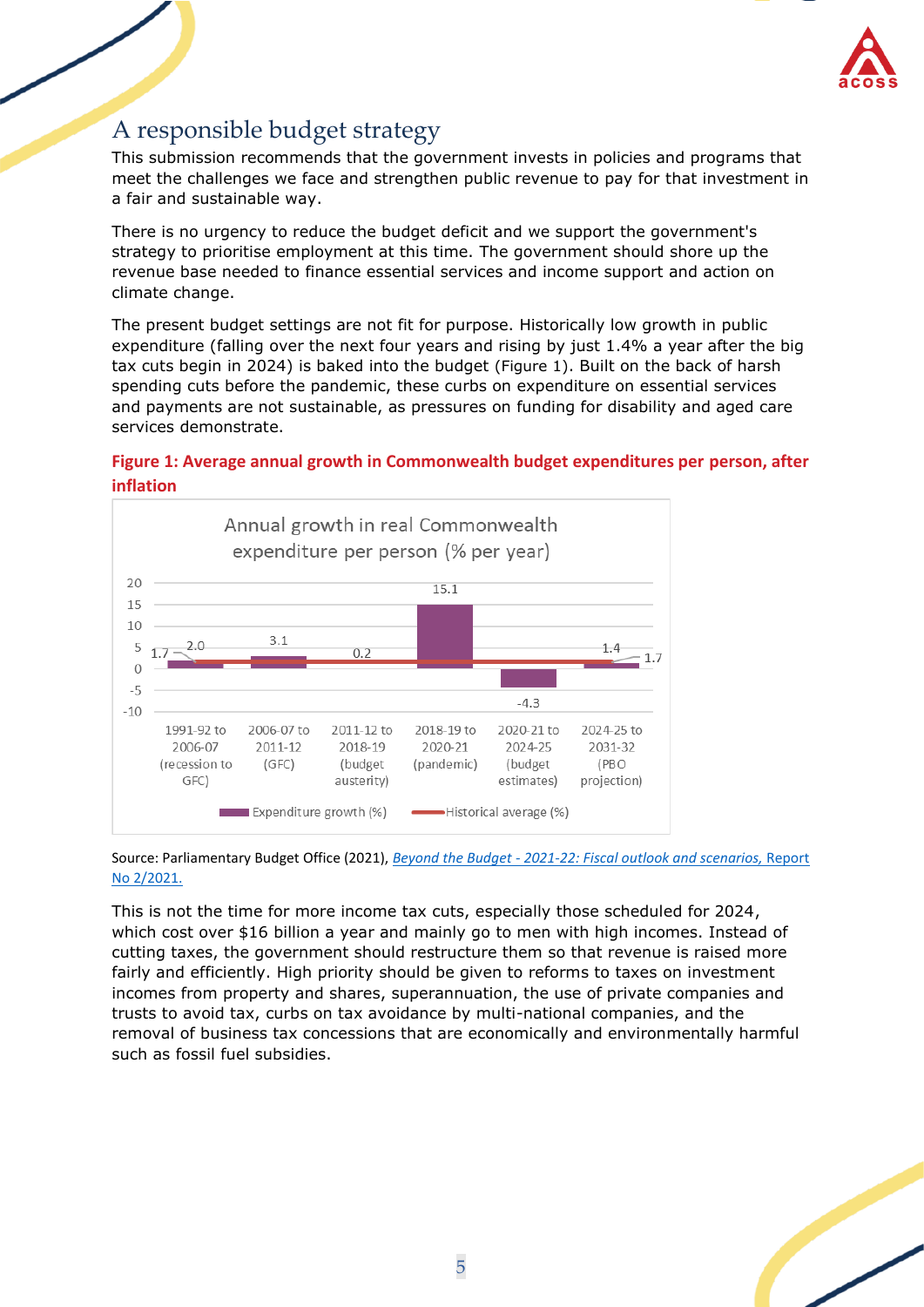## A responsible budget strategy

This submission recommends that the government invests in policies and programs that meet the challenges we face and strengthen public revenue to pay for that investment in a fair and sustainable way.

There is no urgency to reduce the budget deficit and we support the government's strategy to prioritise employment at this time. The government should shore up the revenue base needed to finance essential services and income support and action on climate change.

The present budget settings are not fit for purpose. Historically low growth in public expenditure (falling over the next four years and rising by just 1.4% a year after the big tax cuts begin in 2024) is baked into the budget (Figure 1). Built on the back of harsh spending cuts before the pandemic, these curbs on expenditure on essential services and payments are not sustainable, as pressures on funding for disability and aged care services demonstrate.

**Figure 1: Average annual growth in Commonwealth budget expenditures per person, after inflation**

Annual growth in real Commonwealth expenditure per person (% per year)

| Period | Expenditure growth (%) | Historical average (%) |
|---|---|---|
| 1991-92 to 2006-07 (recession to GFC) | 2.0 | 1.7 |
| 2006-07 to 2011-12 (GFC) | 3.1 | 1.7 |
| 2011-12 to 2018-19 (budget austerity) | 0.2 | 1.7 |
| 2018-19 to 2020-21 (pandemic) | 15.1 | 1.7 |
| 2020-21 to 2024-25 (budget estimates) | -4.3 | 1.7 |
| 2024-25 to 2031-32 (PBO projection) | 1.4 | 1.7 |

Source: Parliamentary Budget Office (2021), *Beyond the Budget - 2021-22: Fiscal outlook and scenarios,* Report No 2/2021.

This is not the time for more income tax cuts, especially those scheduled for 2024, which cost over $16 billion a year and mainly go to men with high incomes. Instead of cutting taxes, the government should restructure them so that revenue is raised more fairly and efficiently. High priority should be given to reforms to taxes on investment incomes from property and shares, superannuation, the use of private companies and trusts to avoid tax, curbs on tax avoidance by multi-national companies, and the removal of business tax concessions that are economically and environmentally harmful such as fossil fuel subsidies.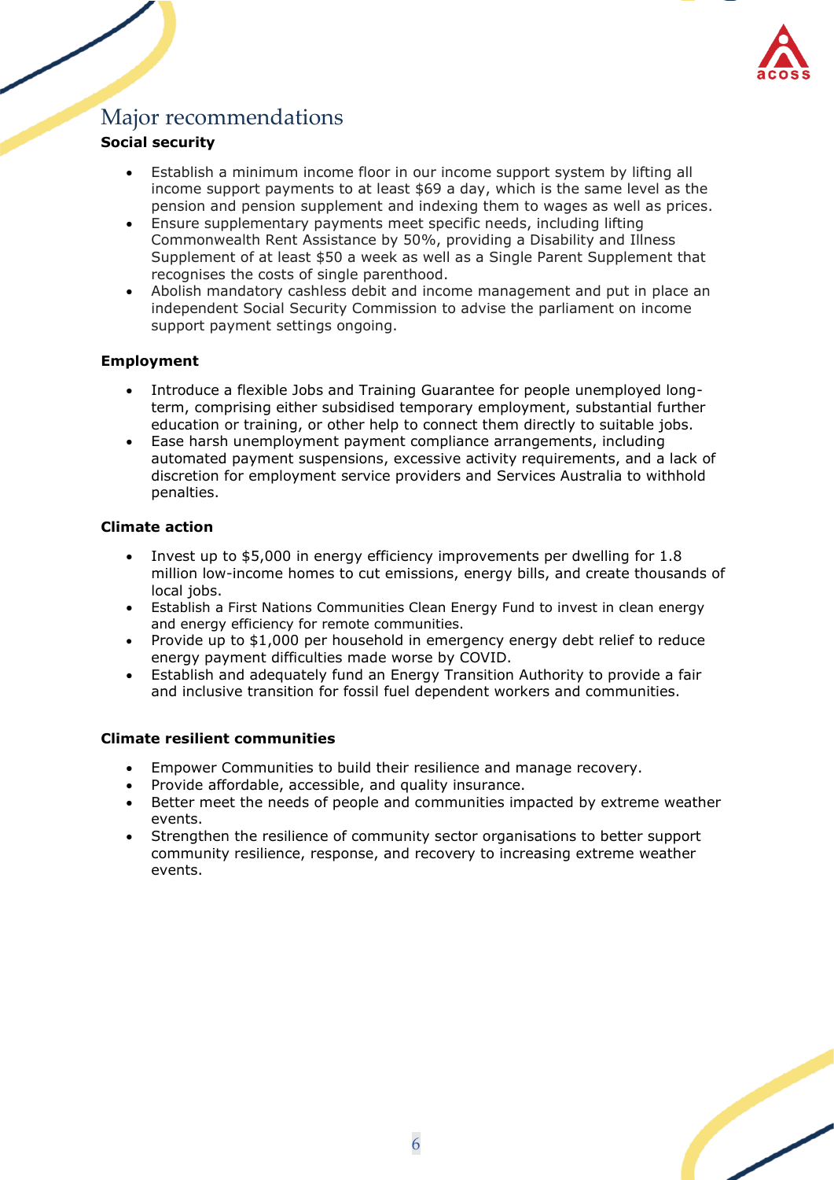## Major recommendations

**Social security**

- Establish a minimum income floor in our income support system by lifting all income support payments to at least $69 a day, which is the same level as the pension and pension supplement and indexing them to wages as well as prices.
- Ensure supplementary payments meet specific needs, including lifting Commonwealth Rent Assistance by 50%, providing a Disability and Illness Supplement of at least $50 a week as well as a Single Parent Supplement that recognises the costs of single parenthood.
- Abolish mandatory cashless debit and income management and put in place an independent Social Security Commission to advise the parliament on income support payment settings ongoing.

**Employment**

- Introduce a flexible Jobs and Training Guarantee for people unemployed long-term, comprising either subsidised temporary employment, substantial further education or training, or other help to connect them directly to suitable jobs.
- Ease harsh unemployment payment compliance arrangements, including automated payment suspensions, excessive activity requirements, and a lack of discretion for employment service providers and Services Australia to withhold penalties.

**Climate action**

- Invest up to $5,000 in energy efficiency improvements per dwelling for 1.8 million low-income homes to cut emissions, energy bills, and create thousands of local jobs.
- Establish a First Nations Communities Clean Energy Fund to invest in clean energy and energy efficiency for remote communities.
- Provide up to $1,000 per household in emergency energy debt relief to reduce energy payment difficulties made worse by COVID.
- Establish and adequately fund an Energy Transition Authority to provide a fair and inclusive transition for fossil fuel dependent workers and communities.

**Climate resilient communities**

- Empower Communities to build their resilience and manage recovery.
- Provide affordable, accessible, and quality insurance.
- Better meet the needs of people and communities impacted by extreme weather events.
- Strengthen the resilience of community sector organisations to better support community resilience, response, and recovery to increasing extreme weather events.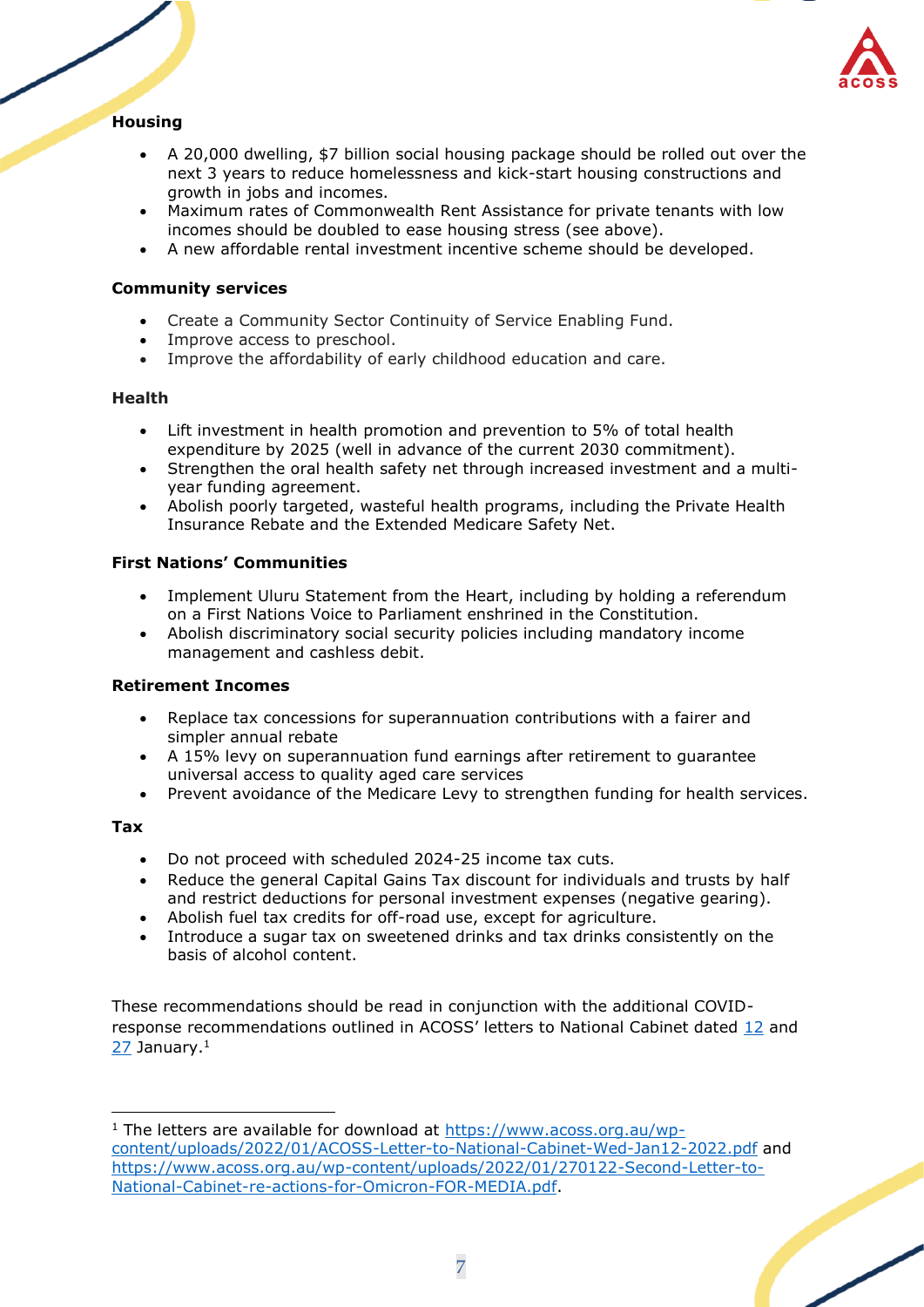**Housing**

- A 20,000 dwelling, $7 billion social housing package should be rolled out over the next 3 years to reduce homelessness and kick-start housing constructions and growth in jobs and incomes.
- Maximum rates of Commonwealth Rent Assistance for private tenants with low incomes should be doubled to ease housing stress (see above).
- A new affordable rental investment incentive scheme should be developed.

**Community services**

- Create a Community Sector Continuity of Service Enabling Fund.
- Improve access to preschool.
- Improve the affordability of early childhood education and care.

**Health**

- Lift investment in health promotion and prevention to 5% of total health expenditure by 2025 (well in advance of the current 2030 commitment).
- Strengthen the oral health safety net through increased investment and a multi-year funding agreement.
- Abolish poorly targeted, wasteful health programs, including the Private Health Insurance Rebate and the Extended Medicare Safety Net.

**First Nations' Communities**

- Implement Uluru Statement from the Heart, including by holding a referendum on a First Nations Voice to Parliament enshrined in the Constitution.
- Abolish discriminatory social security policies including mandatory income management and cashless debit.

**Retirement Incomes**

- Replace tax concessions for superannuation contributions with a fairer and simpler annual rebate
- A 15% levy on superannuation fund earnings after retirement to guarantee universal access to quality aged care services
- Prevent avoidance of the Medicare Levy to strengthen funding for health services.

**Tax**

- Do not proceed with scheduled 2024-25 income tax cuts.
- Reduce the general Capital Gains Tax discount for individuals and trusts by half and restrict deductions for personal investment expenses (negative gearing).
- Abolish fuel tax credits for off-road use, except for agriculture.
- Introduce a sugar tax on sweetened drinks and tax drinks consistently on the basis of alcohol content.

These recommendations should be read in conjunction with the additional COVID-response recommendations outlined in ACOSS' letters to National Cabinet dated [12](https://www.acoss.org.au/wp-content/uploads/2022/01/ACOSS-Letter-to-National-Cabinet-Wed-Jan12-2022.pdf) and [27](https://www.acoss.org.au/wp-content/uploads/2022/01/270122-Second-Letter-to-National-Cabinet-re-actions-for-Omicron-FOR-MEDIA.pdf) January.[1]

---

[1] The letters are available for download at https://www.acoss.org.au/wp-content/uploads/2022/01/ACOSS-Letter-to-National-Cabinet-Wed-Jan12-2022.pdf and https://www.acoss.org.au/wp-content/uploads/2022/01/270122-Second-Letter-to-National-Cabinet-re-actions-for-Omicron-FOR-MEDIA.pdf.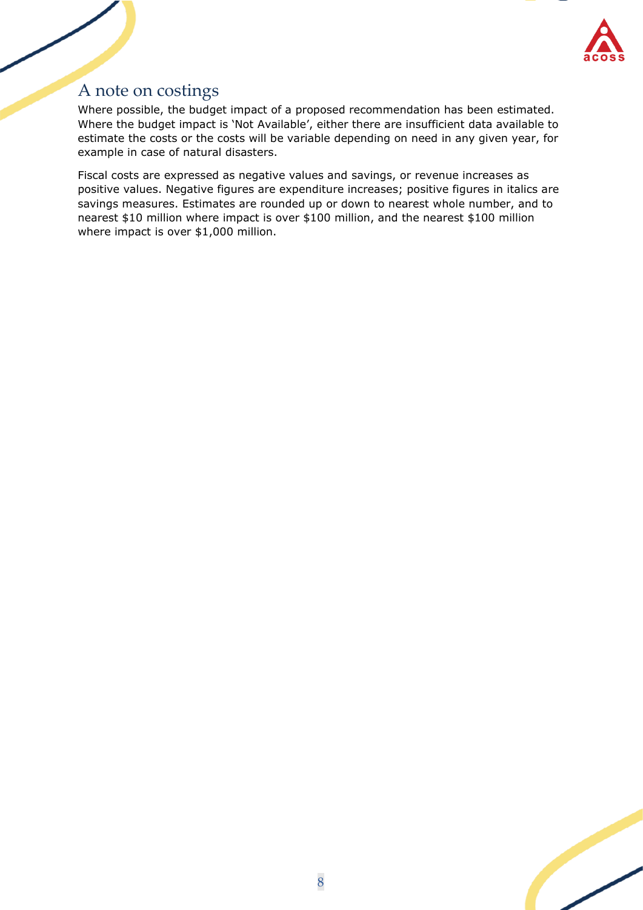## A note on costings

Where possible, the budget impact of a proposed recommendation has been estimated. Where the budget impact is 'Not Available', either there are insufficient data available to estimate the costs or the costs will be variable depending on need in any given year, for example in case of natural disasters.

Fiscal costs are expressed as negative values and savings, or revenue increases as positive values. Negative figures are expenditure increases; positive figures in italics are savings measures. Estimates are rounded up or down to nearest whole number, and to nearest $10 million where impact is over $100 million, and the nearest $100 million where impact is over $1,000 million.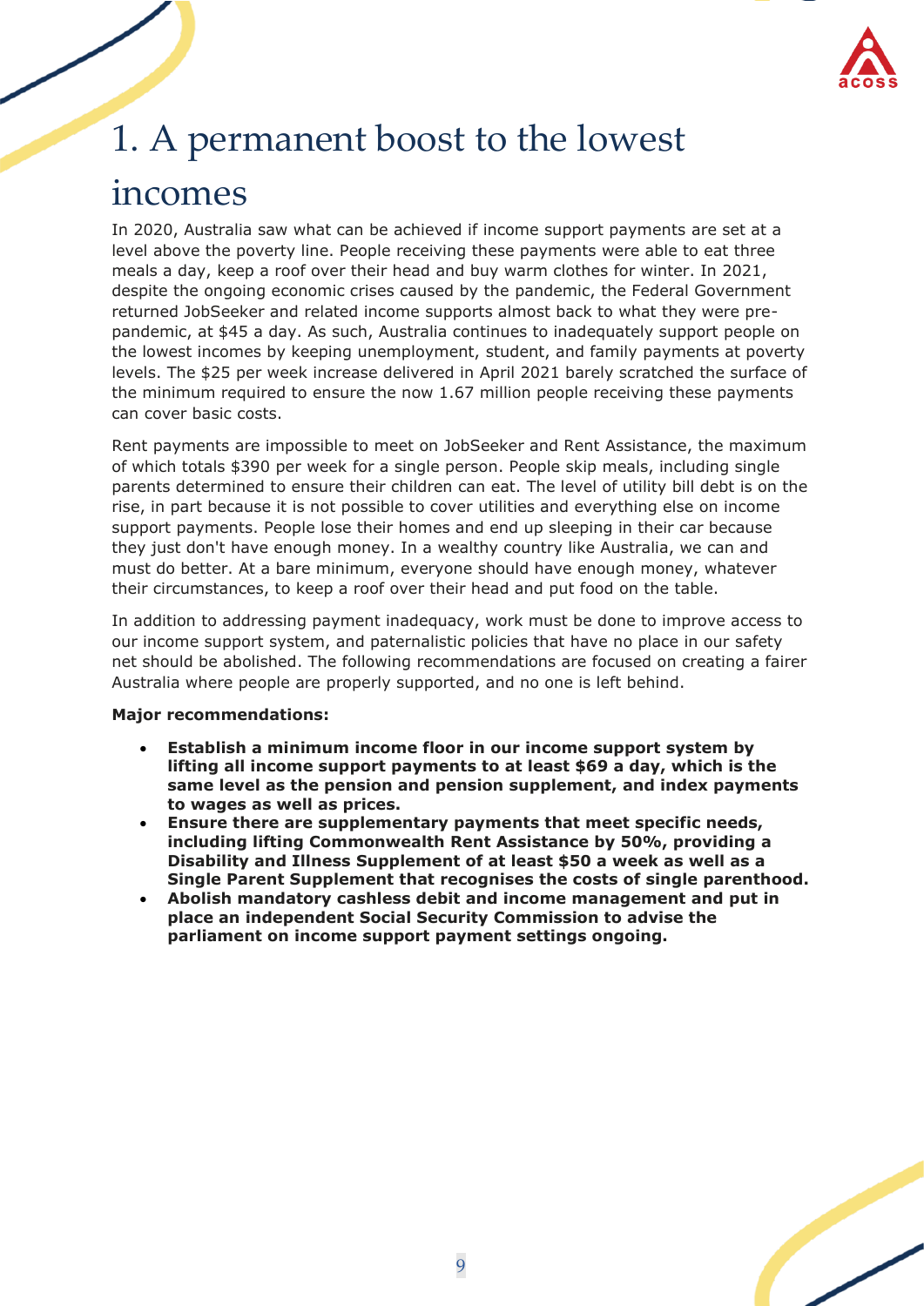# 1. A permanent boost to the lowest incomes

In 2020, Australia saw what can be achieved if income support payments are set at a level above the poverty line. People receiving these payments were able to eat three meals a day, keep a roof over their head and buy warm clothes for winter. In 2021, despite the ongoing economic crises caused by the pandemic, the Federal Government returned JobSeeker and related income supports almost back to what they were pre-pandemic, at $45 a day. As such, Australia continues to inadequately support people on the lowest incomes by keeping unemployment, student, and family payments at poverty levels. The $25 per week increase delivered in April 2021 barely scratched the surface of the minimum required to ensure the now 1.67 million people receiving these payments can cover basic costs.

Rent payments are impossible to meet on JobSeeker and Rent Assistance, the maximum of which totals $390 per week for a single person. People skip meals, including single parents determined to ensure their children can eat. The level of utility bill debt is on the rise, in part because it is not possible to cover utilities and everything else on income support payments. People lose their homes and end up sleeping in their car because they just don't have enough money. In a wealthy country like Australia, we can and must do better. At a bare minimum, everyone should have enough money, whatever their circumstances, to keep a roof over their head and put food on the table.

In addition to addressing payment inadequacy, work must be done to improve access to our income support system, and paternalistic policies that have no place in our safety net should be abolished. The following recommendations are focused on creating a fairer Australia where people are properly supported, and no one is left behind.

**Major recommendations:**

- **Establish a minimum income floor in our income support system by lifting all income support payments to at least $69 a day, which is the same level as the pension and pension supplement, and index payments to wages as well as prices.**
- **Ensure there are supplementary payments that meet specific needs, including lifting Commonwealth Rent Assistance by 50%, providing a Disability and Illness Supplement of at least $50 a week as well as a Single Parent Supplement that recognises the costs of single parenthood.**
- **Abolish mandatory cashless debit and income management and put in place an independent Social Security Commission to advise the parliament on income support payment settings ongoing.**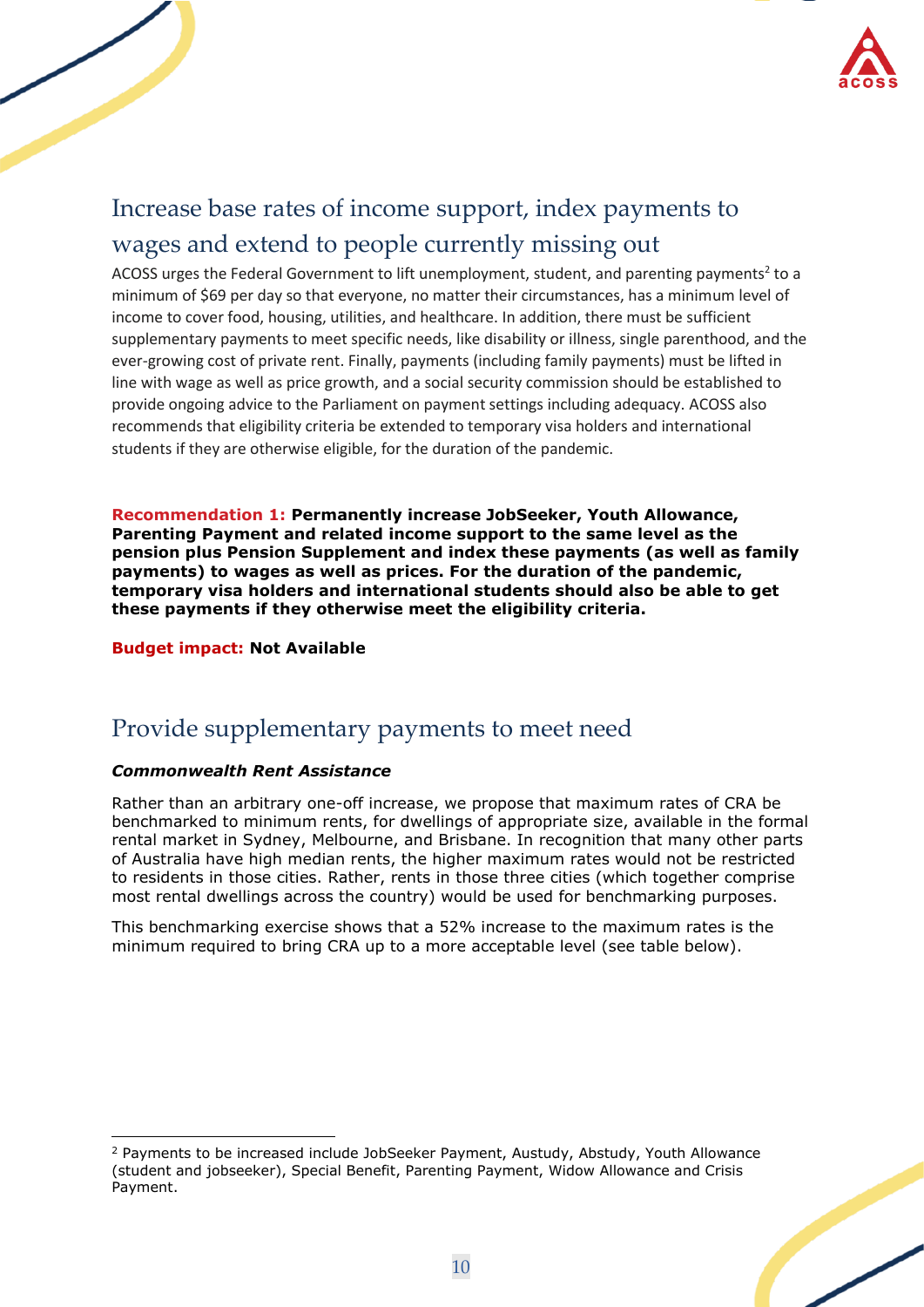## Increase base rates of income support, index payments to wages and extend to people currently missing out

ACOSS urges the Federal Government to lift unemployment, student, and parenting payments[2] to a minimum of $69 per day so that everyone, no matter their circumstances, has a minimum level of income to cover food, housing, utilities, and healthcare. In addition, there must be sufficient supplementary payments to meet specific needs, like disability or illness, single parenthood, and the ever-growing cost of private rent. Finally, payments (including family payments) must be lifted in line with wage as well as price growth, and a social security commission should be established to provide ongoing advice to the Parliament on payment settings including adequacy. ACOSS also recommends that eligibility criteria be extended to temporary visa holders and international students if they are otherwise eligible, for the duration of the pandemic.

**Recommendation 1: Permanently increase JobSeeker, Youth Allowance, Parenting Payment and related income support to the same level as the pension plus Pension Supplement and index these payments (as well as family payments) to wages as well as prices. For the duration of the pandemic, temporary visa holders and international students should also be able to get these payments if they otherwise meet the eligibility criteria.**

**Budget impact: Not Available**

## Provide supplementary payments to meet need

***Commonwealth Rent Assistance***

Rather than an arbitrary one-off increase, we propose that maximum rates of CRA be benchmarked to minimum rents, for dwellings of appropriate size, available in the formal rental market in Sydney, Melbourne, and Brisbane. In recognition that many other parts of Australia have high median rents, the higher maximum rates would not be restricted to residents in those cities. Rather, rents in those three cities (which together comprise most rental dwellings across the country) would be used for benchmarking purposes.

This benchmarking exercise shows that a 52% increase to the maximum rates is the minimum required to bring CRA up to a more acceptable level (see table below).

[2] Payments to be increased include JobSeeker Payment, Austudy, Abstudy, Youth Allowance (student and jobseeker), Special Benefit, Parenting Payment, Widow Allowance and Crisis Payment.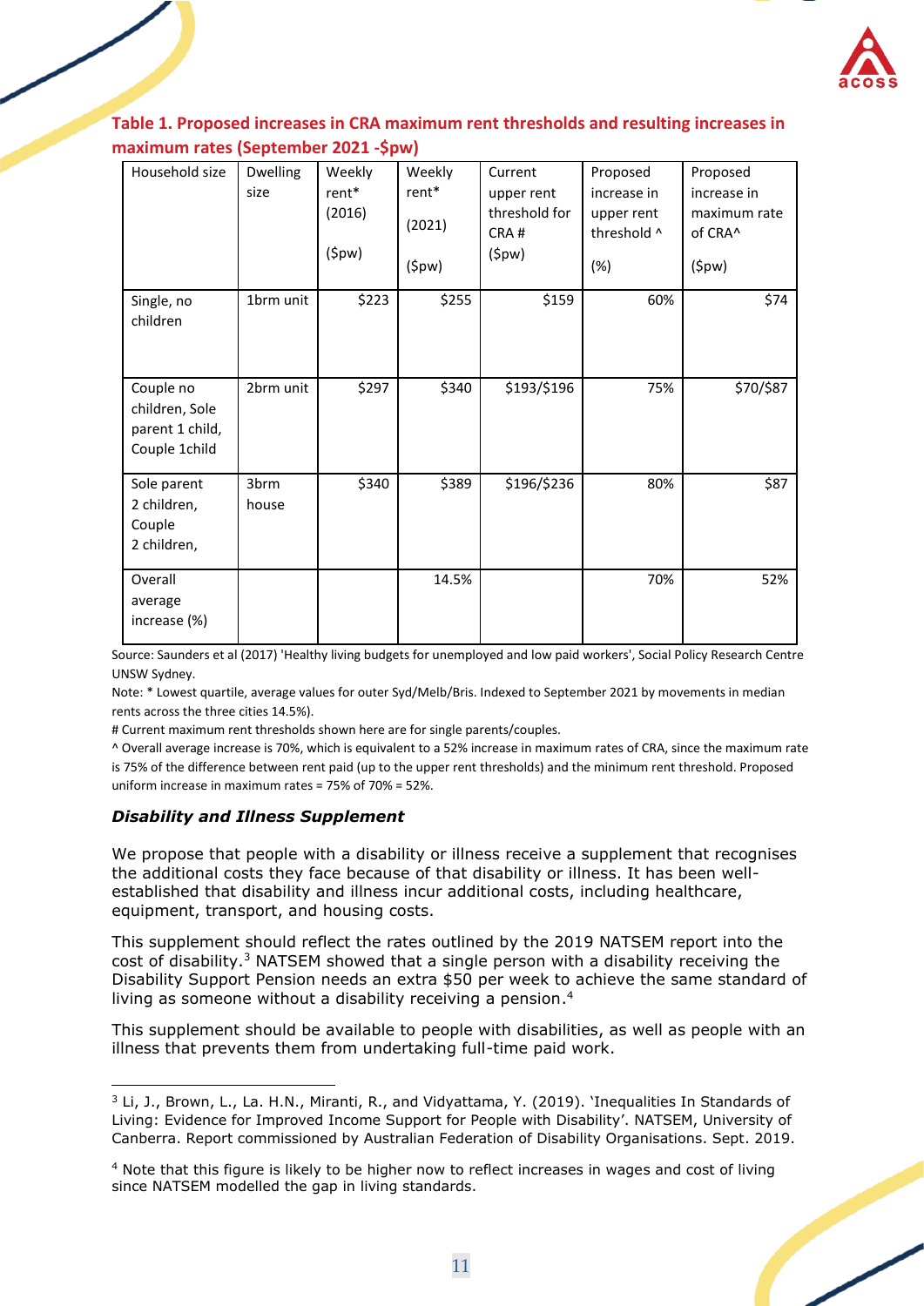**Table 1. Proposed increases in CRA maximum rent thresholds and resulting increases in maximum rates (September 2021 -$pw)**

| Household size | Dwelling size | Weekly rent* (2016) ($pw) | Weekly rent* (2021) ($pw) | Current upper rent threshold for CRA # ($pw) | Proposed increase in upper rent threshold ^ (%) | Proposed increase in maximum rate of CRA^ ($pw) |
|---|---|---|---|---|---|---|
| Single, no children | 1brm unit | $223 | $255 | $159 | 60% | $74 |
| Couple no children, Sole parent 1 child, Couple 1child | 2brm unit | $297 | $340 | $193/$196 | 75% | $70/$87 |
| Sole parent 2 children, Couple 2 children, | 3brm house | $340 | $389 | $196/$236 | 80% | $87 |
| Overall average increase (%) | | | 14.5% | | 70% | 52% |

Source: Saunders et al (2017) 'Healthy living budgets for unemployed and low paid workers', Social Policy Research Centre UNSW Sydney.

Note: * Lowest quartile, average values for outer Syd/Melb/Bris. Indexed to September 2021 by movements in median rents across the three cities 14.5%).

# Current maximum rent thresholds shown here are for single parents/couples.

^ Overall average increase is 70%, which is equivalent to a 52% increase in maximum rates of CRA, since the maximum rate is 75% of the difference between rent paid (up to the upper rent thresholds) and the minimum rent threshold. Proposed uniform increase in maximum rates = 75% of 70% = 52%.

### *Disability and Illness Supplement*

We propose that people with a disability or illness receive a supplement that recognises the additional costs they face because of that disability or illness. It has been well-established that disability and illness incur additional costs, including healthcare, equipment, transport, and housing costs.

This supplement should reflect the rates outlined by the 2019 NATSEM report into the cost of disability.[3] NATSEM showed that a single person with a disability receiving the Disability Support Pension needs an extra $50 per week to achieve the same standard of living as someone without a disability receiving a pension.[4]

This supplement should be available to people with disabilities, as well as people with an illness that prevents them from undertaking full-time paid work.

[3] Li, J., Brown, L., La. H.N., Miranti, R., and Vidyattama, Y. (2019). 'Inequalities In Standards of Living: Evidence for Improved Income Support for People with Disability'. NATSEM, University of Canberra. Report commissioned by Australian Federation of Disability Organisations. Sept. 2019.

[4] Note that this figure is likely to be higher now to reflect increases in wages and cost of living since NATSEM modelled the gap in living standards.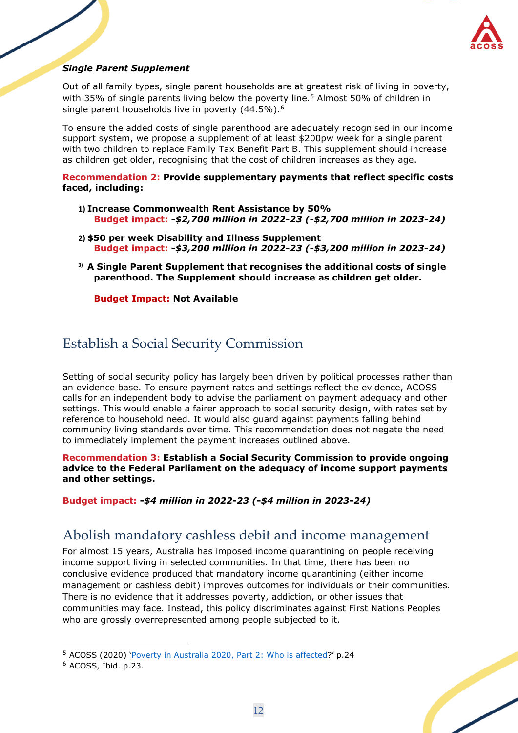***Single Parent Supplement***

Out of all family types, single parent households are at greatest risk of living in poverty, with 35% of single parents living below the poverty line.[5] Almost 50% of children in single parent households live in poverty (44.5%).[6]

To ensure the added costs of single parenthood are adequately recognised in our income support system, we propose a supplement of at least $200pw week for a single parent with two children to replace Family Tax Benefit Part B. This supplement should increase as children get older, recognising that the cost of children increases as they age.

**Recommendation 2: Provide supplementary payments that reflect specific costs faced, including:**

1) **Increase Commonwealth Rent Assistance by 50%**
   **Budget impact:** ***-$2,700 million in 2022-23 (-$2,700 million in 2023-24)***

2) **$50 per week Disability and Illness Supplement**
   **Budget impact:** ***-$3,200 million in 2022-23 (-$3,200 million in 2023-24)***

3) **A Single Parent Supplement that recognises the additional costs of single parenthood. The Supplement should increase as children get older.**

   **Budget Impact: Not Available**

## Establish a Social Security Commission

Setting of social security policy has largely been driven by political processes rather than an evidence base. To ensure payment rates and settings reflect the evidence, ACOSS calls for an independent body to advise the parliament on payment adequacy and other settings. This would enable a fairer approach to social security design, with rates set by reference to household need. It would also guard against payments falling behind community living standards over time. This recommendation does not negate the need to immediately implement the payment increases outlined above.

**Recommendation 3: Establish a Social Security Commission to provide ongoing advice to the Federal Parliament on the adequacy of income support payments and other settings.**

**Budget impact:** ***-$4 million in 2022-23 (-$4 million in 2023-24)***

## Abolish mandatory cashless debit and income management

For almost 15 years, Australia has imposed income quarantining on people receiving income support living in selected communities. In that time, there has been no conclusive evidence produced that mandatory income quarantining (either income management or cashless debit) improves outcomes for individuals or their communities. There is no evidence that it addresses poverty, addiction, or other issues that communities may face. Instead, this policy discriminates against First Nations Peoples who are grossly overrepresented among people subjected to it.

---

[5] ACOSS (2020) 'Poverty in Australia 2020, Part 2: Who is affected?' p.24
[6] ACOSS, Ibid. p.23.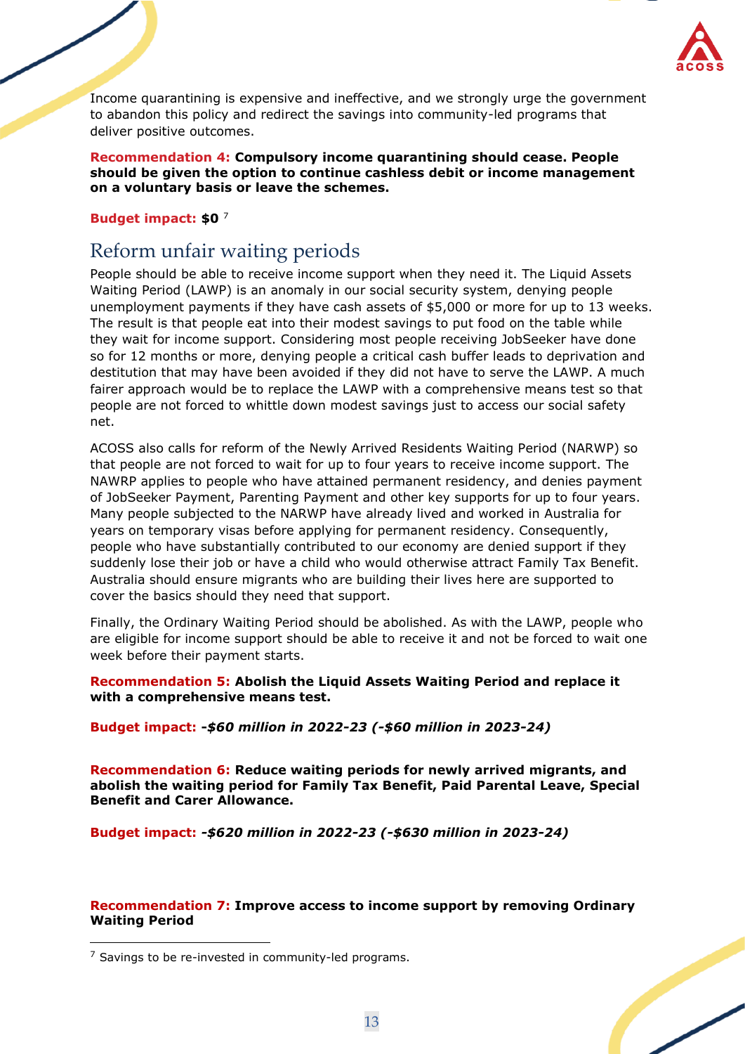Income quarantining is expensive and ineffective, and we strongly urge the government to abandon this policy and redirect the savings into community-led programs that deliver positive outcomes.

**Recommendation 4: Compulsory income quarantining should cease. People should be given the option to continue cashless debit or income management on a voluntary basis or leave the schemes.**

**Budget impact: $0** [7]

## Reform unfair waiting periods

People should be able to receive income support when they need it. The Liquid Assets Waiting Period (LAWP) is an anomaly in our social security system, denying people unemployment payments if they have cash assets of $5,000 or more for up to 13 weeks. The result is that people eat into their modest savings to put food on the table while they wait for income support. Considering most people receiving JobSeeker have done so for 12 months or more, denying people a critical cash buffer leads to deprivation and destitution that may have been avoided if they did not have to serve the LAWP. A much fairer approach would be to replace the LAWP with a comprehensive means test so that people are not forced to whittle down modest savings just to access our social safety net.

ACOSS also calls for reform of the Newly Arrived Residents Waiting Period (NARWP) so that people are not forced to wait for up to four years to receive income support. The NAWRP applies to people who have attained permanent residency, and denies payment of JobSeeker Payment, Parenting Payment and other key supports for up to four years. Many people subjected to the NARWP have already lived and worked in Australia for years on temporary visas before applying for permanent residency. Consequently, people who have substantially contributed to our economy are denied support if they suddenly lose their job or have a child who would otherwise attract Family Tax Benefit. Australia should ensure migrants who are building their lives here are supported to cover the basics should they need that support.

Finally, the Ordinary Waiting Period should be abolished. As with the LAWP, people who are eligible for income support should be able to receive it and not be forced to wait one week before their payment starts.

**Recommendation 5: Abolish the Liquid Assets Waiting Period and replace it with a comprehensive means test.**

**Budget impact: *-$60 million in 2022-23 (-$60 million in 2023-24)***

**Recommendation 6: Reduce waiting periods for newly arrived migrants, and abolish the waiting period for Family Tax Benefit, Paid Parental Leave, Special Benefit and Carer Allowance.**

**Budget impact: *-$620 million in 2022-23 (-$630 million in 2023-24)***

**Recommendation 7: Improve access to income support by removing Ordinary Waiting Period**

---

[7] Savings to be re-invested in community-led programs.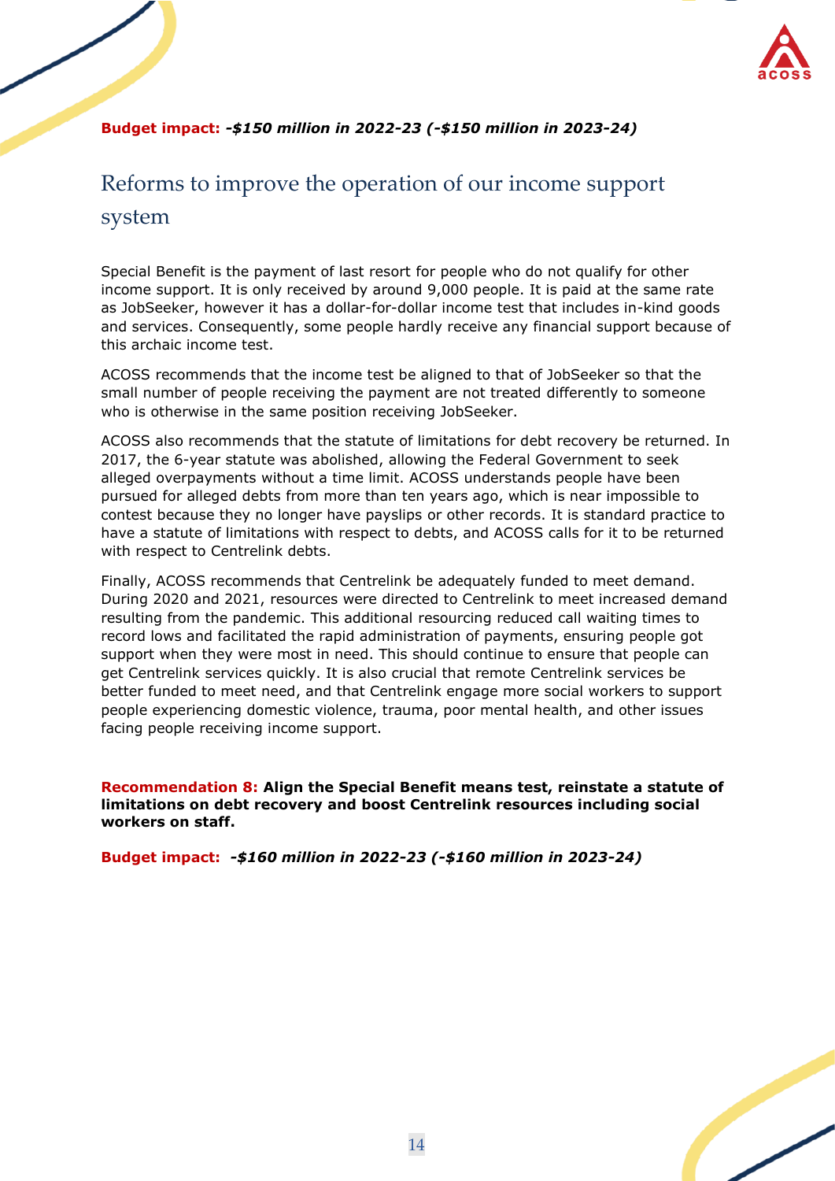**Budget impact:** ***-$150 million in 2022-23 (-$150 million in 2023-24)***

## Reforms to improve the operation of our income support system

Special Benefit is the payment of last resort for people who do not qualify for other income support. It is only received by around 9,000 people. It is paid at the same rate as JobSeeker, however it has a dollar-for-dollar income test that includes in-kind goods and services. Consequently, some people hardly receive any financial support because of this archaic income test.

ACOSS recommends that the income test be aligned to that of JobSeeker so that the small number of people receiving the payment are not treated differently to someone who is otherwise in the same position receiving JobSeeker.

ACOSS also recommends that the statute of limitations for debt recovery be returned. In 2017, the 6-year statute was abolished, allowing the Federal Government to seek alleged overpayments without a time limit. ACOSS understands people have been pursued for alleged debts from more than ten years ago, which is near impossible to contest because they no longer have payslips or other records. It is standard practice to have a statute of limitations with respect to debts, and ACOSS calls for it to be returned with respect to Centrelink debts.

Finally, ACOSS recommends that Centrelink be adequately funded to meet demand. During 2020 and 2021, resources were directed to Centrelink to meet increased demand resulting from the pandemic. This additional resourcing reduced call waiting times to record lows and facilitated the rapid administration of payments, ensuring people got support when they were most in need. This should continue to ensure that people can get Centrelink services quickly. It is also crucial that remote Centrelink services be better funded to meet need, and that Centrelink engage more social workers to support people experiencing domestic violence, trauma, poor mental health, and other issues facing people receiving income support.

**Recommendation 8: Align the Special Benefit means test, reinstate a statute of limitations on debt recovery and boost Centrelink resources including social workers on staff.**

**Budget impact:** ***-$160 million in 2022-23 (-$160 million in 2023-24)***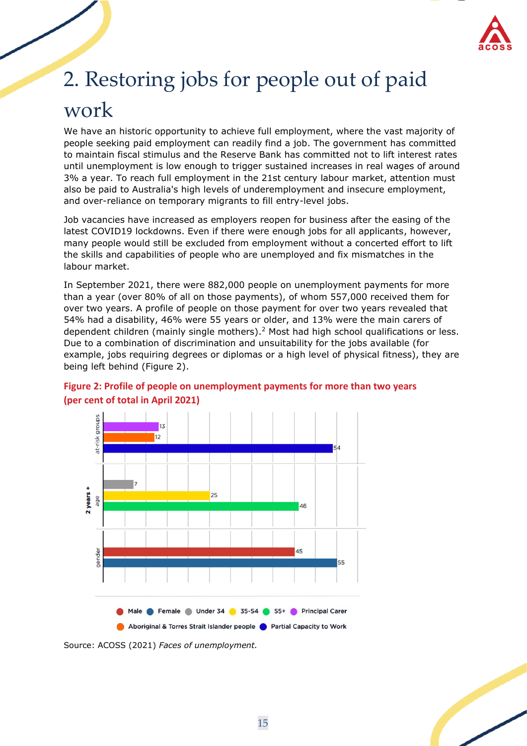## 2. Restoring jobs for people out of paid work

We have an historic opportunity to achieve full employment, where the vast majority of people seeking paid employment can readily find a job. The government has committed to maintain fiscal stimulus and the Reserve Bank has committed not to lift interest rates until unemployment is low enough to trigger sustained increases in real wages of around 3% a year. To reach full employment in the 21st century labour market, attention must also be paid to Australia's high levels of underemployment and insecure employment, and over-reliance on temporary migrants to fill entry-level jobs.

Job vacancies have increased as employers reopen for business after the easing of the latest COVID19 lockdowns. Even if there were enough jobs for all applicants, however, many people would still be excluded from employment without a concerted effort to lift the skills and capabilities of people who are unemployed and fix mismatches in the labour market.

In September 2021, there were 882,000 people on unemployment payments for more than a year (over 80% of all on those payments), of whom 557,000 received them for over two years. A profile of people on those payment for over two years revealed that 54% had a disability, 46% were 55 years or older, and 13% were the main carers of dependent children (mainly single mothers).[2] Most had high school qualifications or less. Due to a combination of discrimination and unsuitability for the jobs available (for example, jobs requiring degrees or diplomas or a high level of physical fitness), they are being left behind (Figure 2).

**Figure 2: Profile of people on unemployment payments for more than two years (per cent of total in April 2021)**

| Group | Category | Per cent |
|---|---|---|
| at-risk groups | Principal Carer | 13 |
| at-risk groups | Aboriginal & Torres Strait Islander people | 12 |
| at-risk groups | Partial Capacity to Work | 54 |
| age | Under 34 | 7 |
| age | 35-54 | 25 |
| age | 55+ | 46 |
| gender | Male | 45 |
| gender | Female | 55 |

Source: ACOSS (2021) *Faces of unemployment*.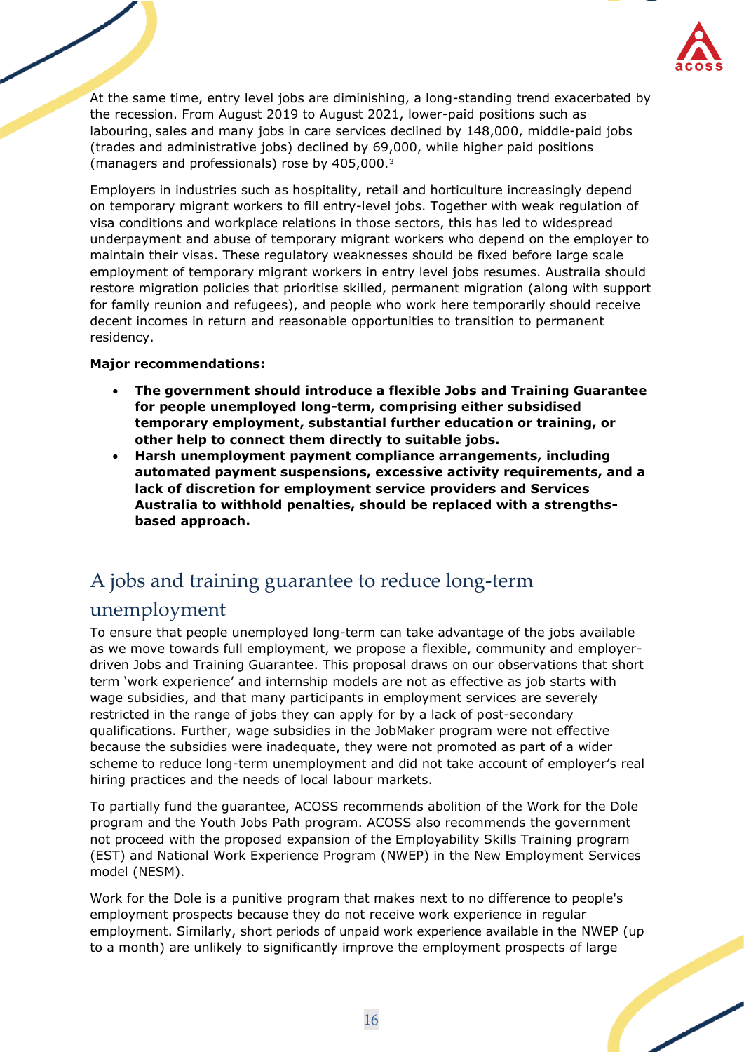At the same time, entry level jobs are diminishing, a long-standing trend exacerbated by the recession. From August 2019 to August 2021, lower-paid positions such as labouring, sales and many jobs in care services declined by 148,000, middle-paid jobs (trades and administrative jobs) declined by 69,000, while higher paid positions (managers and professionals) rose by 405,000.[3]

Employers in industries such as hospitality, retail and horticulture increasingly depend on temporary migrant workers to fill entry-level jobs. Together with weak regulation of visa conditions and workplace relations in those sectors, this has led to widespread underpayment and abuse of temporary migrant workers who depend on the employer to maintain their visas. These regulatory weaknesses should be fixed before large scale employment of temporary migrant workers in entry level jobs resumes. Australia should restore migration policies that prioritise skilled, permanent migration (along with support for family reunion and refugees), and people who work here temporarily should receive decent incomes in return and reasonable opportunities to transition to permanent residency.

**Major recommendations:**

- **The government should introduce a flexible Jobs and Training Guarantee for people unemployed long-term, comprising either subsidised temporary employment, substantial further education or training, or other help to connect them directly to suitable jobs.**
- **Harsh unemployment payment compliance arrangements, including automated payment suspensions, excessive activity requirements, and a lack of discretion for employment service providers and Services Australia to withhold penalties, should be replaced with a strengths-based approach.**

## A jobs and training guarantee to reduce long-term unemployment

To ensure that people unemployed long-term can take advantage of the jobs available as we move towards full employment, we propose a flexible, community and employer-driven Jobs and Training Guarantee. This proposal draws on our observations that short term 'work experience' and internship models are not as effective as job starts with wage subsidies, and that many participants in employment services are severely restricted in the range of jobs they can apply for by a lack of post-secondary qualifications. Further, wage subsidies in the JobMaker program were not effective because the subsidies were inadequate, they were not promoted as part of a wider scheme to reduce long-term unemployment and did not take account of employer's real hiring practices and the needs of local labour markets.

To partially fund the guarantee, ACOSS recommends abolition of the Work for the Dole program and the Youth Jobs Path program. ACOSS also recommends the government not proceed with the proposed expansion of the Employability Skills Training program (EST) and National Work Experience Program (NWEP) in the New Employment Services model (NESM).

Work for the Dole is a punitive program that makes next to no difference to people's employment prospects because they do not receive work experience in regular employment. Similarly, short periods of unpaid work experience available in the NWEP (up to a month) are unlikely to significantly improve the employment prospects of large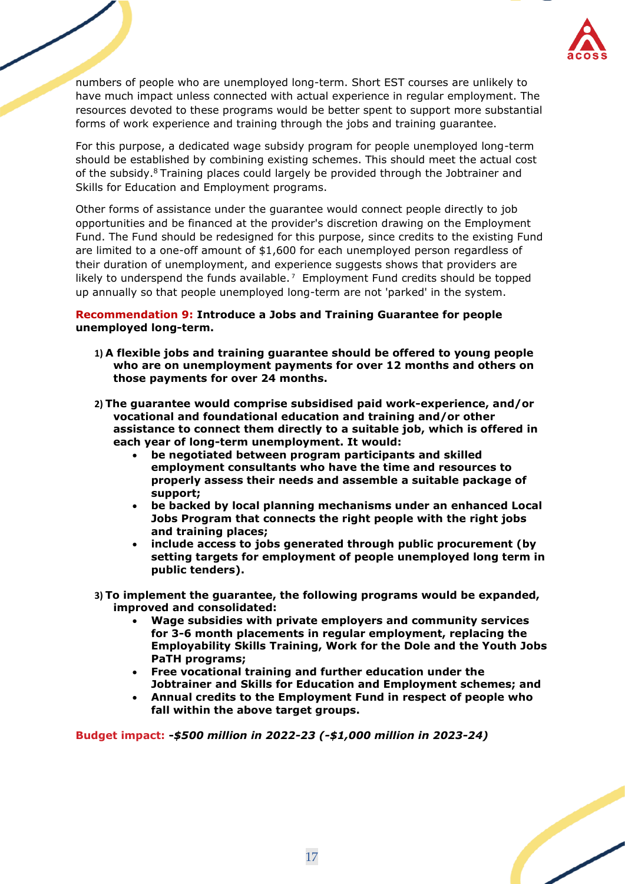numbers of people who are unemployed long-term. Short EST courses are unlikely to have much impact unless connected with actual experience in regular employment. The resources devoted to these programs would be better spent to support more substantial forms of work experience and training through the jobs and training guarantee.

For this purpose, a dedicated wage subsidy program for people unemployed long-term should be established by combining existing schemes. This should meet the actual cost of the subsidy.[8] Training places could largely be provided through the Jobtrainer and Skills for Education and Employment programs.

Other forms of assistance under the guarantee would connect people directly to job opportunities and be financed at the provider's discretion drawing on the Employment Fund. The Fund should be redesigned for this purpose, since credits to the existing Fund are limited to a one-off amount of $1,600 for each unemployed person regardless of their duration of unemployment, and experience suggests shows that providers are likely to underspend the funds available.[7] Employment Fund credits should be topped up annually so that people unemployed long-term are not 'parked' in the system.

**Recommendation 9: Introduce a Jobs and Training Guarantee for people unemployed long-term.**

1) **A flexible jobs and training guarantee should be offered to young people who are on unemployment payments for over 12 months and others on those payments for over 24 months.**

2) **The guarantee would comprise subsidised paid work-experience, and/or vocational and foundational education and training and/or other assistance to connect them directly to a suitable job, which is offered in each year of long-term unemployment. It would:**
   - **be negotiated between program participants and skilled employment consultants who have the time and resources to properly assess their needs and assemble a suitable package of support;**
   - **be backed by local planning mechanisms under an enhanced Local Jobs Program that connects the right people with the right jobs and training places;**
   - **include access to jobs generated through public procurement (by setting targets for employment of people unemployed long term in public tenders).**

3) **To implement the guarantee, the following programs would be expanded, improved and consolidated:**
   - **Wage subsidies with private employers and community services for 3-6 month placements in regular employment, replacing the Employability Skills Training, Work for the Dole and the Youth Jobs PaTH programs;**
   - **Free vocational training and further education under the Jobtrainer and Skills for Education and Employment schemes; and**
   - **Annual credits to the Employment Fund in respect of people who fall within the above target groups.**

**Budget impact:** ***-$500 million in 2022-23 (-$1,000 million in 2023-24)***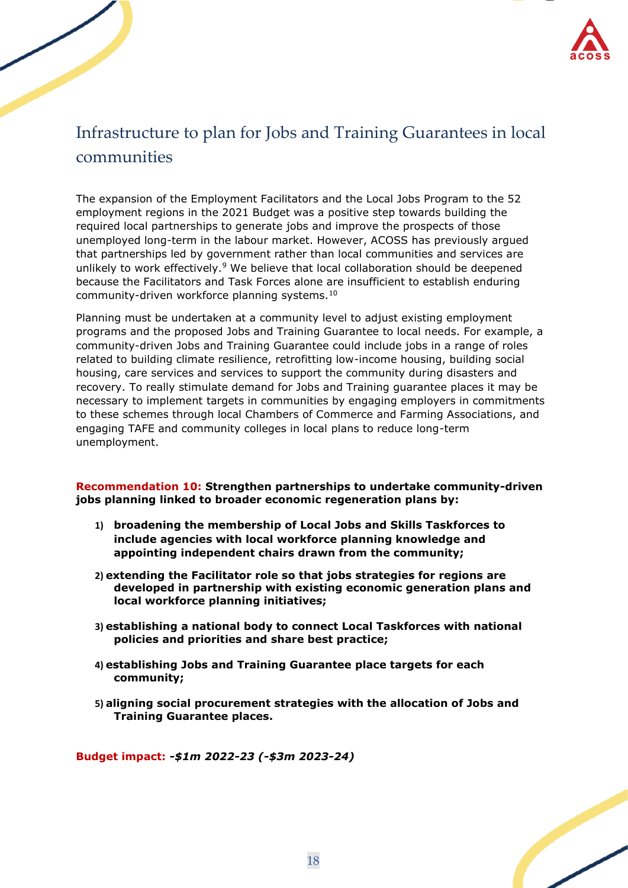## Infrastructure to plan for Jobs and Training Guarantees in local communities

The expansion of the Employment Facilitators and the Local Jobs Program to the 52 employment regions in the 2021 Budget was a positive step towards building the required local partnerships to generate jobs and improve the prospects of those unemployed long-term in the labour market. However, ACOSS has previously argued that partnerships led by government rather than local communities and services are unlikely to work effectively.[9] We believe that local collaboration should be deepened because the Facilitators and Task Forces alone are insufficient to establish enduring community-driven workforce planning systems.[10]

Planning must be undertaken at a community level to adjust existing employment programs and the proposed Jobs and Training Guarantee to local needs. For example, a community-driven Jobs and Training Guarantee could include jobs in a range of roles related to building climate resilience, retrofitting low-income housing, building social housing, care services and services to support the community during disasters and recovery. To really stimulate demand for Jobs and Training guarantee places it may be necessary to implement targets in communities by engaging employers in commitments to these schemes through local Chambers of Commerce and Farming Associations, and engaging TAFE and community colleges in local plans to reduce long-term unemployment.

**Recommendation 10: Strengthen partnerships to undertake community-driven jobs planning linked to broader economic regeneration plans by:**

1) **broadening the membership of Local Jobs and Skills Taskforces to include agencies with local workforce planning knowledge and appointing independent chairs drawn from the community;**
2) **extending the Facilitator role so that jobs strategies for regions are developed in partnership with existing economic generation plans and local workforce planning initiatives;**
3) **establishing a national body to connect Local Taskforces with national policies and priorities and share best practice;**
4) **establishing Jobs and Training Guarantee place targets for each community;**
5) **aligning social procurement strategies with the allocation of Jobs and Training Guarantee places.**

**Budget impact:** ***-$1m 2022-23 (-$3m 2023-24)***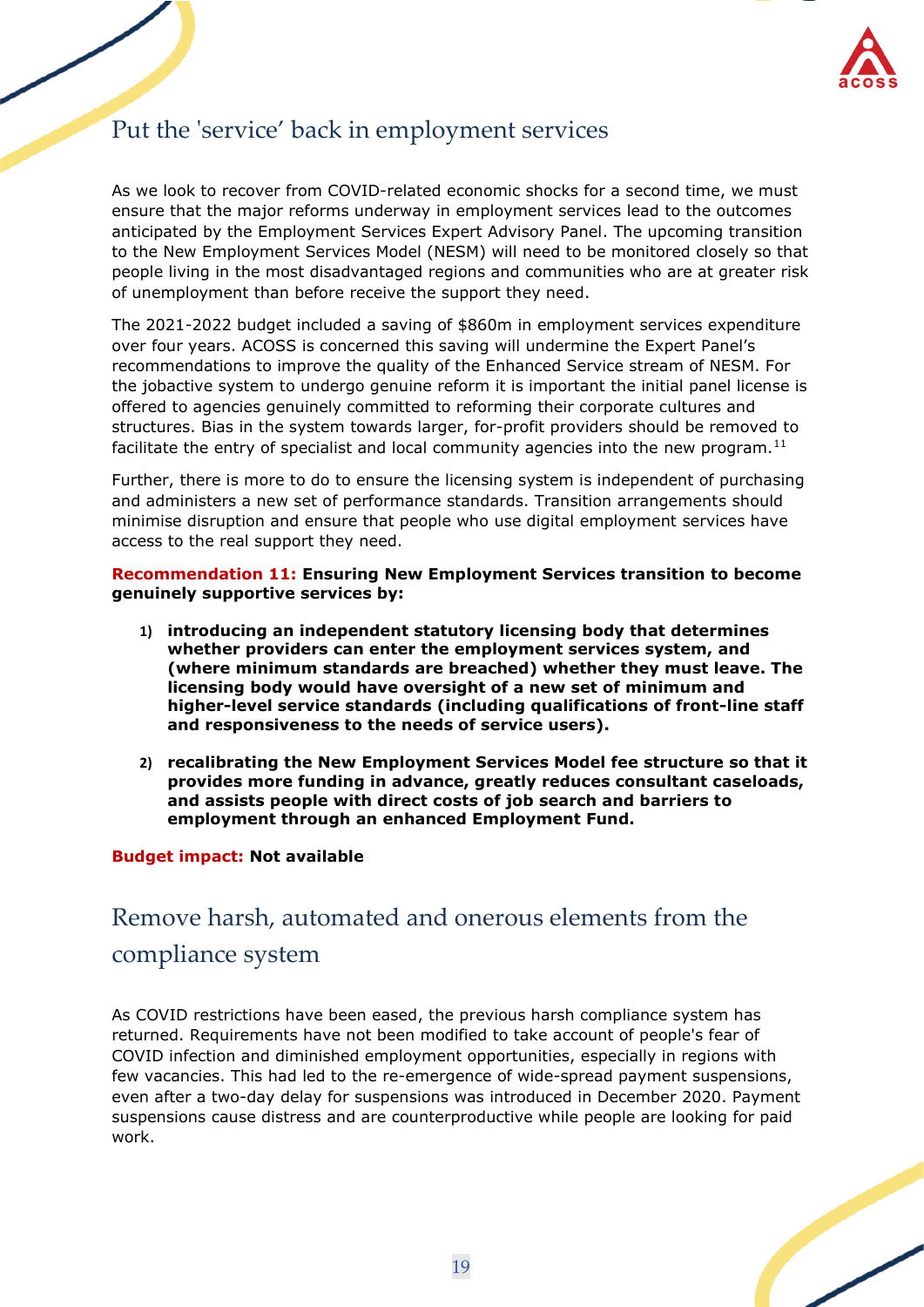## Put the 'service' back in employment services

As we look to recover from COVID-related economic shocks for a second time, we must ensure that the major reforms underway in employment services lead to the outcomes anticipated by the Employment Services Expert Advisory Panel. The upcoming transition to the New Employment Services Model (NESM) will need to be monitored closely so that people living in the most disadvantaged regions and communities who are at greater risk of unemployment than before receive the support they need.

The 2021-2022 budget included a saving of $860m in employment services expenditure over four years. ACOSS is concerned this saving will undermine the Expert Panel's recommendations to improve the quality of the Enhanced Service stream of NESM. For the jobactive system to undergo genuine reform it is important the initial panel license is offered to agencies genuinely committed to reforming their corporate cultures and structures. Bias in the system towards larger, for-profit providers should be removed to facilitate the entry of specialist and local community agencies into the new program.[11]

Further, there is more to do to ensure the licensing system is independent of purchasing and administers a new set of performance standards. Transition arrangements should minimise disruption and ensure that people who use digital employment services have access to the real support they need.

**Recommendation 11: Ensuring New Employment Services transition to become genuinely supportive services by:**

1) **introducing an independent statutory licensing body that determines whether providers can enter the employment services system, and (where minimum standards are breached) whether they must leave. The licensing body would have oversight of a new set of minimum and higher-level service standards (including qualifications of front-line staff and responsiveness to the needs of service users).**
2) **recalibrating the New Employment Services Model fee structure so that it provides more funding in advance, greatly reduces consultant caseloads, and assists people with direct costs of job search and barriers to employment through an enhanced Employment Fund.**

**Budget impact: Not available**

## Remove harsh, automated and onerous elements from the compliance system

As COVID restrictions have been eased, the previous harsh compliance system has returned. Requirements have not been modified to take account of people's fear of COVID infection and diminished employment opportunities, especially in regions with few vacancies. This had led to the re-emergence of wide-spread payment suspensions, even after a two-day delay for suspensions was introduced in December 2020. Payment suspensions cause distress and are counterproductive while people are looking for paid work.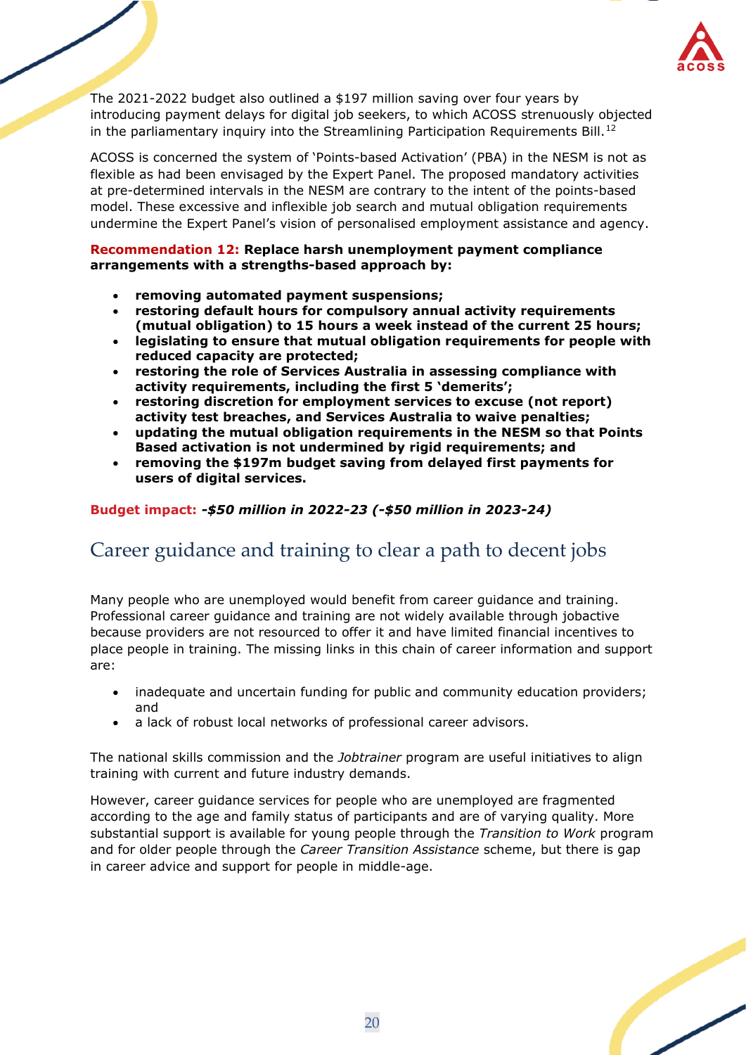The 2021-2022 budget also outlined a $197 million saving over four years by introducing payment delays for digital job seekers, to which ACOSS strenuously objected in the parliamentary inquiry into the Streamlining Participation Requirements Bill.[12]

ACOSS is concerned the system of 'Points-based Activation' (PBA) in the NESM is not as flexible as had been envisaged by the Expert Panel. The proposed mandatory activities at pre-determined intervals in the NESM are contrary to the intent of the points-based model. These excessive and inflexible job search and mutual obligation requirements undermine the Expert Panel's vision of personalised employment assistance and agency.

**Recommendation 12: Replace harsh unemployment payment compliance arrangements with a strengths-based approach by:**

- **removing automated payment suspensions;**
- **restoring default hours for compulsory annual activity requirements (mutual obligation) to 15 hours a week instead of the current 25 hours;**
- **legislating to ensure that mutual obligation requirements for people with reduced capacity are protected;**
- **restoring the role of Services Australia in assessing compliance with activity requirements, including the first 5 'demerits';**
- **restoring discretion for employment services to excuse (not report) activity test breaches, and Services Australia to waive penalties;**
- **updating the mutual obligation requirements in the NESM so that Points Based activation is not undermined by rigid requirements; and**
- **removing the $197m budget saving from delayed first payments for users of digital services.**

**Budget impact:** ***-$50 million in 2022-23 (-$50 million in 2023-24)***

## Career guidance and training to clear a path to decent jobs

Many people who are unemployed would benefit from career guidance and training. Professional career guidance and training are not widely available through jobactive because providers are not resourced to offer it and have limited financial incentives to place people in training. The missing links in this chain of career information and support are:

- inadequate and uncertain funding for public and community education providers; and
- a lack of robust local networks of professional career advisors.

The national skills commission and the *Jobtrainer* program are useful initiatives to align training with current and future industry demands.

However, career guidance services for people who are unemployed are fragmented according to the age and family status of participants and are of varying quality. More substantial support is available for young people through the *Transition to Work* program and for older people through the *Career Transition Assistance* scheme, but there is gap in career advice and support for people in middle-age.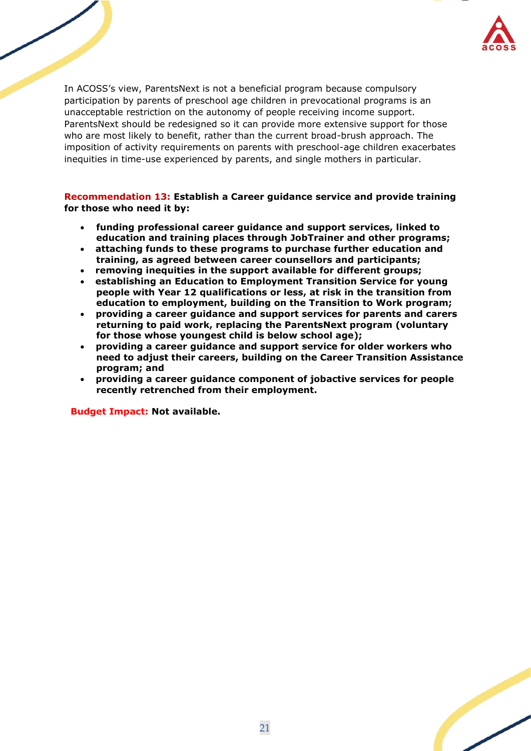In ACOSS's view, ParentsNext is not a beneficial program because compulsory participation by parents of preschool age children in prevocational programs is an unacceptable restriction on the autonomy of people receiving income support. ParentsNext should be redesigned so it can provide more extensive support for those who are most likely to benefit, rather than the current broad-brush approach. The imposition of activity requirements on parents with preschool-age children exacerbates inequities in time-use experienced by parents, and single mothers in particular.

**Recommendation 13: Establish a Career guidance service and provide training for those who need it by:**

- **funding professional career guidance and support services, linked to education and training places through JobTrainer and other programs;**
- **attaching funds to these programs to purchase further education and training, as agreed between career counsellors and participants;**
- **removing inequities in the support available for different groups;**
- **establishing an Education to Employment Transition Service for young people with Year 12 qualifications or less, at risk in the transition from education to employment, building on the Transition to Work program;**
- **providing a career guidance and support services for parents and carers returning to paid work, replacing the ParentsNext program (voluntary for those whose youngest child is below school age);**
- **providing a career guidance and support service for older workers who need to adjust their careers, building on the Career Transition Assistance program; and**
- **providing a career guidance component of jobactive services for people recently retrenched from their employment.**

**Budget Impact: Not available.**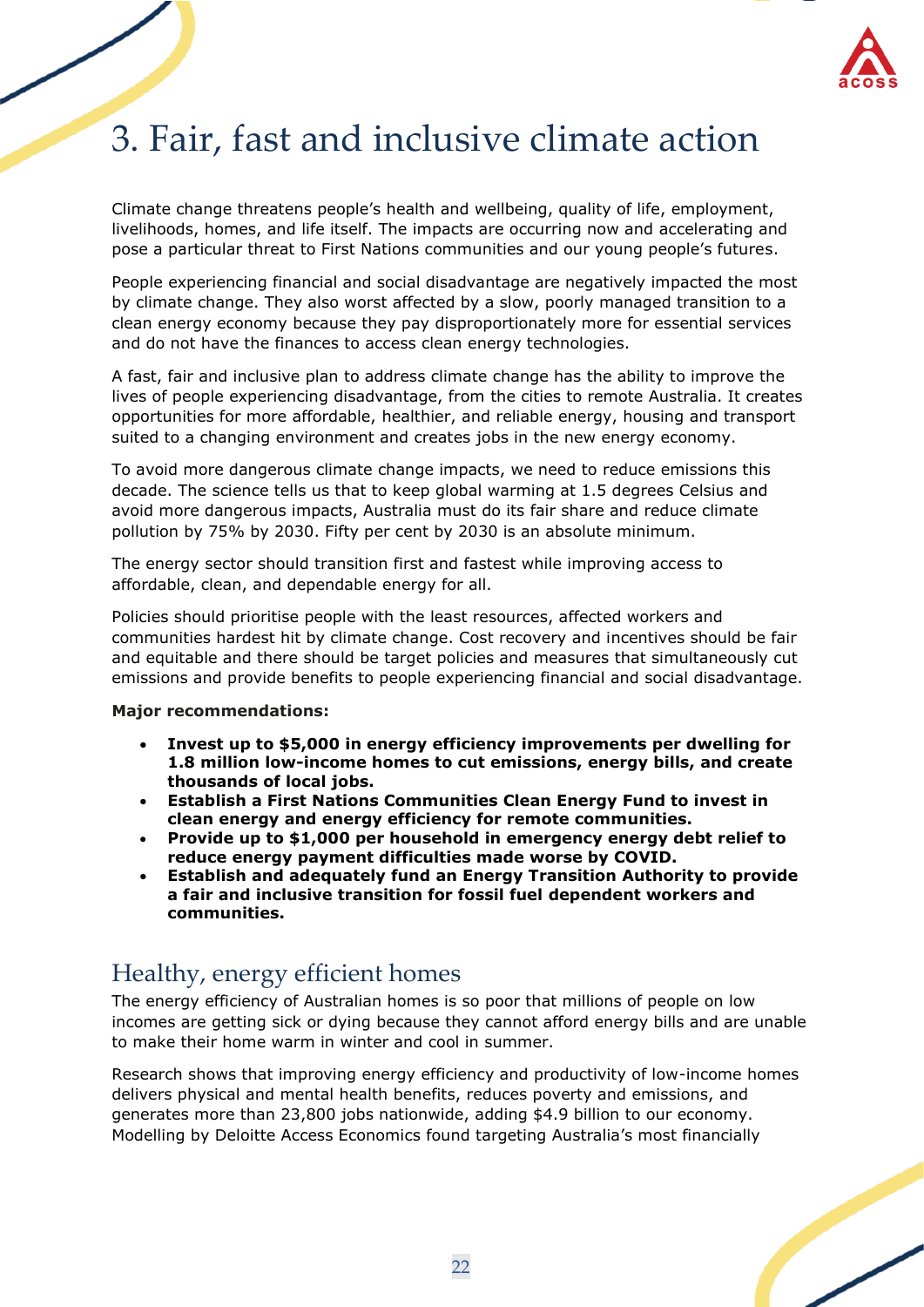# 3. Fair, fast and inclusive climate action

Climate change threatens people's health and wellbeing, quality of life, employment, livelihoods, homes, and life itself. The impacts are occurring now and accelerating and pose a particular threat to First Nations communities and our young people's futures.

People experiencing financial and social disadvantage are negatively impacted the most by climate change. They also worst affected by a slow, poorly managed transition to a clean energy economy because they pay disproportionately more for essential services and do not have the finances to access clean energy technologies.

A fast, fair and inclusive plan to address climate change has the ability to improve the lives of people experiencing disadvantage, from the cities to remote Australia. It creates opportunities for more affordable, healthier, and reliable energy, housing and transport suited to a changing environment and creates jobs in the new energy economy.

To avoid more dangerous climate change impacts, we need to reduce emissions this decade. The science tells us that to keep global warming at 1.5 degrees Celsius and avoid more dangerous impacts, Australia must do its fair share and reduce climate pollution by 75% by 2030. Fifty per cent by 2030 is an absolute minimum.

The energy sector should transition first and fastest while improving access to affordable, clean, and dependable energy for all.

Policies should prioritise people with the least resources, affected workers and communities hardest hit by climate change. Cost recovery and incentives should be fair and equitable and there should be target policies and measures that simultaneously cut emissions and provide benefits to people experiencing financial and social disadvantage.

**Major recommendations:**

- **Invest up to $5,000 in energy efficiency improvements per dwelling for 1.8 million low-income homes to cut emissions, energy bills, and create thousands of local jobs.**
- **Establish a First Nations Communities Clean Energy Fund to invest in clean energy and energy efficiency for remote communities.**
- **Provide up to $1,000 per household in emergency energy debt relief to reduce energy payment difficulties made worse by COVID.**
- **Establish and adequately fund an Energy Transition Authority to provide a fair and inclusive transition for fossil fuel dependent workers and communities.**

## Healthy, energy efficient homes

The energy efficiency of Australian homes is so poor that millions of people on low incomes are getting sick or dying because they cannot afford energy bills and are unable to make their home warm in winter and cool in summer.

Research shows that improving energy efficiency and productivity of low-income homes delivers physical and mental health benefits, reduces poverty and emissions, and generates more than 23,800 jobs nationwide, adding $4.9 billion to our economy. Modelling by Deloitte Access Economics found targeting Australia's most financially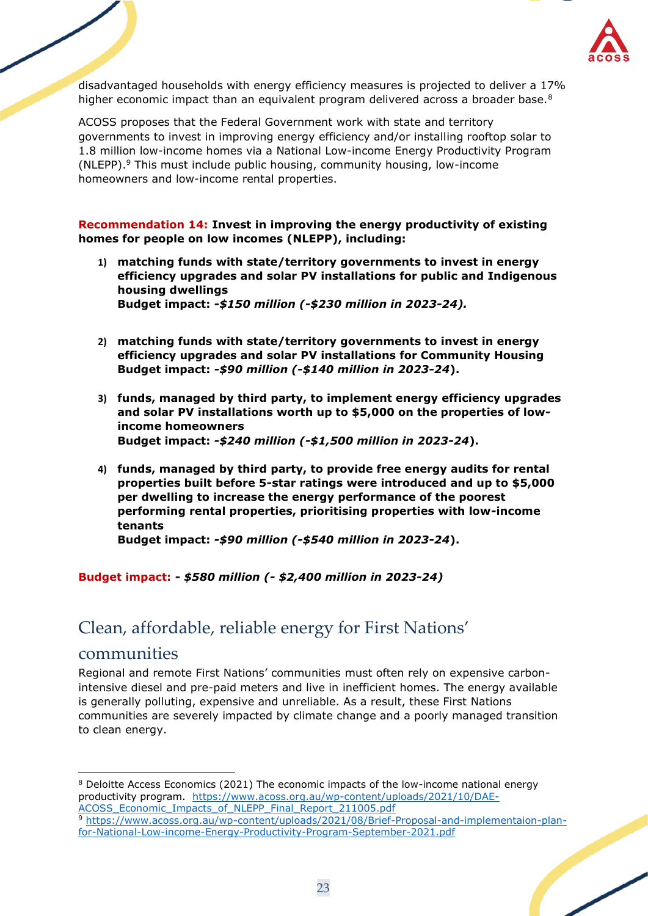disadvantaged households with energy efficiency measures is projected to deliver a 17% higher economic impact than an equivalent program delivered across a broader base.[8]

ACOSS proposes that the Federal Government work with state and territory governments to invest in improving energy efficiency and/or installing rooftop solar to 1.8 million low-income homes via a National Low-income Energy Productivity Program (NLEPP).[9] This must include public housing, community housing, low-income homeowners and low-income rental properties.

**Recommendation 14: Invest in improving the energy productivity of existing homes for people on low incomes (NLEPP), including:**

1) **matching funds with state/territory governments to invest in energy efficiency upgrades and solar PV installations for public and Indigenous housing dwellings**
   **Budget impact:** ***-$150 million (-$230 million in 2023-24).***

2) **matching funds with state/territory governments to invest in energy efficiency upgrades and solar PV installations for Community Housing**
   **Budget impact:** ***-$90 million (-$140 million in 2023-24*****).**

3) **funds, managed by third party, to implement energy efficiency upgrades and solar PV installations worth up to $5,000 on the properties of low-income homeowners**
   **Budget impact:** ***-$240 million (-$1,500 million in 2023-24*****).**

4) **funds, managed by third party, to provide free energy audits for rental properties built before 5-star ratings were introduced and up to $5,000 per dwelling to increase the energy performance of the poorest performing rental properties, prioritising properties with low-income tenants**
   **Budget impact:** ***-$90 million (-$540 million in 2023-24*****).**

**Budget impact:** ***- $580 million (- $2,400 million in 2023-24)***

## Clean, affordable, reliable energy for First Nations' communities

Regional and remote First Nations' communities must often rely on expensive carbon-intensive diesel and pre-paid meters and live in inefficient homes. The energy available is generally polluting, expensive and unreliable. As a result, these First Nations communities are severely impacted by climate change and a poorly managed transition to clean energy.

---

[8] Deloitte Access Economics (2021) The economic impacts of the low-income national energy productivity program. https://www.acoss.org.au/wp-content/uploads/2021/10/DAE-ACOSS_Economic_Impacts_of_NLEPP_Final_Report_211005.pdf

[9] https://www.acoss.org.au/wp-content/uploads/2021/08/Brief-Proposal-and-implementaion-plan-for-National-Low-income-Energy-Productivity-Program-September-2021.pdf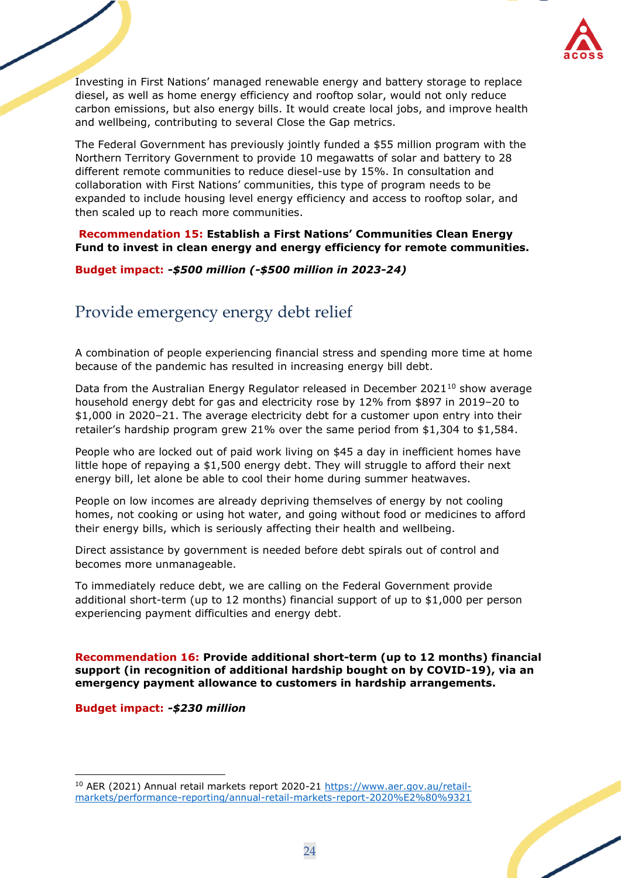Investing in First Nations' managed renewable energy and battery storage to replace diesel, as well as home energy efficiency and rooftop solar, would not only reduce carbon emissions, but also energy bills. It would create local jobs, and improve health and wellbeing, contributing to several Close the Gap metrics.

The Federal Government has previously jointly funded a $55 million program with the Northern Territory Government to provide 10 megawatts of solar and battery to 28 different remote communities to reduce diesel-use by 15%. In consultation and collaboration with First Nations' communities, this type of program needs to be expanded to include housing level energy efficiency and access to rooftop solar, and then scaled up to reach more communities.

**Recommendation 15: Establish a First Nations' Communities Clean Energy Fund to invest in clean energy and energy efficiency for remote communities.**

**Budget impact:** ***-$500 million (-$500 million in 2023-24)***

## Provide emergency energy debt relief

A combination of people experiencing financial stress and spending more time at home because of the pandemic has resulted in increasing energy bill debt.

Data from the Australian Energy Regulator released in December 2021[10] show average household energy debt for gas and electricity rose by 12% from $897 in 2019–20 to $1,000 in 2020–21. The average electricity debt for a customer upon entry into their retailer's hardship program grew 21% over the same period from $1,304 to $1,584.

People who are locked out of paid work living on $45 a day in inefficient homes have little hope of repaying a $1,500 energy debt. They will struggle to afford their next energy bill, let alone be able to cool their home during summer heatwaves.

People on low incomes are already depriving themselves of energy by not cooling homes, not cooking or using hot water, and going without food or medicines to afford their energy bills, which is seriously affecting their health and wellbeing.

Direct assistance by government is needed before debt spirals out of control and becomes more unmanageable.

To immediately reduce debt, we are calling on the Federal Government provide additional short-term (up to 12 months) financial support of up to $1,000 per person experiencing payment difficulties and energy debt.

**Recommendation 16: Provide additional short-term (up to 12 months) financial support (in recognition of additional hardship bought on by COVID-19), via an emergency payment allowance to customers in hardship arrangements.**

**Budget impact:** ***-$230 million***

[10] AER (2021) Annual retail markets report 2020-21 https://www.aer.gov.au/retail-markets/performance-reporting/annual-retail-markets-report-2020%E2%80%9321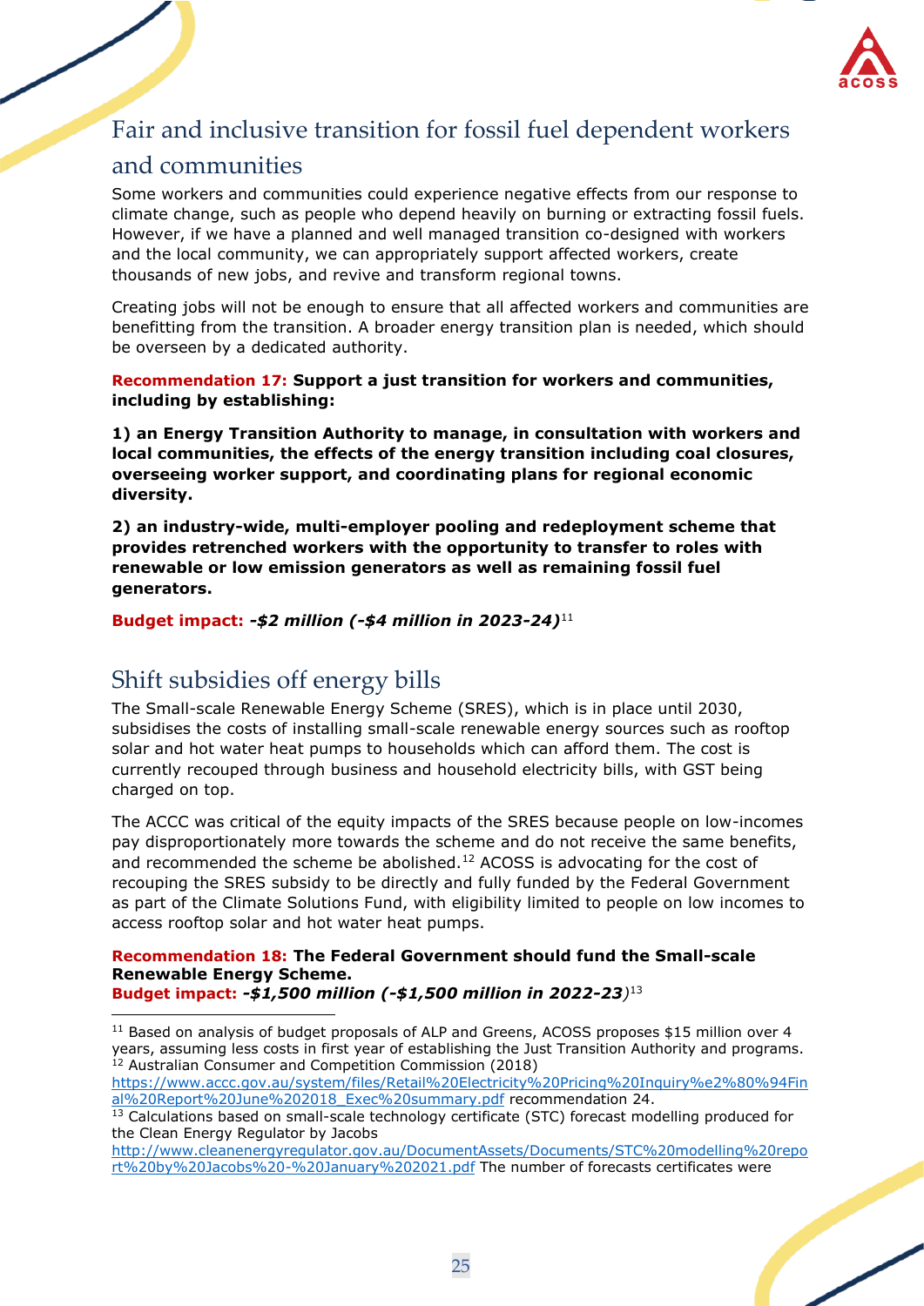## Fair and inclusive transition for fossil fuel dependent workers and communities

Some workers and communities could experience negative effects from our response to climate change, such as people who depend heavily on burning or extracting fossil fuels. However, if we have a planned and well managed transition co-designed with workers and the local community, we can appropriately support affected workers, create thousands of new jobs, and revive and transform regional towns.

Creating jobs will not be enough to ensure that all affected workers and communities are benefitting from the transition. A broader energy transition plan is needed, which should be overseen by a dedicated authority.

**Recommendation 17: Support a just transition for workers and communities, including by establishing:**

**1) an Energy Transition Authority to manage, in consultation with workers and local communities, the effects of the energy transition including coal closures, overseeing worker support, and coordinating plans for regional economic diversity.**

**2) an industry-wide, multi-employer pooling and redeployment scheme that provides retrenched workers with the opportunity to transfer to roles with renewable or low emission generators as well as remaining fossil fuel generators.**

**Budget impact:** ***-$2 million (-$4 million in 2023-24)***[11]

## Shift subsidies off energy bills

The Small-scale Renewable Energy Scheme (SRES), which is in place until 2030, subsidises the costs of installing small-scale renewable energy sources such as rooftop solar and hot water heat pumps to households which can afford them. The cost is currently recouped through business and household electricity bills, with GST being charged on top.

The ACCC was critical of the equity impacts of the SRES because people on low-incomes pay disproportionately more towards the scheme and do not receive the same benefits, and recommended the scheme be abolished.[12] ACOSS is advocating for the cost of recouping the SRES subsidy to be directly and fully funded by the Federal Government as part of the Climate Solutions Fund, with eligibility limited to people on low incomes to access rooftop solar and hot water heat pumps.

**Recommendation 18: The Federal Government should fund the Small-scale Renewable Energy Scheme.**
**Budget impact:** ***-$1,500 million (-$1,500 million in 2022-23)***[13]

---

[11] Based on analysis of budget proposals of ALP and Greens, ACOSS proposes $15 million over 4 years, assuming less costs in first year of establishing the Just Transition Authority and programs.

[12] Australian Consumer and Competition Commission (2018) https://www.accc.gov.au/system/files/Retail%20Electricity%20Pricing%20Inquiry%e2%80%94Final%20Report%20June%202018_Exec%20summary.pdf recommendation 24.

[13] Calculations based on small-scale technology certificate (STC) forecast modelling produced for the Clean Energy Regulator by Jacobs http://www.cleanenergyregulator.gov.au/DocumentAssets/Documents/STC%20modelling%20report%20by%20Jacobs%20-%20January%202021.pdf The number of forecasts certificates were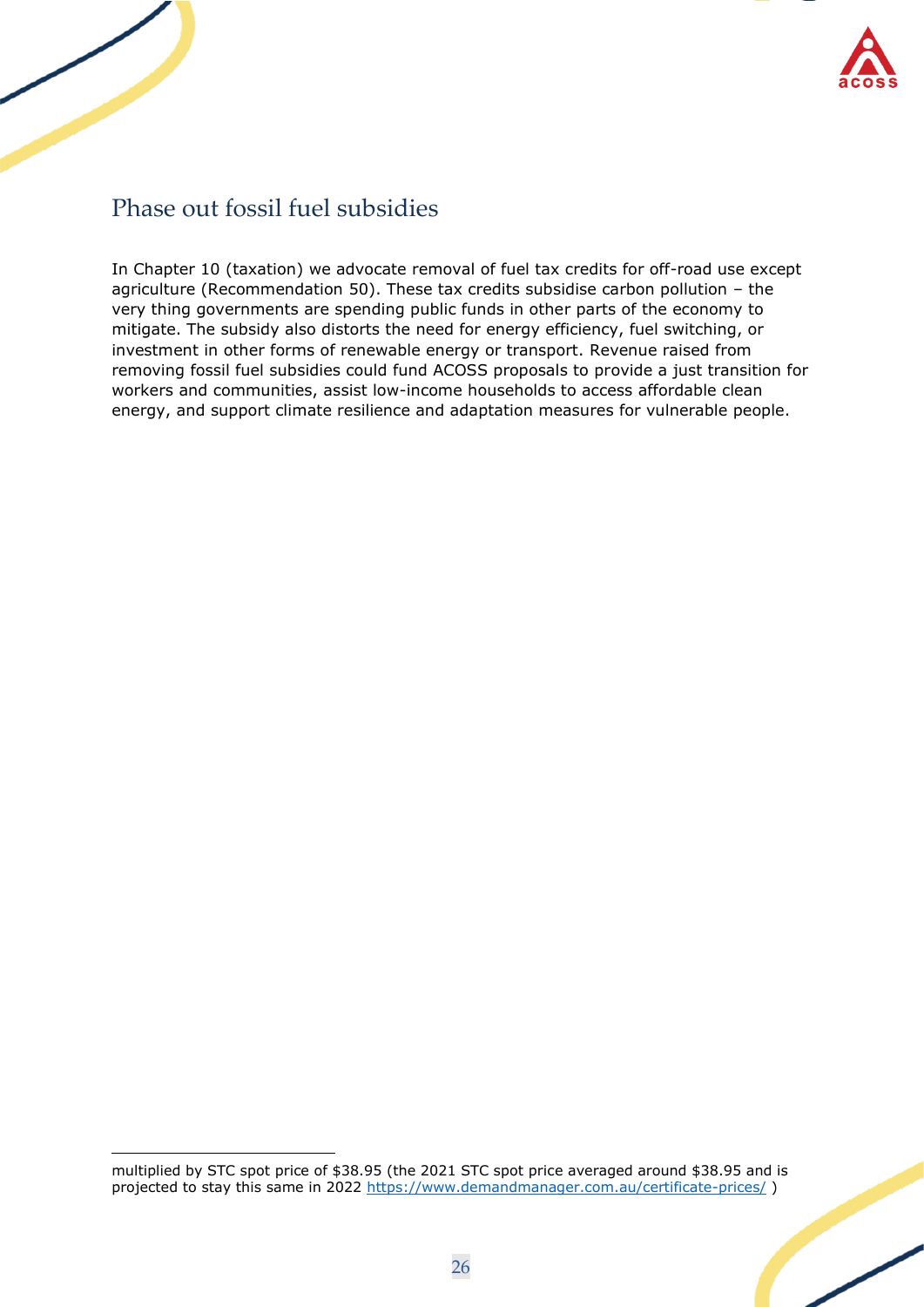## Phase out fossil fuel subsidies

In Chapter 10 (taxation) we advocate removal of fuel tax credits for off-road use except agriculture (Recommendation 50). These tax credits subsidise carbon pollution – the very thing governments are spending public funds in other parts of the economy to mitigate. The subsidy also distorts the need for energy efficiency, fuel switching, or investment in other forms of renewable energy or transport. Revenue raised from removing fossil fuel subsidies could fund ACOSS proposals to provide a just transition for workers and communities, assist low-income households to access affordable clean energy, and support climate resilience and adaptation measures for vulnerable people.

---

multiplied by STC spot price of $38.95 (the 2021 STC spot price averaged around $38.95 and is projected to stay this same in 2022 https://www.demandmanager.com.au/certificate-prices/ )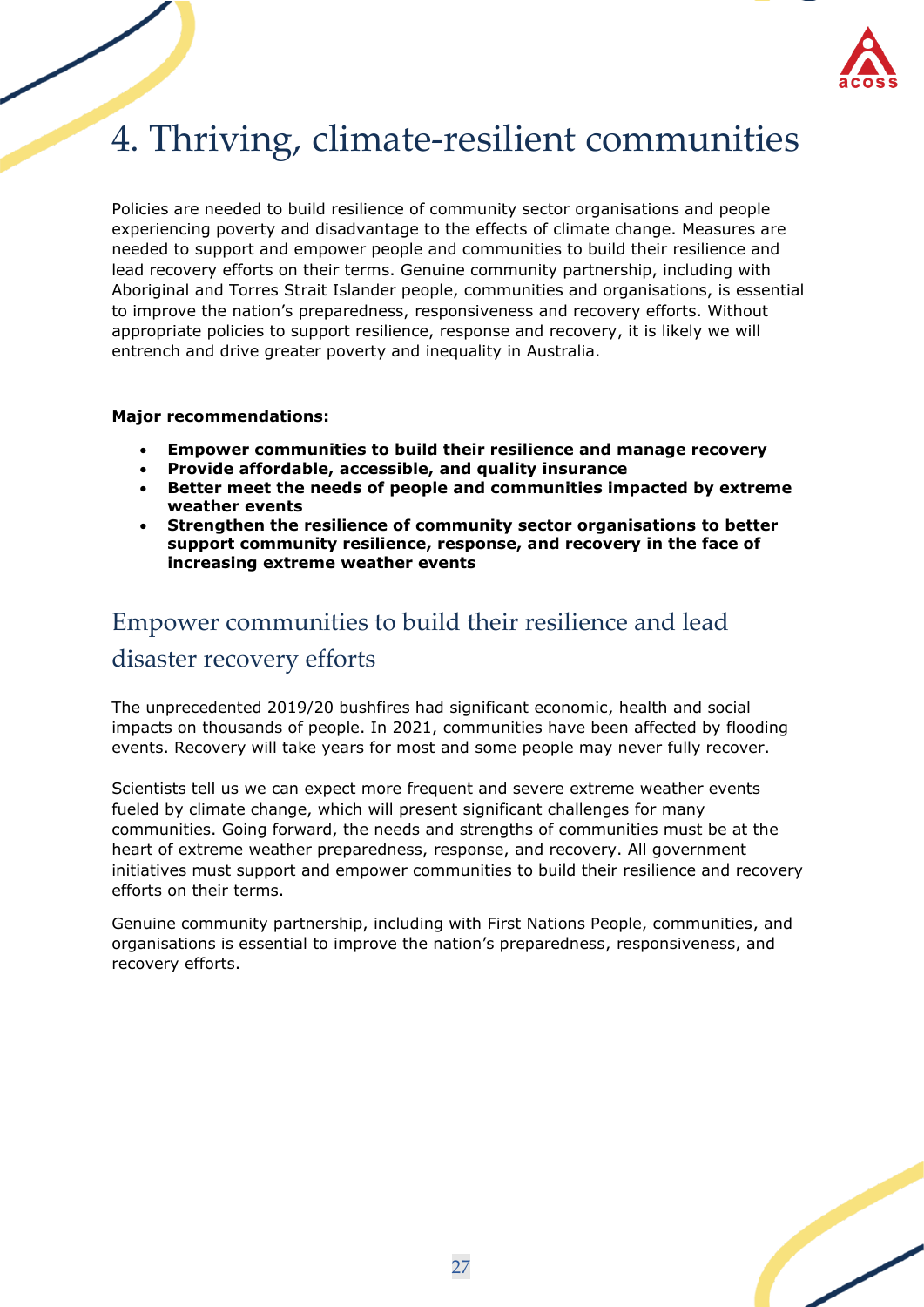# 4. Thriving, climate-resilient communities

Policies are needed to build resilience of community sector organisations and people experiencing poverty and disadvantage to the effects of climate change. Measures are needed to support and empower people and communities to build their resilience and lead recovery efforts on their terms. Genuine community partnership, including with Aboriginal and Torres Strait Islander people, communities and organisations, is essential to improve the nation's preparedness, responsiveness and recovery efforts. Without appropriate policies to support resilience, response and recovery, it is likely we will entrench and drive greater poverty and inequality in Australia.

**Major recommendations:**

- **Empower communities to build their resilience and manage recovery**
- **Provide affordable, accessible, and quality insurance**
- **Better meet the needs of people and communities impacted by extreme weather events**
- **Strengthen the resilience of community sector organisations to better support community resilience, response, and recovery in the face of increasing extreme weather events**

## Empower communities to build their resilience and lead disaster recovery efforts

The unprecedented 2019/20 bushfires had significant economic, health and social impacts on thousands of people. In 2021, communities have been affected by flooding events. Recovery will take years for most and some people may never fully recover.

Scientists tell us we can expect more frequent and severe extreme weather events fueled by climate change, which will present significant challenges for many communities. Going forward, the needs and strengths of communities must be at the heart of extreme weather preparedness, response, and recovery. All government initiatives must support and empower communities to build their resilience and recovery efforts on their terms.

Genuine community partnership, including with First Nations People, communities, and organisations is essential to improve the nation's preparedness, responsiveness, and recovery efforts.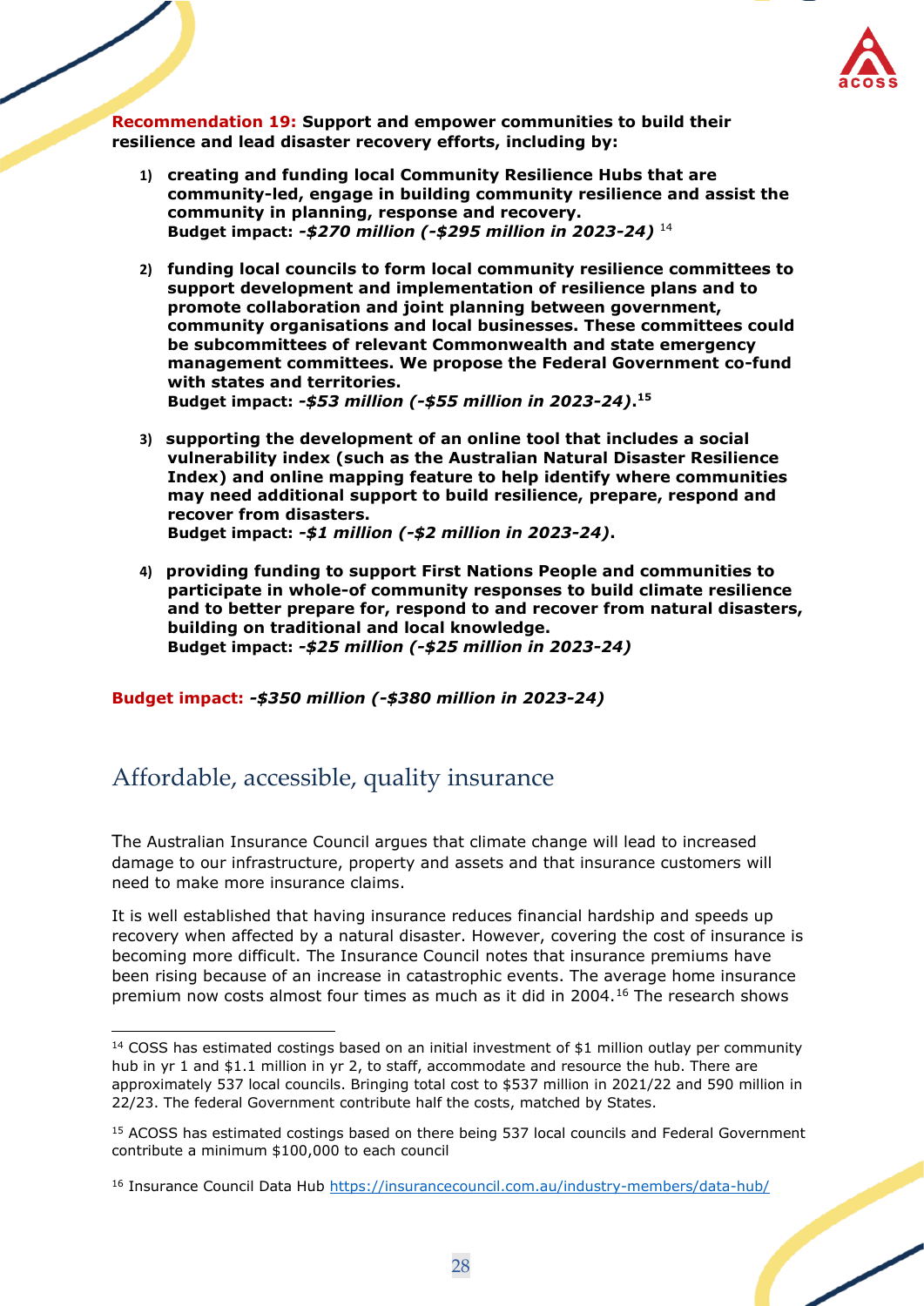**Recommendation 19: Support and empower communities to build their resilience and lead disaster recovery efforts, including by:**

1) **creating and funding local Community Resilience Hubs that are community-led, engage in building community resilience and assist the community in planning, response and recovery.**
   **Budget impact: *-$270 million (-$295 million in 2023-24)*** [14]

2) **funding local councils to form local community resilience committees to support development and implementation of resilience plans and to promote collaboration and joint planning between government, community organisations and local businesses. These committees could be subcommittees of relevant Commonwealth and state emergency management committees. We propose the Federal Government co-fund with states and territories.**
   **Budget impact: *-$53 million (-$55 million in 2023-24)*.**[15]

3) **supporting the development of an online tool that includes a social vulnerability index (such as the Australian Natural Disaster Resilience Index) and online mapping feature to help identify where communities may need additional support to build resilience, prepare, respond and recover from disasters.**
   **Budget impact: *-$1 million (-$2 million in 2023-24)*.**

4) **providing funding to support First Nations People and communities to participate in whole-of community responses to build climate resilience and to better prepare for, respond to and recover from natural disasters, building on traditional and local knowledge.**
   **Budget impact: *-$25 million (-$25 million in 2023-24)***

**Budget impact: *-$350 million (-$380 million in 2023-24)***

## Affordable, accessible, quality insurance

The Australian Insurance Council argues that climate change will lead to increased damage to our infrastructure, property and assets and that insurance customers will need to make more insurance claims.

It is well established that having insurance reduces financial hardship and speeds up recovery when affected by a natural disaster. However, covering the cost of insurance is becoming more difficult. The Insurance Council notes that insurance premiums have been rising because of an increase in catastrophic events. The average home insurance premium now costs almost four times as much as it did in 2004.[16] The research shows

---

[14] COSS has estimated costings based on an initial investment of $1 million outlay per community hub in yr 1 and $1.1 million in yr 2, to staff, accommodate and resource the hub. There are approximately 537 local councils. Bringing total cost to $537 million in 2021/22 and 590 million in 22/23. The federal Government contribute half the costs, matched by States.

[15] ACOSS has estimated costings based on there being 537 local councils and Federal Government contribute a minimum $100,000 to each council

[16] Insurance Council Data Hub https://insurancecouncil.com.au/industry-members/data-hub/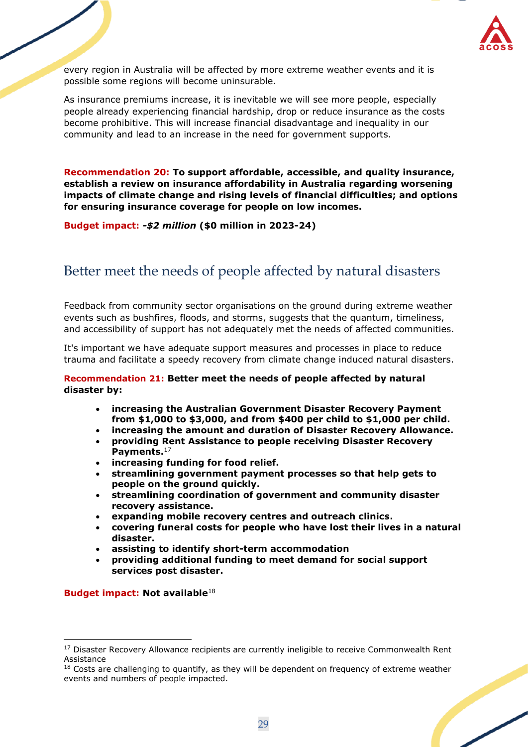every region in Australia will be affected by more extreme weather events and it is possible some regions will become uninsurable.

As insurance premiums increase, it is inevitable we will see more people, especially people already experiencing financial hardship, drop or reduce insurance as the costs become prohibitive. This will increase financial disadvantage and inequality in our community and lead to an increase in the need for government supports.

**Recommendation 20: To support affordable, accessible, and quality insurance, establish a review on insurance affordability in Australia regarding worsening impacts of climate change and rising levels of financial difficulties; and options for ensuring insurance coverage for people on low incomes.**

**Budget impact: *-$2 million* ($0 million in 2023-24)**

## Better meet the needs of people affected by natural disasters

Feedback from community sector organisations on the ground during extreme weather events such as bushfires, floods, and storms, suggests that the quantum, timeliness, and accessibility of support has not adequately met the needs of affected communities.

It's important we have adequate support measures and processes in place to reduce trauma and facilitate a speedy recovery from climate change induced natural disasters.

**Recommendation 21: Better meet the needs of people affected by natural disaster by:**

- **increasing the Australian Government Disaster Recovery Payment from $1,000 to $3,000, and from $400 per child to $1,000 per child.**
- **increasing the amount and duration of Disaster Recovery Allowance.**
- **providing Rent Assistance to people receiving Disaster Recovery Payments.**[17]
- **increasing funding for food relief.**
- **streamlining government payment processes so that help gets to people on the ground quickly.**
- **streamlining coordination of government and community disaster recovery assistance.**
- **expanding mobile recovery centres and outreach clinics.**
- **covering funeral costs for people who have lost their lives in a natural disaster.**
- **assisting to identify short-term accommodation**
- **providing additional funding to meet demand for social support services post disaster.**

**Budget impact: Not available**[18]

---

[17] Disaster Recovery Allowance recipients are currently ineligible to receive Commonwealth Rent Assistance

[18] Costs are challenging to quantify, as they will be dependent on frequency of extreme weather events and numbers of people impacted.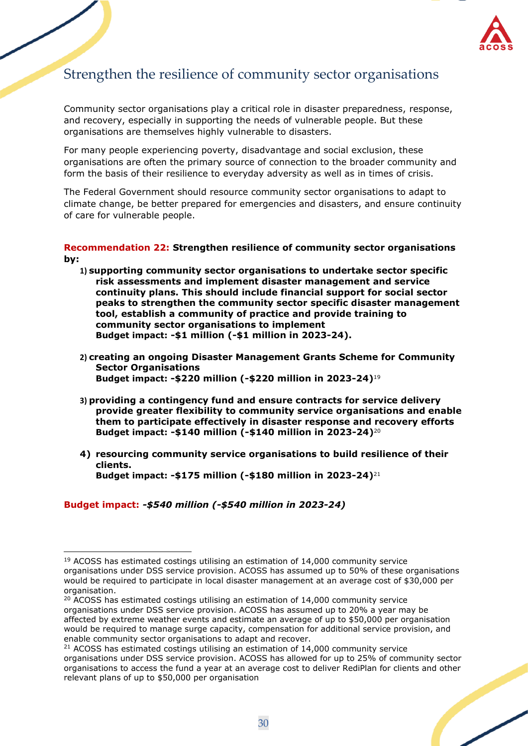## Strengthen the resilience of community sector organisations

Community sector organisations play a critical role in disaster preparedness, response, and recovery, especially in supporting the needs of vulnerable people. But these organisations are themselves highly vulnerable to disasters.

For many people experiencing poverty, disadvantage and social exclusion, these organisations are often the primary source of connection to the broader community and form the basis of their resilience to everyday adversity as well as in times of crisis.

The Federal Government should resource community sector organisations to adapt to climate change, be better prepared for emergencies and disasters, and ensure continuity of care for vulnerable people.

**Recommendation 22: Strengthen resilience of community sector organisations by:**

1) **supporting community sector organisations to undertake sector specific risk assessments and implement disaster management and service continuity plans. This should include financial support for social sector peaks to strengthen the community sector specific disaster management tool, establish a community of practice and provide training to community sector organisations to implement**
   **Budget impact: -$1 million (-$1 million in 2023-24).**

2) **creating an ongoing Disaster Management Grants Scheme for Community Sector Organisations**
   **Budget impact: -$220 million (-$220 million in 2023-24)**[19]

3) **providing a contingency fund and ensure contracts for service delivery provide greater flexibility to community service organisations and enable them to participate effectively in disaster response and recovery efforts**
   **Budget impact: -$140 million (-$140 million in 2023-24)**[20]

4) **resourcing community service organisations to build resilience of their clients.**
   **Budget impact: -$175 million (-$180 million in 2023-24)**[21]

**Budget impact:** ***-$540 million (-$540 million in 2023-24)***

---

[19] ACOSS has estimated costings utilising an estimation of 14,000 community service organisations under DSS service provision. ACOSS has assumed up to 50% of these organisations would be required to participate in local disaster management at an average cost of $30,000 per organisation.

[20] ACOSS has estimated costings utilising an estimation of 14,000 community service organisations under DSS service provision. ACOSS has assumed up to 20% a year may be affected by extreme weather events and estimate an average of up to $50,000 per organisation would be required to manage surge capacity, compensation for additional service provision, and enable community sector organisations to adapt and recover.

[21] ACOSS has estimated costings utilising an estimation of 14,000 community service organisations under DSS service provision. ACOSS has allowed for up to 25% of community sector organisations to access the fund a year at an average cost to deliver RediPlan for clients and other relevant plans of up to $50,000 per organisation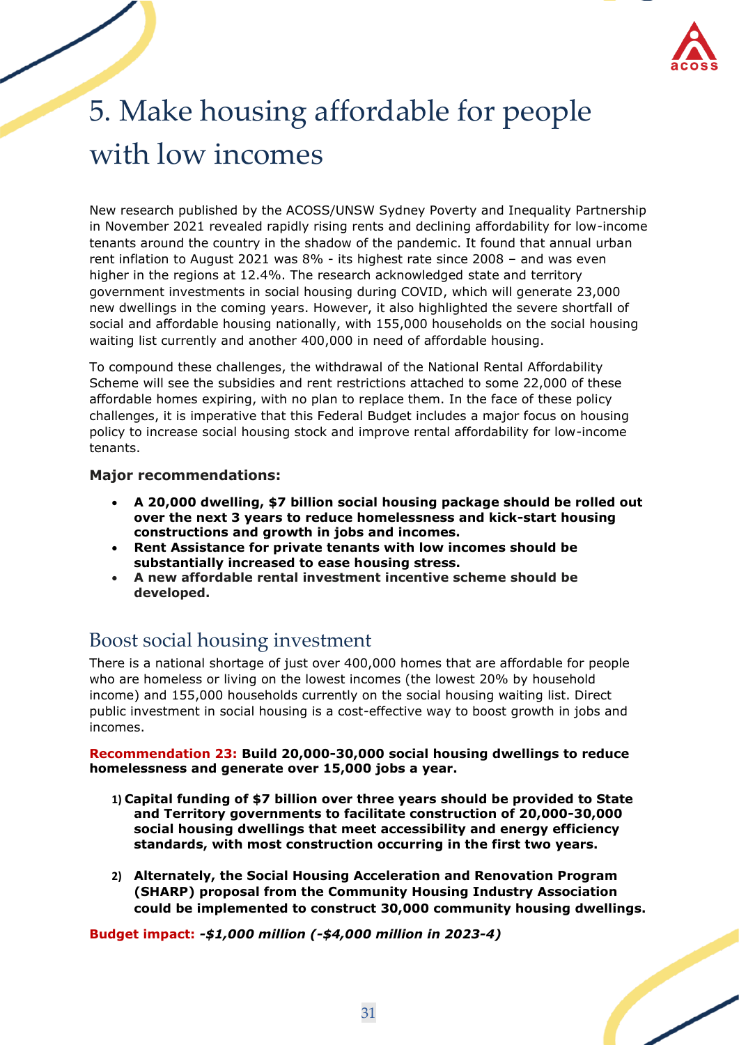# 5. Make housing affordable for people with low incomes

New research published by the ACOSS/UNSW Sydney Poverty and Inequality Partnership in November 2021 revealed rapidly rising rents and declining affordability for low-income tenants around the country in the shadow of the pandemic. It found that annual urban rent inflation to August 2021 was 8% - its highest rate since 2008 – and was even higher in the regions at 12.4%. The research acknowledged state and territory government investments in social housing during COVID, which will generate 23,000 new dwellings in the coming years. However, it also highlighted the severe shortfall of social and affordable housing nationally, with 155,000 households on the social housing waiting list currently and another 400,000 in need of affordable housing.

To compound these challenges, the withdrawal of the National Rental Affordability Scheme will see the subsidies and rent restrictions attached to some 22,000 of these affordable homes expiring, with no plan to replace them. In the face of these policy challenges, it is imperative that this Federal Budget includes a major focus on housing policy to increase social housing stock and improve rental affordability for low-income tenants.

**Major recommendations:**

- **A 20,000 dwelling, $7 billion social housing package should be rolled out over the next 3 years to reduce homelessness and kick-start housing constructions and growth in jobs and incomes.**
- **Rent Assistance for private tenants with low incomes should be substantially increased to ease housing stress.**
- **A new affordable rental investment incentive scheme should be developed.**

## Boost social housing investment

There is a national shortage of just over 400,000 homes that are affordable for people who are homeless or living on the lowest incomes (the lowest 20% by household income) and 155,000 households currently on the social housing waiting list. Direct public investment in social housing is a cost-effective way to boost growth in jobs and incomes.

**Recommendation 23: Build 20,000-30,000 social housing dwellings to reduce homelessness and generate over 15,000 jobs a year.**

1) **Capital funding of $7 billion over three years should be provided to State and Territory governments to facilitate construction of 20,000-30,000 social housing dwellings that meet accessibility and energy efficiency standards, with most construction occurring in the first two years.**

2) **Alternately, the Social Housing Acceleration and Renovation Program (SHARP) proposal from the Community Housing Industry Association could be implemented to construct 30,000 community housing dwellings.**

**Budget impact:** ***-$1,000 million (-$4,000 million in 2023-4)***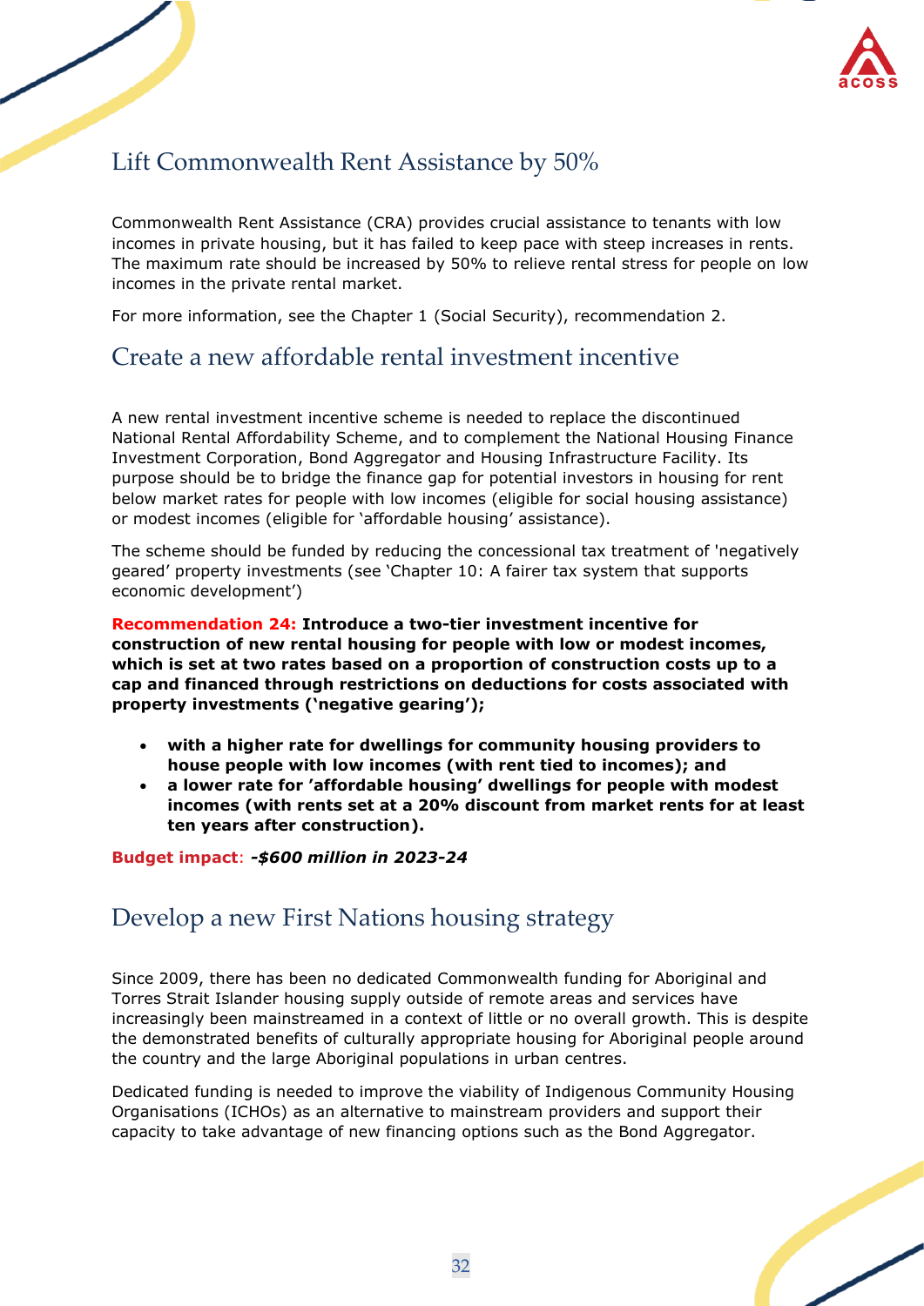## Lift Commonwealth Rent Assistance by 50%

Commonwealth Rent Assistance (CRA) provides crucial assistance to tenants with low incomes in private housing, but it has failed to keep pace with steep increases in rents. The maximum rate should be increased by 50% to relieve rental stress for people on low incomes in the private rental market.

For more information, see the Chapter 1 (Social Security), recommendation 2.

## Create a new affordable rental investment incentive

A new rental investment incentive scheme is needed to replace the discontinued National Rental Affordability Scheme, and to complement the National Housing Finance Investment Corporation, Bond Aggregator and Housing Infrastructure Facility. Its purpose should be to bridge the finance gap for potential investors in housing for rent below market rates for people with low incomes (eligible for social housing assistance) or modest incomes (eligible for 'affordable housing' assistance).

The scheme should be funded by reducing the concessional tax treatment of 'negatively geared' property investments (see 'Chapter 10: A fairer tax system that supports economic development')

**Recommendation 24: Introduce a two-tier investment incentive for construction of new rental housing for people with low or modest incomes, which is set at two rates based on a proportion of construction costs up to a cap and financed through restrictions on deductions for costs associated with property investments ('negative gearing');**

- **with a higher rate for dwellings for community housing providers to house people with low incomes (with rent tied to incomes); and**
- **a lower rate for 'affordable housing' dwellings for people with modest incomes (with rents set at a 20% discount from market rents for at least ten years after construction).**

**Budget impact**: ***-$600 million in 2023-24***

## Develop a new First Nations housing strategy

Since 2009, there has been no dedicated Commonwealth funding for Aboriginal and Torres Strait Islander housing supply outside of remote areas and services have increasingly been mainstreamed in a context of little or no overall growth. This is despite the demonstrated benefits of culturally appropriate housing for Aboriginal people around the country and the large Aboriginal populations in urban centres.

Dedicated funding is needed to improve the viability of Indigenous Community Housing Organisations (ICHOs) as an alternative to mainstream providers and support their capacity to take advantage of new financing options such as the Bond Aggregator.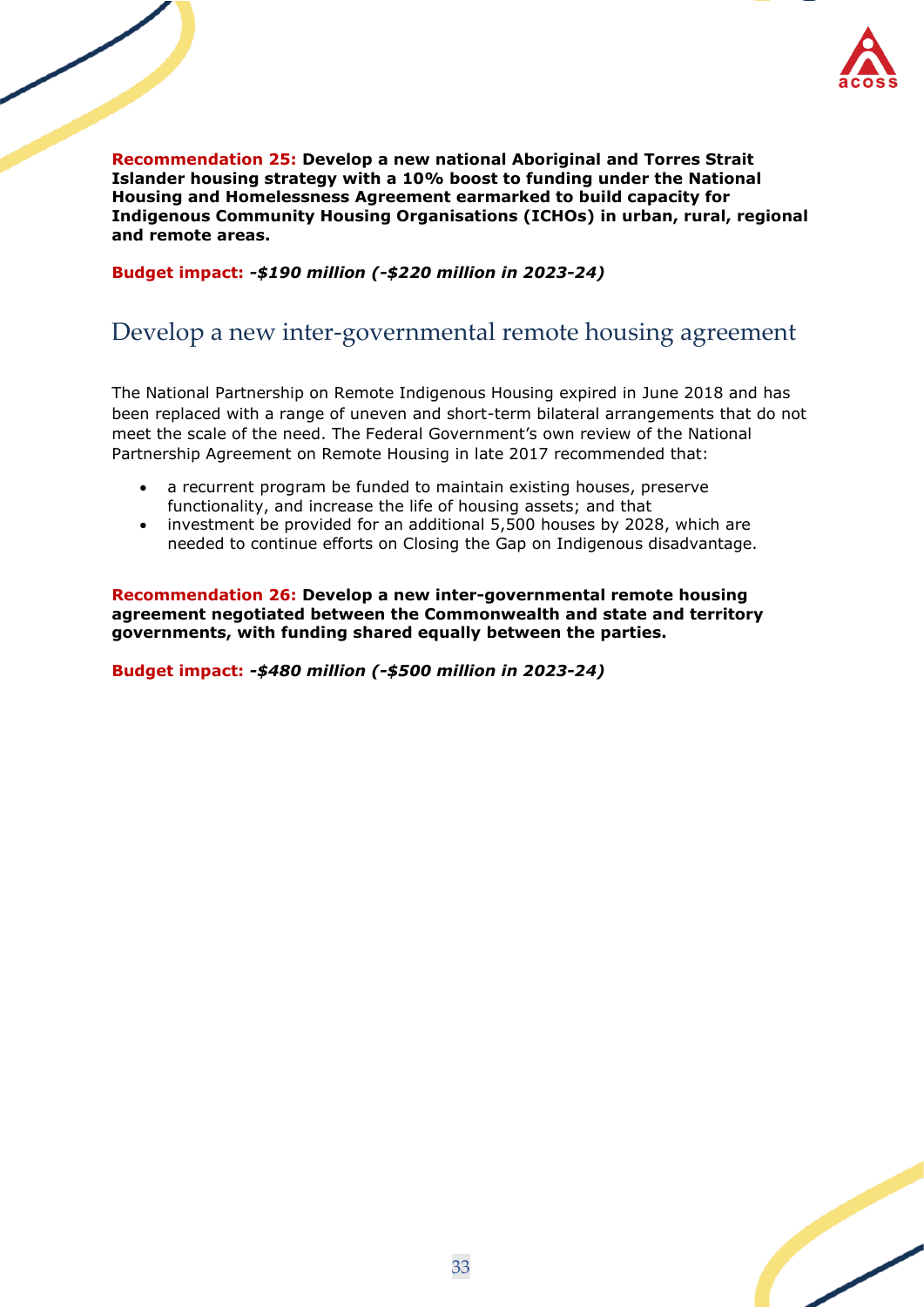**Recommendation 25: Develop a new national Aboriginal and Torres Strait Islander housing strategy with a 10% boost to funding under the National Housing and Homelessness Agreement earmarked to build capacity for Indigenous Community Housing Organisations (ICHOs) in urban, rural, regional and remote areas.**

**Budget impact:** ***-$190 million (-$220 million in 2023-24)***

## Develop a new inter-governmental remote housing agreement

The National Partnership on Remote Indigenous Housing expired in June 2018 and has been replaced with a range of uneven and short-term bilateral arrangements that do not meet the scale of the need. The Federal Government's own review of the National Partnership Agreement on Remote Housing in late 2017 recommended that:

- a recurrent program be funded to maintain existing houses, preserve functionality, and increase the life of housing assets; and that
- investment be provided for an additional 5,500 houses by 2028, which are needed to continue efforts on Closing the Gap on Indigenous disadvantage.

**Recommendation 26: Develop a new inter-governmental remote housing agreement negotiated between the Commonwealth and state and territory governments, with funding shared equally between the parties.**

**Budget impact:** ***-$480 million (-$500 million in 2023-24)***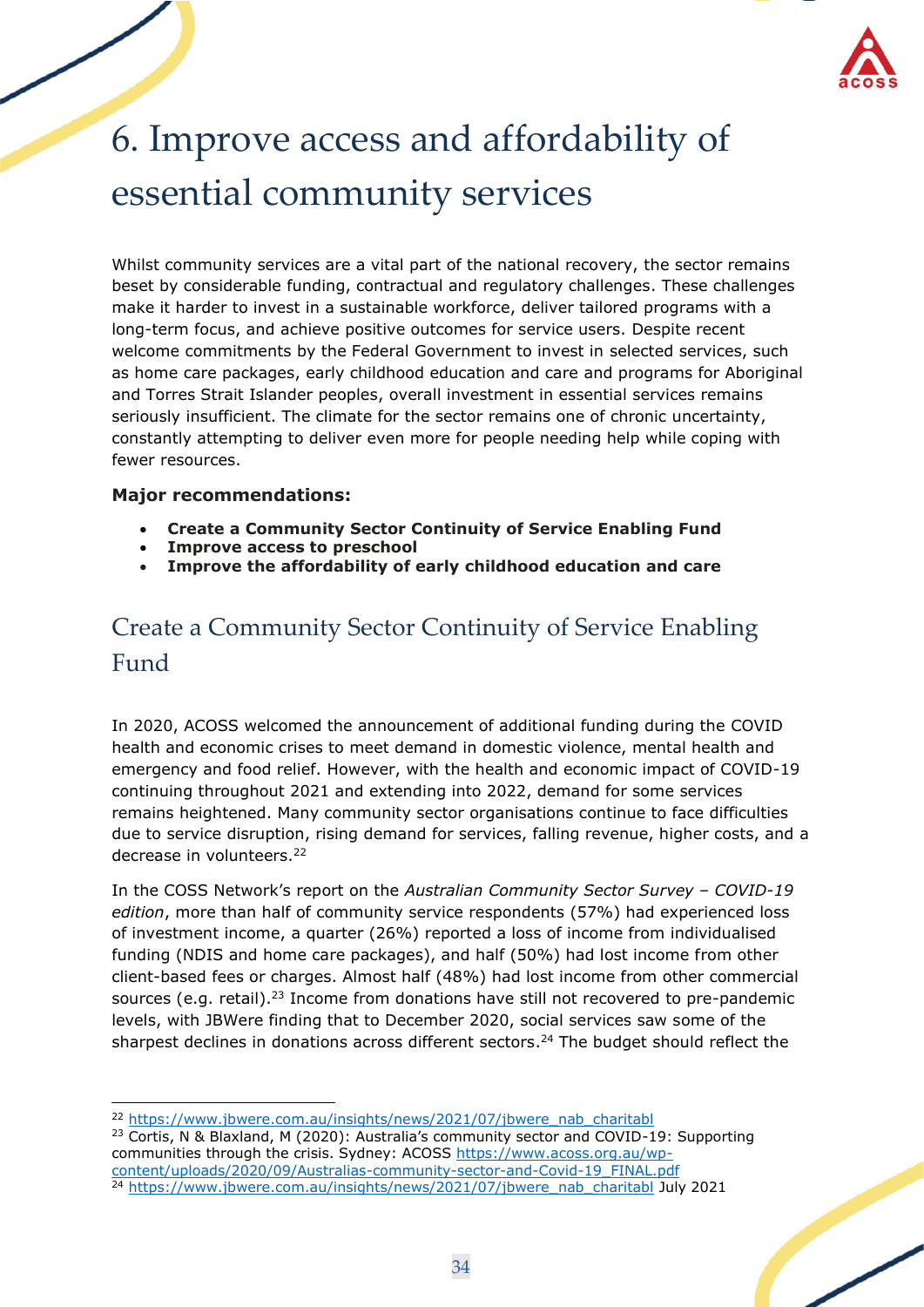# 6. Improve access and affordability of essential community services

Whilst community services are a vital part of the national recovery, the sector remains beset by considerable funding, contractual and regulatory challenges. These challenges make it harder to invest in a sustainable workforce, deliver tailored programs with a long-term focus, and achieve positive outcomes for service users. Despite recent welcome commitments by the Federal Government to invest in selected services, such as home care packages, early childhood education and care and programs for Aboriginal and Torres Strait Islander peoples, overall investment in essential services remains seriously insufficient. The climate for the sector remains one of chronic uncertainty, constantly attempting to deliver even more for people needing help while coping with fewer resources.

**Major recommendations:**

- **Create a Community Sector Continuity of Service Enabling Fund**
- **Improve access to preschool**
- **Improve the affordability of early childhood education and care**

## Create a Community Sector Continuity of Service Enabling Fund

In 2020, ACOSS welcomed the announcement of additional funding during the COVID health and economic crises to meet demand in domestic violence, mental health and emergency and food relief. However, with the health and economic impact of COVID-19 continuing throughout 2021 and extending into 2022, demand for some services remains heightened. Many community sector organisations continue to face difficulties due to service disruption, rising demand for services, falling revenue, higher costs, and a decrease in volunteers.[22]

In the COSS Network's report on the *Australian Community Sector Survey – COVID-19 edition*, more than half of community service respondents (57%) had experienced loss of investment income, a quarter (26%) reported a loss of income from individualised funding (NDIS and home care packages), and half (50%) had lost income from other client-based fees or charges. Almost half (48%) had lost income from other commercial sources (e.g. retail).[23] Income from donations have still not recovered to pre-pandemic levels, with JBWere finding that to December 2020, social services saw some of the sharpest declines in donations across different sectors.[24] The budget should reflect the

---

[22] https://www.jbwere.com.au/insights/news/2021/07/jbwere_nab_charitabl

[23] Cortis, N & Blaxland, M (2020): Australia's community sector and COVID-19: Supporting communities through the crisis. Sydney: ACOSS https://www.acoss.org.au/wp-content/uploads/2020/09/Australias-community-sector-and-Covid-19_FINAL.pdf

[24] https://www.jbwere.com.au/insights/news/2021/07/jbwere_nab_charitabl July 2021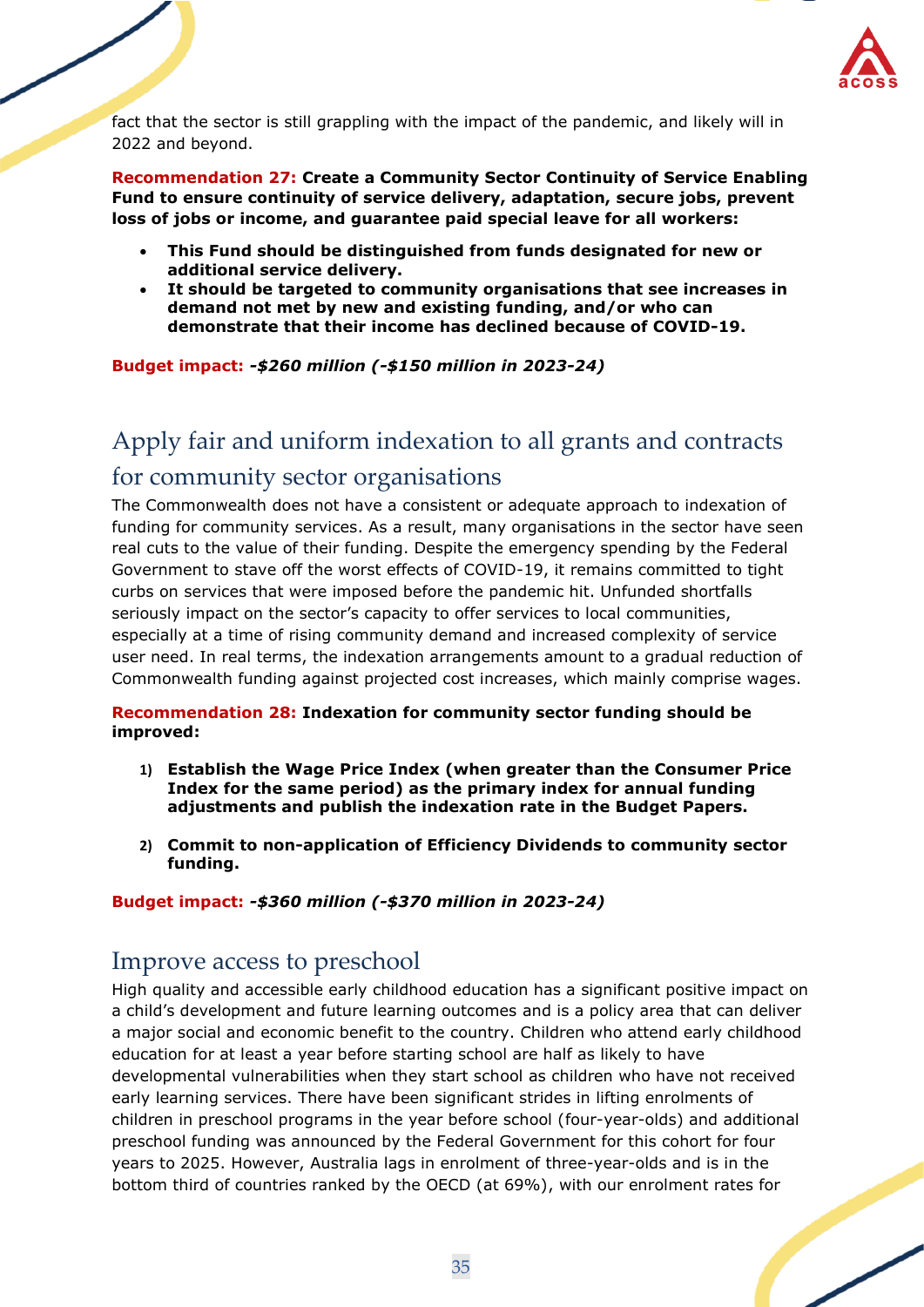fact that the sector is still grappling with the impact of the pandemic, and likely will in 2022 and beyond.

**Recommendation 27: Create a Community Sector Continuity of Service Enabling Fund to ensure continuity of service delivery, adaptation, secure jobs, prevent loss of jobs or income, and guarantee paid special leave for all workers:**

- **This Fund should be distinguished from funds designated for new or additional service delivery.**
- **It should be targeted to community organisations that see increases in demand not met by new and existing funding, and/or who can demonstrate that their income has declined because of COVID-19.**

**Budget impact:** ***-$260 million (-$150 million in 2023-24)***

## Apply fair and uniform indexation to all grants and contracts for community sector organisations

The Commonwealth does not have a consistent or adequate approach to indexation of funding for community services. As a result, many organisations in the sector have seen real cuts to the value of their funding. Despite the emergency spending by the Federal Government to stave off the worst effects of COVID-19, it remains committed to tight curbs on services that were imposed before the pandemic hit. Unfunded shortfalls seriously impact on the sector's capacity to offer services to local communities, especially at a time of rising community demand and increased complexity of service user need. In real terms, the indexation arrangements amount to a gradual reduction of Commonwealth funding against projected cost increases, which mainly comprise wages.

**Recommendation 28: Indexation for community sector funding should be improved:**

1) **Establish the Wage Price Index (when greater than the Consumer Price Index for the same period) as the primary index for annual funding adjustments and publish the indexation rate in the Budget Papers.**

2) **Commit to non-application of Efficiency Dividends to community sector funding.**

**Budget impact:** ***-$360 million (-$370 million in 2023-24)***

## Improve access to preschool

High quality and accessible early childhood education has a significant positive impact on a child's development and future learning outcomes and is a policy area that can deliver a major social and economic benefit to the country. Children who attend early childhood education for at least a year before starting school are half as likely to have developmental vulnerabilities when they start school as children who have not received early learning services. There have been significant strides in lifting enrolments of children in preschool programs in the year before school (four-year-olds) and additional preschool funding was announced by the Federal Government for this cohort for four years to 2025. However, Australia lags in enrolment of three-year-olds and is in the bottom third of countries ranked by the OECD (at 69%), with our enrolment rates for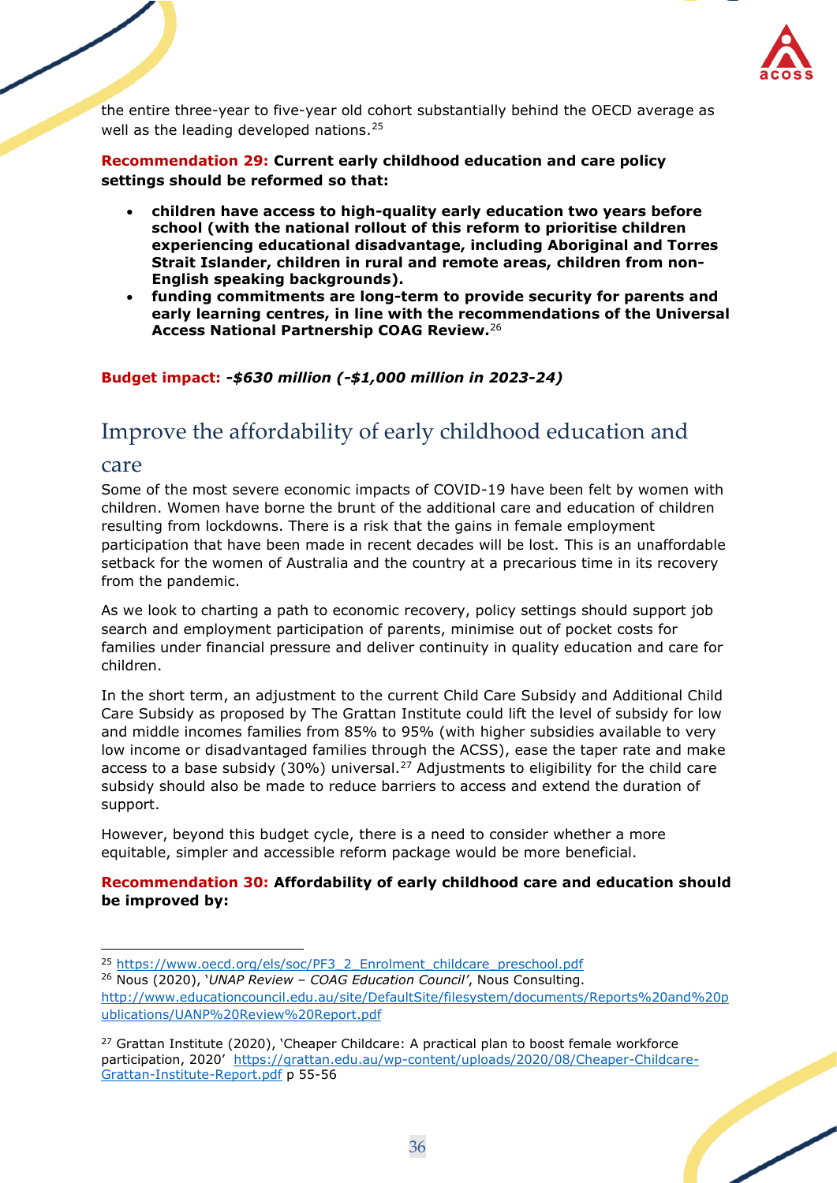the entire three-year to five-year old cohort substantially behind the OECD average as well as the leading developed nations.[25]

**Recommendation 29: Current early childhood education and care policy settings should be reformed so that:**

- **children have access to high-quality early education two years before school (with the national rollout of this reform to prioritise children experiencing educational disadvantage, including Aboriginal and Torres Strait Islander, children in rural and remote areas, children from non-English speaking backgrounds).**
- **funding commitments are long-term to provide security for parents and early learning centres, in line with the recommendations of the Universal Access National Partnership COAG Review.**[26]

**Budget impact:** ***-$630 million (-$1,000 million in 2023-24)***

## Improve the affordability of early childhood education and care

Some of the most severe economic impacts of COVID-19 have been felt by women with children. Women have borne the brunt of the additional care and education of children resulting from lockdowns. There is a risk that the gains in female employment participation that have been made in recent decades will be lost. This is an unaffordable setback for the women of Australia and the country at a precarious time in its recovery from the pandemic.

As we look to charting a path to economic recovery, policy settings should support job search and employment participation of parents, minimise out of pocket costs for families under financial pressure and deliver continuity in quality education and care for children.

In the short term, an adjustment to the current Child Care Subsidy and Additional Child Care Subsidy as proposed by The Grattan Institute could lift the level of subsidy for low and middle incomes families from 85% to 95% (with higher subsidies available to very low income or disadvantaged families through the ACSS), ease the taper rate and make access to a base subsidy (30%) universal.[27] Adjustments to eligibility for the child care subsidy should also be made to reduce barriers to access and extend the duration of support.

However, beyond this budget cycle, there is a need to consider whether a more equitable, simpler and accessible reform package would be more beneficial.

**Recommendation 30: Affordability of early childhood care and education should be improved by:**

---

[25] https://www.oecd.org/els/soc/PF3_2_Enrolment_childcare_preschool.pdf

[26] Nous (2020), '*UNAP Review – COAG Education Council'*, Nous Consulting. http://www.educationcouncil.edu.au/site/DefaultSite/filesystem/documents/Reports%20and%20publications/UANP%20Review%20Report.pdf

[27] Grattan Institute (2020), 'Cheaper Childcare: A practical plan to boost female workforce participation, 2020' https://grattan.edu.au/wp-content/uploads/2020/08/Cheaper-Childcare-Grattan-Institute-Report.pdf p 55-56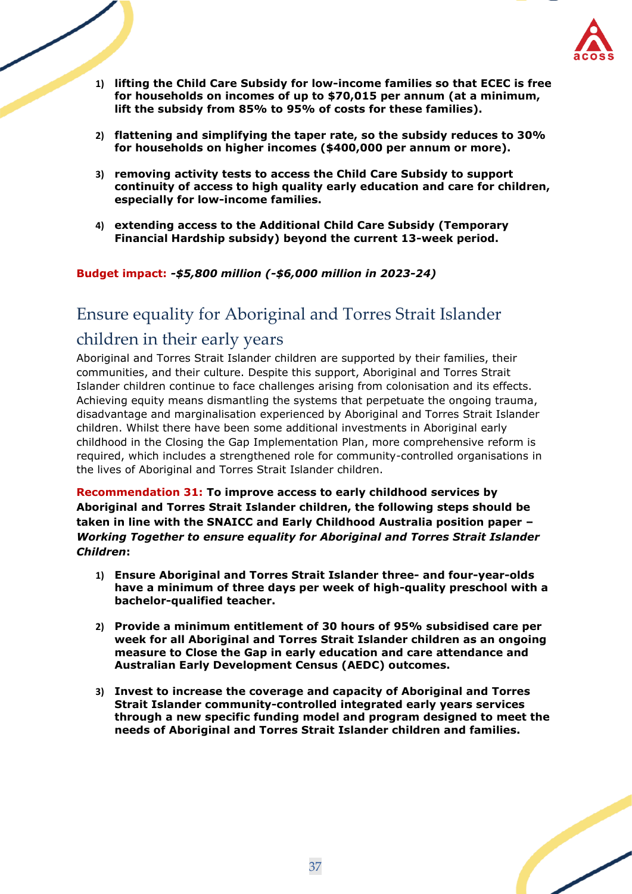1) **lifting the Child Care Subsidy for low-income families so that ECEC is free for households on incomes of up to $70,015 per annum (at a minimum, lift the subsidy from 85% to 95% of costs for these families).**

2) **flattening and simplifying the taper rate, so the subsidy reduces to 30% for households on higher incomes ($400,000 per annum or more).**

3) **removing activity tests to access the Child Care Subsidy to support continuity of access to high quality early education and care for children, especially for low-income families.**

4) **extending access to the Additional Child Care Subsidy (Temporary Financial Hardship subsidy) beyond the current 13-week period.**

**Budget impact:** ***-$5,800 million (-$6,000 million in 2023-24)***

## Ensure equality for Aboriginal and Torres Strait Islander children in their early years

Aboriginal and Torres Strait Islander children are supported by their families, their communities, and their culture. Despite this support, Aboriginal and Torres Strait Islander children continue to face challenges arising from colonisation and its effects. Achieving equity means dismantling the systems that perpetuate the ongoing trauma, disadvantage and marginalisation experienced by Aboriginal and Torres Strait Islander children. Whilst there have been some additional investments in Aboriginal early childhood in the Closing the Gap Implementation Plan, more comprehensive reform is required, which includes a strengthened role for community-controlled organisations in the lives of Aboriginal and Torres Strait Islander children.

**Recommendation 31: To improve access to early childhood services by Aboriginal and Torres Strait Islander children, the following steps should be taken in line with the SNAICC and Early Childhood Australia position paper –** ***Working Together to ensure equality for Aboriginal and Torres Strait Islander Children*****:**

1) **Ensure Aboriginal and Torres Strait Islander three- and four-year-olds have a minimum of three days per week of high-quality preschool with a bachelor-qualified teacher.**

2) **Provide a minimum entitlement of 30 hours of 95% subsidised care per week for all Aboriginal and Torres Strait Islander children as an ongoing measure to Close the Gap in early education and care attendance and Australian Early Development Census (AEDC) outcomes.**

3) **Invest to increase the coverage and capacity of Aboriginal and Torres Strait Islander community-controlled integrated early years services through a new specific funding model and program designed to meet the needs of Aboriginal and Torres Strait Islander children and families.**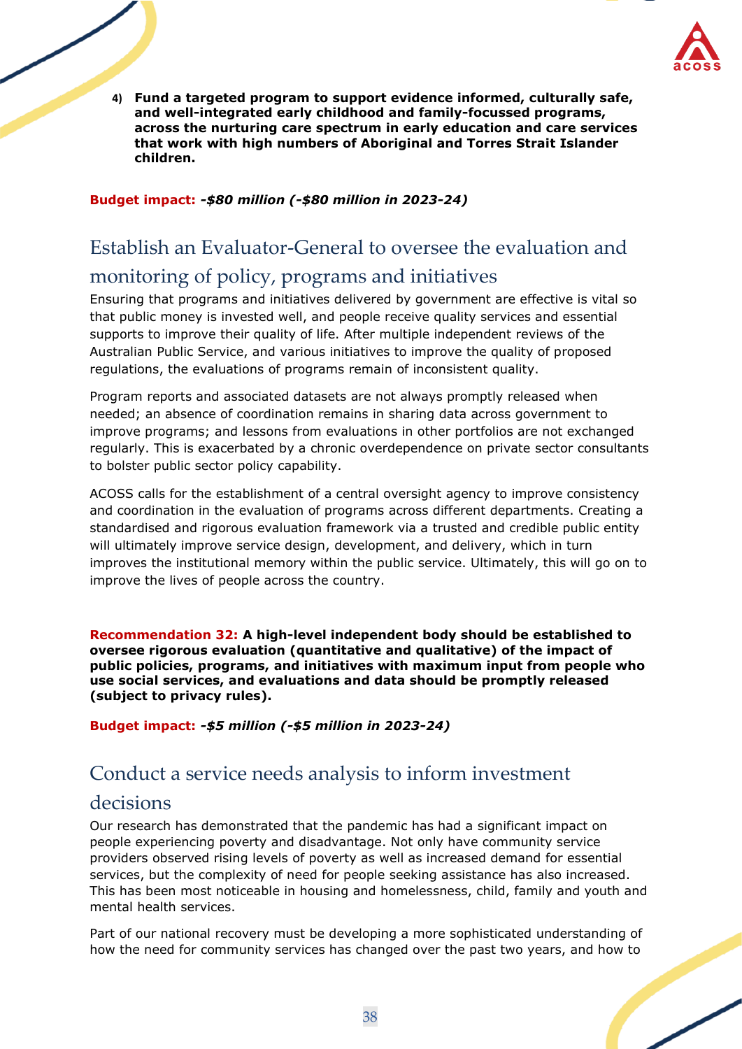4) **Fund a targeted program to support evidence informed, culturally safe, and well-integrated early childhood and family-focussed programs, across the nurturing care spectrum in early education and care services that work with high numbers of Aboriginal and Torres Strait Islander children.**

**Budget impact:** ***-$80 million (-$80 million in 2023-24)***

## Establish an Evaluator-General to oversee the evaluation and monitoring of policy, programs and initiatives

Ensuring that programs and initiatives delivered by government are effective is vital so that public money is invested well, and people receive quality services and essential supports to improve their quality of life. After multiple independent reviews of the Australian Public Service, and various initiatives to improve the quality of proposed regulations, the evaluations of programs remain of inconsistent quality.

Program reports and associated datasets are not always promptly released when needed; an absence of coordination remains in sharing data across government to improve programs; and lessons from evaluations in other portfolios are not exchanged regularly. This is exacerbated by a chronic overdependence on private sector consultants to bolster public sector policy capability.

ACOSS calls for the establishment of a central oversight agency to improve consistency and coordination in the evaluation of programs across different departments. Creating a standardised and rigorous evaluation framework via a trusted and credible public entity will ultimately improve service design, development, and delivery, which in turn improves the institutional memory within the public service. Ultimately, this will go on to improve the lives of people across the country.

**Recommendation 32: A high-level independent body should be established to oversee rigorous evaluation (quantitative and qualitative) of the impact of public policies, programs, and initiatives with maximum input from people who use social services, and evaluations and data should be promptly released (subject to privacy rules).**

**Budget impact:** ***-$5 million (-$5 million in 2023-24)***

## Conduct a service needs analysis to inform investment decisions

Our research has demonstrated that the pandemic has had a significant impact on people experiencing poverty and disadvantage. Not only have community service providers observed rising levels of poverty as well as increased demand for essential services, but the complexity of need for people seeking assistance has also increased. This has been most noticeable in housing and homelessness, child, family and youth and mental health services.

Part of our national recovery must be developing a more sophisticated understanding of how the need for community services has changed over the past two years, and how to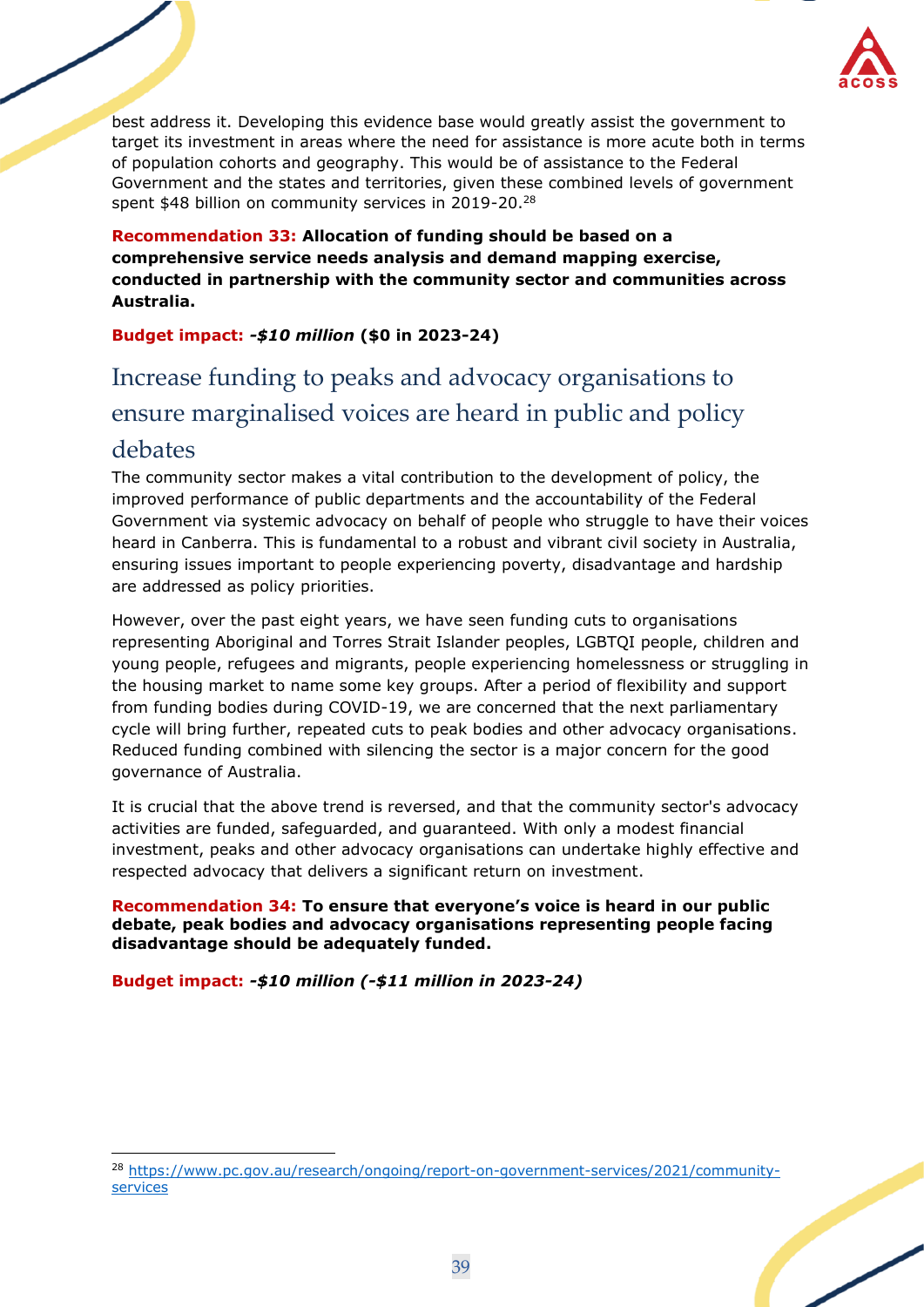best address it. Developing this evidence base would greatly assist the government to target its investment in areas where the need for assistance is more acute both in terms of population cohorts and geography. This would be of assistance to the Federal Government and the states and territories, given these combined levels of government spent $48 billion on community services in 2019-20.[28]

**Recommendation 33: Allocation of funding should be based on a comprehensive service needs analysis and demand mapping exercise, conducted in partnership with the community sector and communities across Australia.**

**Budget impact: *-$10 million* ($0 in 2023-24)**

## Increase funding to peaks and advocacy organisations to ensure marginalised voices are heard in public and policy debates

The community sector makes a vital contribution to the development of policy, the improved performance of public departments and the accountability of the Federal Government via systemic advocacy on behalf of people who struggle to have their voices heard in Canberra. This is fundamental to a robust and vibrant civil society in Australia, ensuring issues important to people experiencing poverty, disadvantage and hardship are addressed as policy priorities.

However, over the past eight years, we have seen funding cuts to organisations representing Aboriginal and Torres Strait Islander peoples, LGBTQI people, children and young people, refugees and migrants, people experiencing homelessness or struggling in the housing market to name some key groups. After a period of flexibility and support from funding bodies during COVID-19, we are concerned that the next parliamentary cycle will bring further, repeated cuts to peak bodies and other advocacy organisations. Reduced funding combined with silencing the sector is a major concern for the good governance of Australia.

It is crucial that the above trend is reversed, and that the community sector's advocacy activities are funded, safeguarded, and guaranteed. With only a modest financial investment, peaks and other advocacy organisations can undertake highly effective and respected advocacy that delivers a significant return on investment.

**Recommendation 34: To ensure that everyone's voice is heard in our public debate, peak bodies and advocacy organisations representing people facing disadvantage should be adequately funded.**

**Budget impact: *-$10 million (-$11 million in 2023-24)***

---

[28] https://www.pc.gov.au/research/ongoing/report-on-government-services/2021/community-services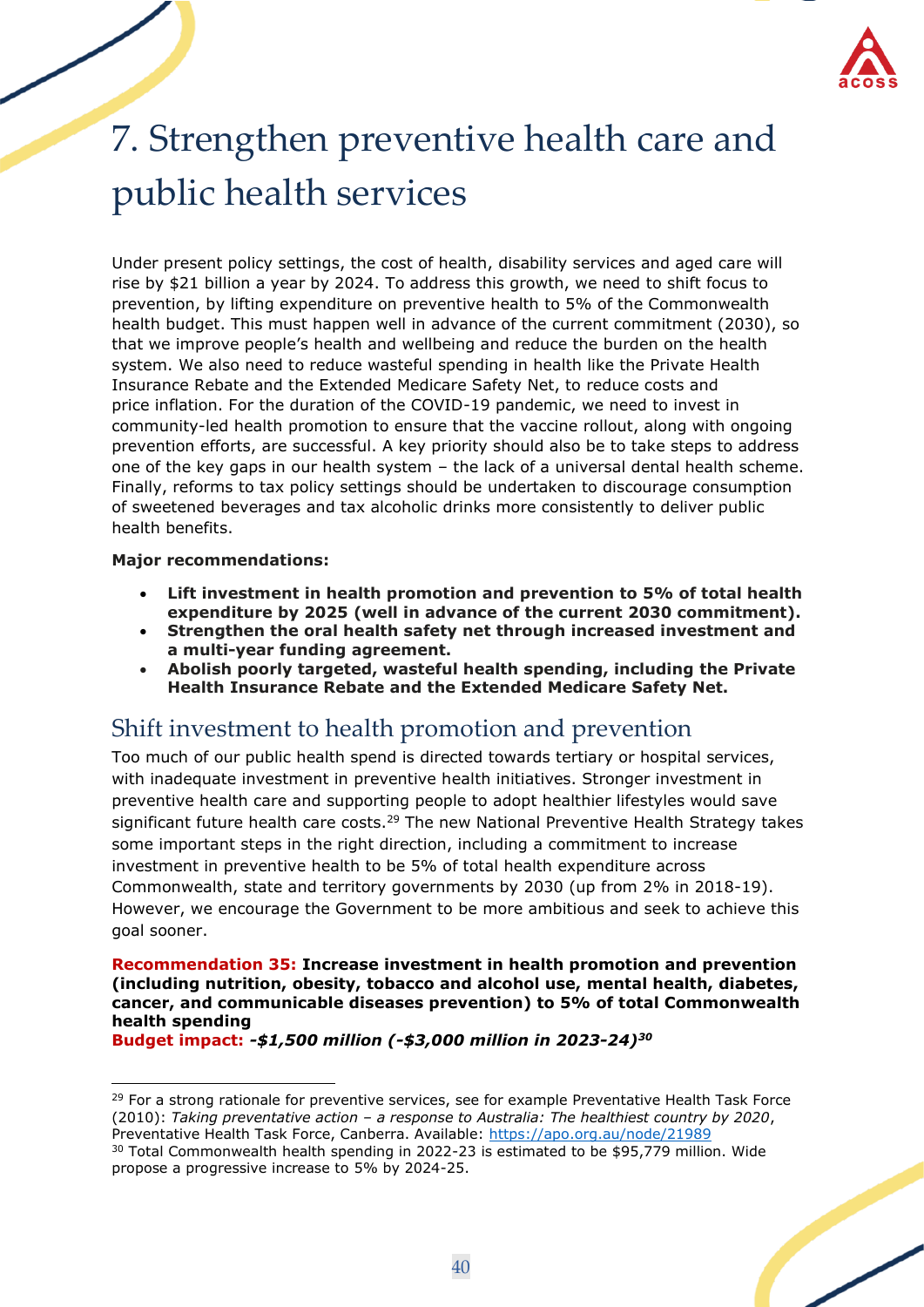# 7. Strengthen preventive health care and public health services

Under present policy settings, the cost of health, disability services and aged care will rise by $21 billion a year by 2024. To address this growth, we need to shift focus to prevention, by lifting expenditure on preventive health to 5% of the Commonwealth health budget. This must happen well in advance of the current commitment (2030), so that we improve people's health and wellbeing and reduce the burden on the health system. We also need to reduce wasteful spending in health like the Private Health Insurance Rebate and the Extended Medicare Safety Net, to reduce costs and price inflation. For the duration of the COVID-19 pandemic, we need to invest in community-led health promotion to ensure that the vaccine rollout, along with ongoing prevention efforts, are successful. A key priority should also be to take steps to address one of the key gaps in our health system – the lack of a universal dental health scheme. Finally, reforms to tax policy settings should be undertaken to discourage consumption of sweetened beverages and tax alcoholic drinks more consistently to deliver public health benefits.

**Major recommendations:**

- **Lift investment in health promotion and prevention to 5% of total health expenditure by 2025 (well in advance of the current 2030 commitment).**
- **Strengthen the oral health safety net through increased investment and a multi-year funding agreement.**
- **Abolish poorly targeted, wasteful health spending, including the Private Health Insurance Rebate and the Extended Medicare Safety Net.**

## Shift investment to health promotion and prevention

Too much of our public health spend is directed towards tertiary or hospital services, with inadequate investment in preventive health initiatives. Stronger investment in preventive health care and supporting people to adopt healthier lifestyles would save significant future health care costs.[29] The new National Preventive Health Strategy takes some important steps in the right direction, including a commitment to increase investment in preventive health to be 5% of total health expenditure across Commonwealth, state and territory governments by 2030 (up from 2% in 2018-19). However, we encourage the Government to be more ambitious and seek to achieve this goal sooner.

**Recommendation 35: Increase investment in health promotion and prevention (including nutrition, obesity, tobacco and alcohol use, mental health, diabetes, cancer, and communicable diseases prevention) to 5% of total Commonwealth health spending**

**Budget impact: *-$1,500 million (-$3,000 million in 2023-24)*[30]**

---

[29] For a strong rationale for preventive services, see for example Preventative Health Task Force (2010): *Taking preventative action – a response to Australia: The healthiest country by 2020*, Preventative Health Task Force, Canberra. Available: https://apo.org.au/node/21989

[30] Total Commonwealth health spending in 2022-23 is estimated to be $95,779 million. Wide propose a progressive increase to 5% by 2024-25.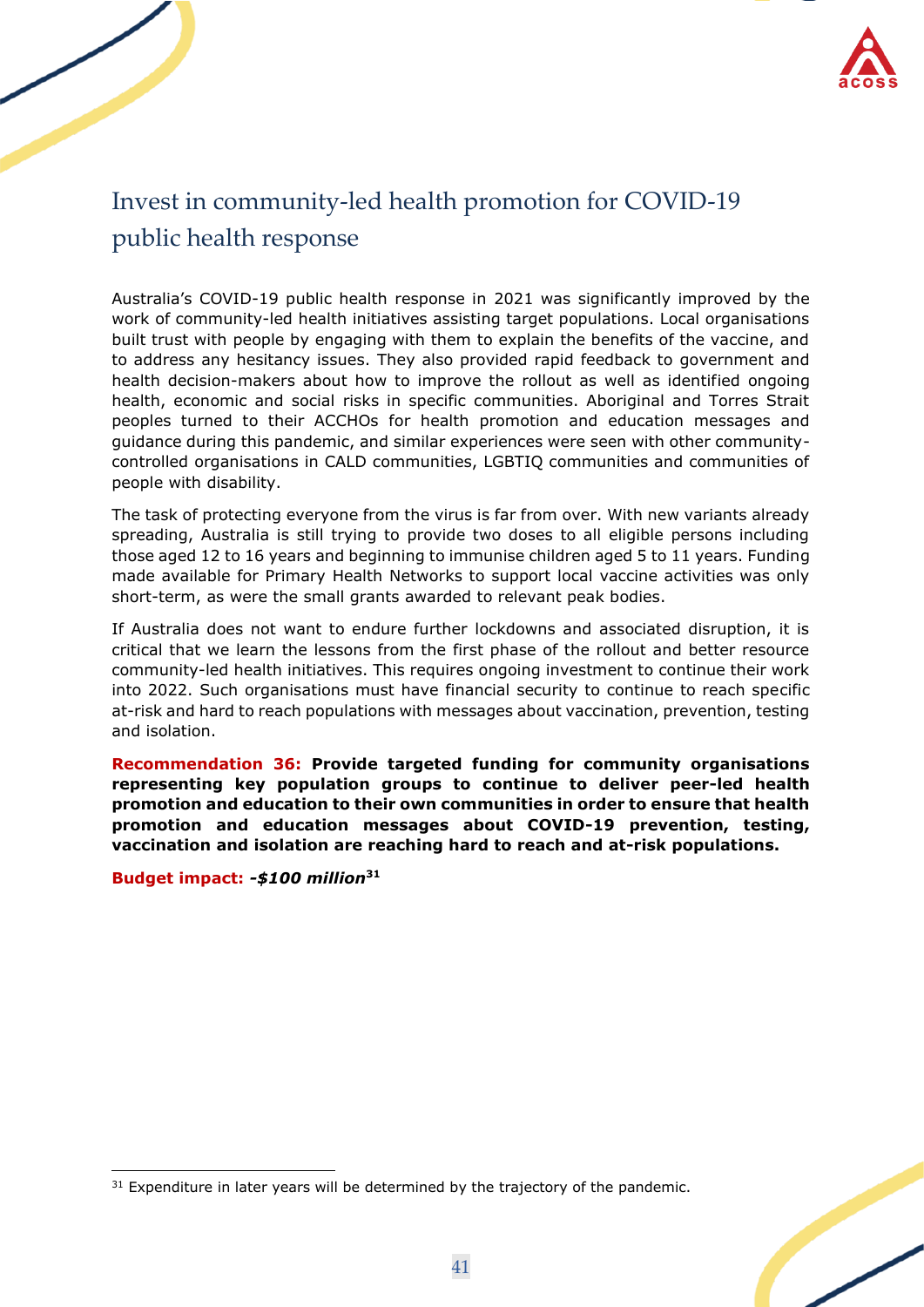## Invest in community-led health promotion for COVID-19 public health response

Australia's COVID-19 public health response in 2021 was significantly improved by the work of community-led health initiatives assisting target populations. Local organisations built trust with people by engaging with them to explain the benefits of the vaccine, and to address any hesitancy issues. They also provided rapid feedback to government and health decision-makers about how to improve the rollout as well as identified ongoing health, economic and social risks in specific communities. Aboriginal and Torres Strait peoples turned to their ACCHOs for health promotion and education messages and guidance during this pandemic, and similar experiences were seen with other community-controlled organisations in CALD communities, LGBTIQ communities and communities of people with disability.

The task of protecting everyone from the virus is far from over. With new variants already spreading, Australia is still trying to provide two doses to all eligible persons including those aged 12 to 16 years and beginning to immunise children aged 5 to 11 years. Funding made available for Primary Health Networks to support local vaccine activities was only short-term, as were the small grants awarded to relevant peak bodies.

If Australia does not want to endure further lockdowns and associated disruption, it is critical that we learn the lessons from the first phase of the rollout and better resource community-led health initiatives. This requires ongoing investment to continue their work into 2022. Such organisations must have financial security to continue to reach specific at-risk and hard to reach populations with messages about vaccination, prevention, testing and isolation.

**Recommendation 36: Provide targeted funding for community organisations representing key population groups to continue to deliver peer-led health promotion and education to their own communities in order to ensure that health promotion and education messages about COVID-19 prevention, testing, vaccination and isolation are reaching hard to reach and at-risk populations.**

**Budget impact:** ***-$100 million***[31]

[31] Expenditure in later years will be determined by the trajectory of the pandemic.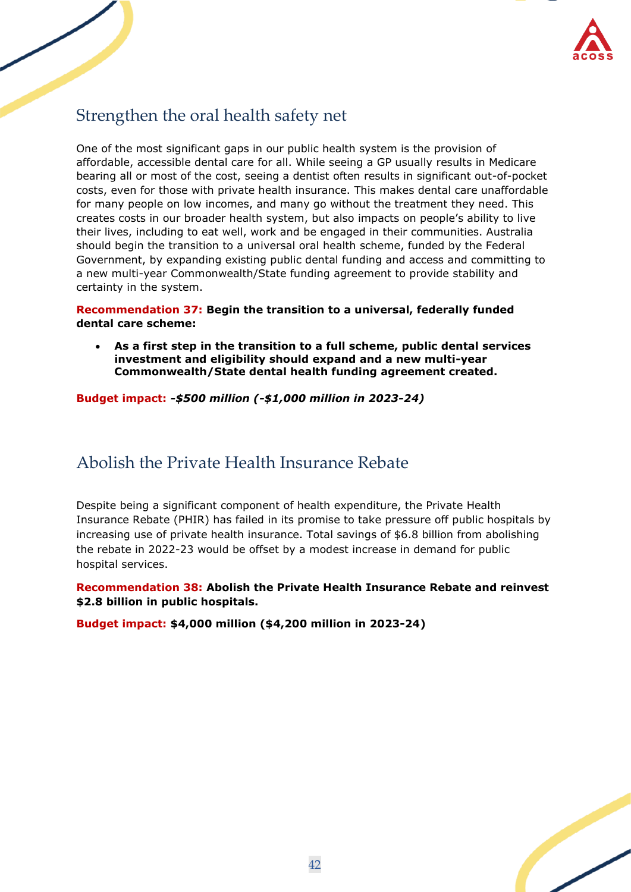## Strengthen the oral health safety net

One of the most significant gaps in our public health system is the provision of affordable, accessible dental care for all. While seeing a GP usually results in Medicare bearing all or most of the cost, seeing a dentist often results in significant out-of-pocket costs, even for those with private health insurance. This makes dental care unaffordable for many people on low incomes, and many go without the treatment they need. This creates costs in our broader health system, but also impacts on people's ability to live their lives, including to eat well, work and be engaged in their communities. Australia should begin the transition to a universal oral health scheme, funded by the Federal Government, by expanding existing public dental funding and access and committing to a new multi-year Commonwealth/State funding agreement to provide stability and certainty in the system.

**Recommendation 37: Begin the transition to a universal, federally funded dental care scheme:**

- **As a first step in the transition to a full scheme, public dental services investment and eligibility should expand and a new multi-year Commonwealth/State dental health funding agreement created.**

**Budget impact:** ***-$500 million (-$1,000 million in 2023-24)***

## Abolish the Private Health Insurance Rebate

Despite being a significant component of health expenditure, the Private Health Insurance Rebate (PHIR) has failed in its promise to take pressure off public hospitals by increasing use of private health insurance. Total savings of $6.8 billion from abolishing the rebate in 2022-23 would be offset by a modest increase in demand for public hospital services.

**Recommendation 38: Abolish the Private Health Insurance Rebate and reinvest $2.8 billion in public hospitals.**

**Budget impact: $4,000 million ($4,200 million in 2023-24)**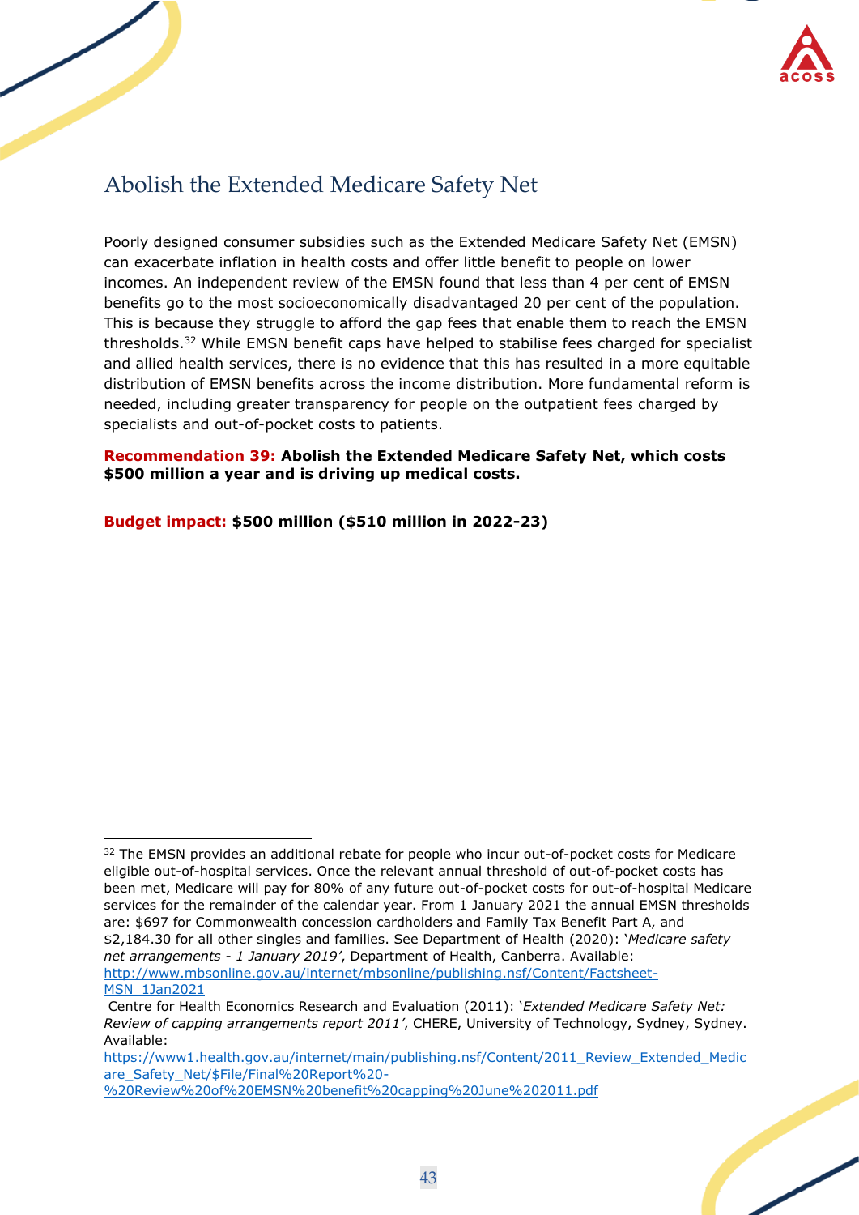## Abolish the Extended Medicare Safety Net

Poorly designed consumer subsidies such as the Extended Medicare Safety Net (EMSN) can exacerbate inflation in health costs and offer little benefit to people on lower incomes. An independent review of the EMSN found that less than 4 per cent of EMSN benefits go to the most socioeconomically disadvantaged 20 per cent of the population. This is because they struggle to afford the gap fees that enable them to reach the EMSN thresholds.[32] While EMSN benefit caps have helped to stabilise fees charged for specialist and allied health services, there is no evidence that this has resulted in a more equitable distribution of EMSN benefits across the income distribution. More fundamental reform is needed, including greater transparency for people on the outpatient fees charged by specialists and out-of-pocket costs to patients.

**Recommendation 39: Abolish the Extended Medicare Safety Net, which costs $500 million a year and is driving up medical costs.**

**Budget impact: $500 million ($510 million in 2022-23)**

---

[32] The EMSN provides an additional rebate for people who incur out-of-pocket costs for Medicare eligible out-of-hospital services. Once the relevant annual threshold of out-of-pocket costs has been met, Medicare will pay for 80% of any future out-of-pocket costs for out-of-hospital Medicare services for the remainder of the calendar year. From 1 January 2021 the annual EMSN thresholds are: $697 for Commonwealth concession cardholders and Family Tax Benefit Part A, and $2,184.30 for all other singles and families. See Department of Health (2020): '*Medicare safety net arrangements - 1 January 2019*', Department of Health, Canberra. Available: http://www.mbsonline.gov.au/internet/mbsonline/publishing.nsf/Content/Factsheet-MSN_1Jan2021

Centre for Health Economics Research and Evaluation (2011): '*Extended Medicare Safety Net: Review of capping arrangements report 2011*', CHERE, University of Technology, Sydney, Sydney. Available: https://www1.health.gov.au/internet/main/publishing.nsf/Content/2011_Review_Extended_Medicare_Safety_Net/$File/Final%20Report%20-%20Review%20of%20EMSN%20benefit%20capping%20June%202011.pdf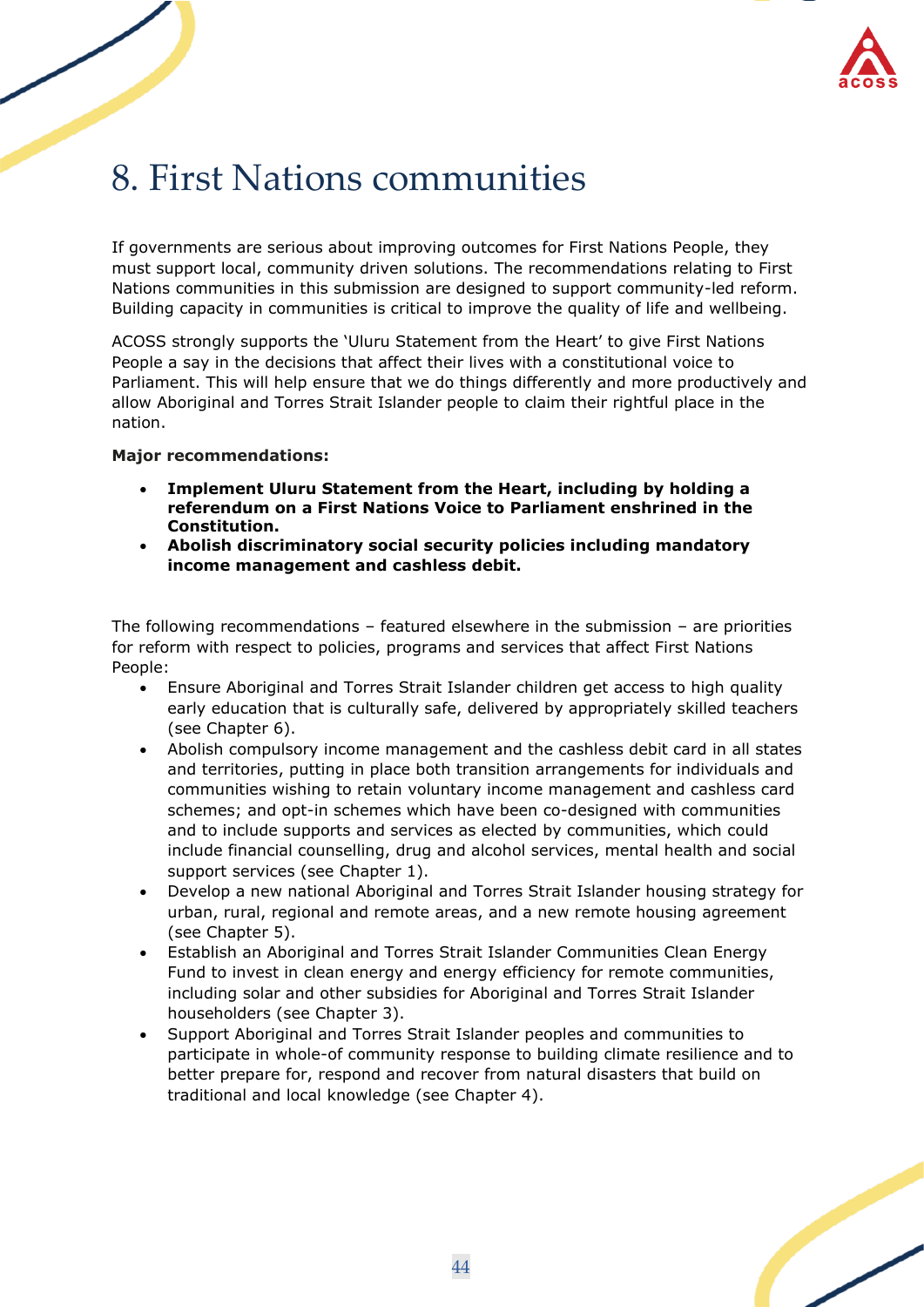# 8. First Nations communities

If governments are serious about improving outcomes for First Nations People, they must support local, community driven solutions. The recommendations relating to First Nations communities in this submission are designed to support community-led reform. Building capacity in communities is critical to improve the quality of life and wellbeing.

ACOSS strongly supports the 'Uluru Statement from the Heart' to give First Nations People a say in the decisions that affect their lives with a constitutional voice to Parliament. This will help ensure that we do things differently and more productively and allow Aboriginal and Torres Strait Islander people to claim their rightful place in the nation.

**Major recommendations:**

- **Implement Uluru Statement from the Heart, including by holding a referendum on a First Nations Voice to Parliament enshrined in the Constitution.**
- **Abolish discriminatory social security policies including mandatory income management and cashless debit.**

The following recommendations – featured elsewhere in the submission – are priorities for reform with respect to policies, programs and services that affect First Nations People:

- Ensure Aboriginal and Torres Strait Islander children get access to high quality early education that is culturally safe, delivered by appropriately skilled teachers (see Chapter 6).
- Abolish compulsory income management and the cashless debit card in all states and territories, putting in place both transition arrangements for individuals and communities wishing to retain voluntary income management and cashless card schemes; and opt-in schemes which have been co-designed with communities and to include supports and services as elected by communities, which could include financial counselling, drug and alcohol services, mental health and social support services (see Chapter 1).
- Develop a new national Aboriginal and Torres Strait Islander housing strategy for urban, rural, regional and remote areas, and a new remote housing agreement (see Chapter 5).
- Establish an Aboriginal and Torres Strait Islander Communities Clean Energy Fund to invest in clean energy and energy efficiency for remote communities, including solar and other subsidies for Aboriginal and Torres Strait Islander householders (see Chapter 3).
- Support Aboriginal and Torres Strait Islander peoples and communities to participate in whole-of community response to building climate resilience and to better prepare for, respond and recover from natural disasters that build on traditional and local knowledge (see Chapter 4).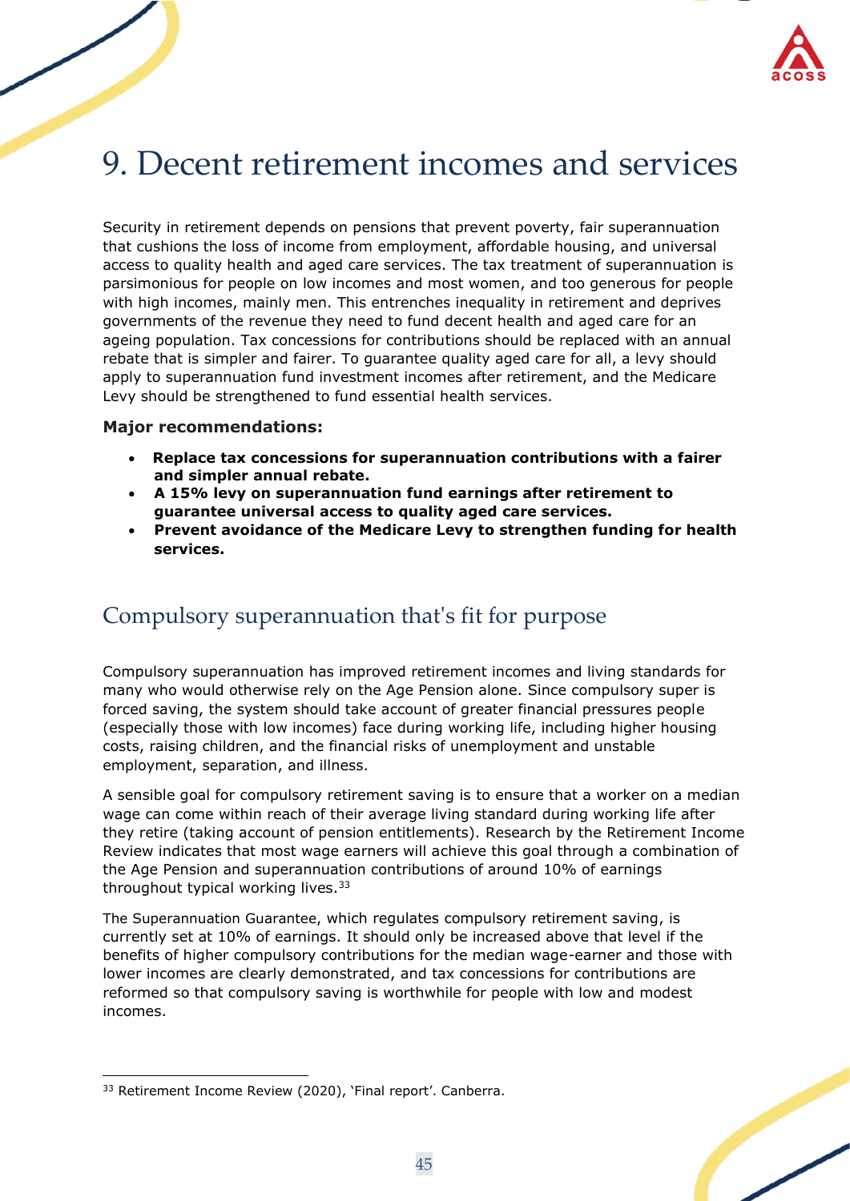# 9. Decent retirement incomes and services

Security in retirement depends on pensions that prevent poverty, fair superannuation that cushions the loss of income from employment, affordable housing, and universal access to quality health and aged care services. The tax treatment of superannuation is parsimonious for people on low incomes and most women, and too generous for people with high incomes, mainly men. This entrenches inequality in retirement and deprives governments of the revenue they need to fund decent health and aged care for an ageing population. Tax concessions for contributions should be replaced with an annual rebate that is simpler and fairer. To guarantee quality aged care for all, a levy should apply to superannuation fund investment incomes after retirement, and the Medicare Levy should be strengthened to fund essential health services.

**Major recommendations:**

- **Replace tax concessions for superannuation contributions with a fairer and simpler annual rebate.**
- **A 15% levy on superannuation fund earnings after retirement to guarantee universal access to quality aged care services.**
- **Prevent avoidance of the Medicare Levy to strengthen funding for health services.**

## Compulsory superannuation that's fit for purpose

Compulsory superannuation has improved retirement incomes and living standards for many who would otherwise rely on the Age Pension alone. Since compulsory super is forced saving, the system should take account of greater financial pressures people (especially those with low incomes) face during working life, including higher housing costs, raising children, and the financial risks of unemployment and unstable employment, separation, and illness.

A sensible goal for compulsory retirement saving is to ensure that a worker on a median wage can come within reach of their average living standard during working life after they retire (taking account of pension entitlements). Research by the Retirement Income Review indicates that most wage earners will achieve this goal through a combination of the Age Pension and superannuation contributions of around 10% of earnings throughout typical working lives.[33]

The Superannuation Guarantee, which regulates compulsory retirement saving, is currently set at 10% of earnings. It should only be increased above that level if the benefits of higher compulsory contributions for the median wage-earner and those with lower incomes are clearly demonstrated, and tax concessions for contributions are reformed so that compulsory saving is worthwhile for people with low and modest incomes.

[33] Retirement Income Review (2020), 'Final report'. Canberra.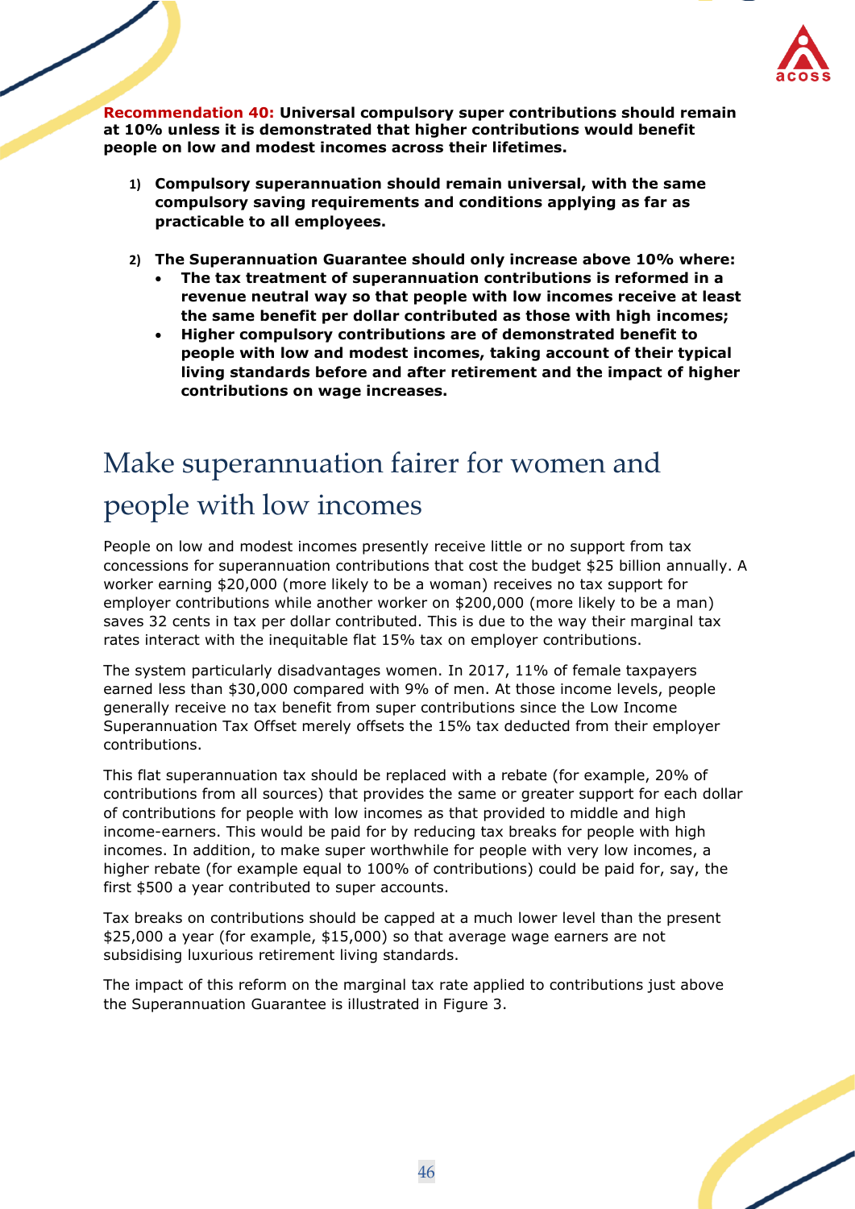**Recommendation 40: Universal compulsory super contributions should remain at 10% unless it is demonstrated that higher contributions would benefit people on low and modest incomes across their lifetimes.**

1) **Compulsory superannuation should remain universal, with the same compulsory saving requirements and conditions applying as far as practicable to all employees.**

2) **The Superannuation Guarantee should only increase above 10% where:**
   - **The tax treatment of superannuation contributions is reformed in a revenue neutral way so that people with low incomes receive at least the same benefit per dollar contributed as those with high incomes;**
   - **Higher compulsory contributions are of demonstrated benefit to people with low and modest incomes, taking account of their typical living standards before and after retirement and the impact of higher contributions on wage increases.**

## Make superannuation fairer for women and people with low incomes

People on low and modest incomes presently receive little or no support from tax concessions for superannuation contributions that cost the budget $25 billion annually. A worker earning $20,000 (more likely to be a woman) receives no tax support for employer contributions while another worker on $200,000 (more likely to be a man) saves 32 cents in tax per dollar contributed. This is due to the way their marginal tax rates interact with the inequitable flat 15% tax on employer contributions.

The system particularly disadvantages women. In 2017, 11% of female taxpayers earned less than $30,000 compared with 9% of men. At those income levels, people generally receive no tax benefit from super contributions since the Low Income Superannuation Tax Offset merely offsets the 15% tax deducted from their employer contributions.

This flat superannuation tax should be replaced with a rebate (for example, 20% of contributions from all sources) that provides the same or greater support for each dollar of contributions for people with low incomes as that provided to middle and high income-earners. This would be paid for by reducing tax breaks for people with high incomes. In addition, to make super worthwhile for people with very low incomes, a higher rebate (for example equal to 100% of contributions) could be paid for, say, the first $500 a year contributed to super accounts.

Tax breaks on contributions should be capped at a much lower level than the present $25,000 a year (for example, $15,000) so that average wage earners are not subsidising luxurious retirement living standards.

The impact of this reform on the marginal tax rate applied to contributions just above the Superannuation Guarantee is illustrated in Figure 3.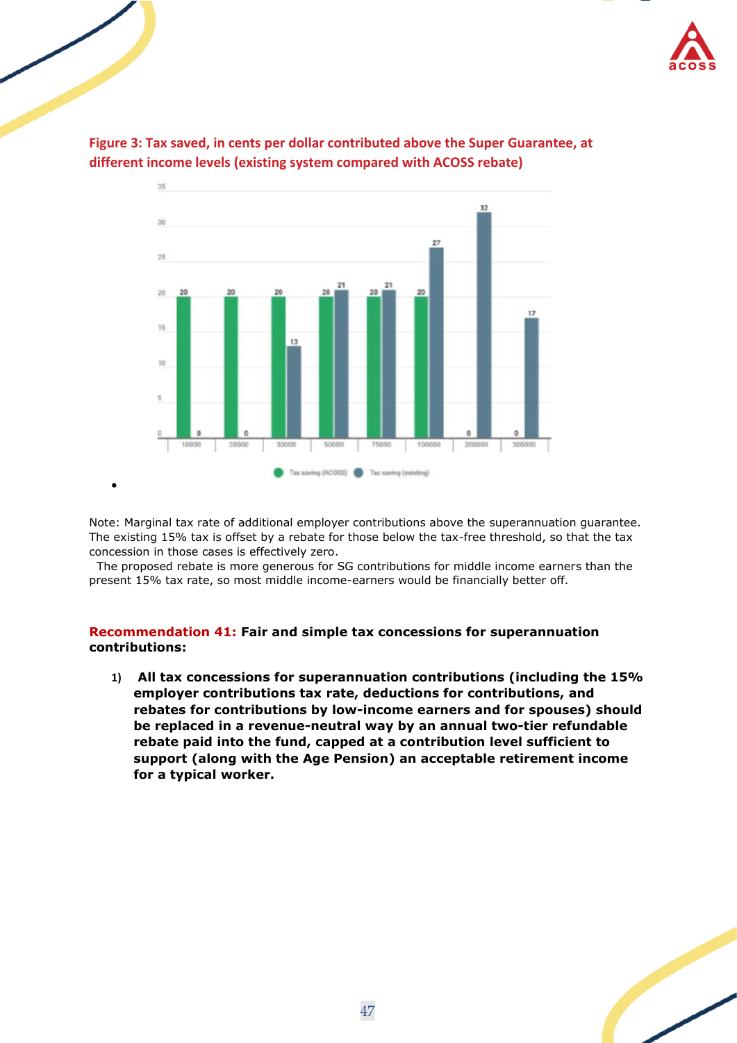**Figure 3: Tax saved, in cents per dollar contributed above the Super Guarantee, at different income levels (existing system compared with ACOSS rebate)**

| Income | Tax saving (ACOSS) | Tax saving (existing) |
|---|---|---|
| 10000 | 20 | 0 |
| 20000 | 20 | 0 |
| 30000 | 20 | 13 |
| 50000 | 20 | 21 |
| 75000 | 20 | 21 |
| 100000 | 20 | 27 |
| 200000 | 0 | 32 |
| 300000 | 0 | 17 |

Note: Marginal tax rate of additional employer contributions above the superannuation guarantee. The existing 15% tax is offset by a rebate for those below the tax-free threshold, so that the tax concession in those cases is effectively zero.

The proposed rebate is more generous for SG contributions for middle income earners than the present 15% tax rate, so most middle income-earners would be financially better off.

**Recommendation 41: Fair and simple tax concessions for superannuation contributions:**

1) **All tax concessions for superannuation contributions (including the 15% employer contributions tax rate, deductions for contributions, and rebates for contributions by low-income earners and for spouses) should be replaced in a revenue-neutral way by an annual two-tier refundable rebate paid into the fund, capped at a contribution level sufficient to support (along with the Age Pension) an acceptable retirement income for a typical worker.**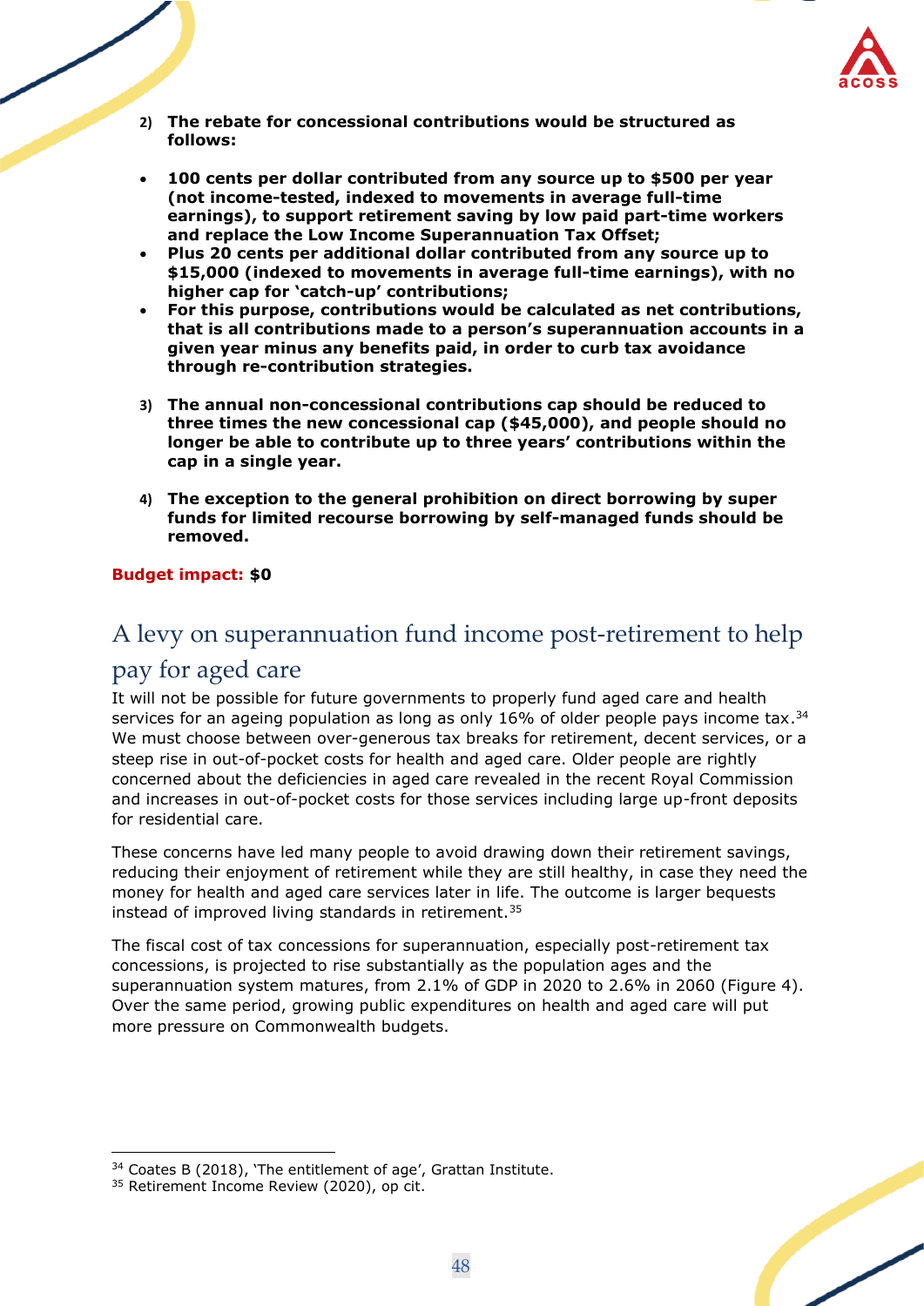2) **The rebate for concessional contributions would be structured as follows:**

- **100 cents per dollar contributed from any source up to $500 per year (not income-tested, indexed to movements in average full-time earnings), to support retirement saving by low paid part-time workers and replace the Low Income Superannuation Tax Offset;**
- **Plus 20 cents per additional dollar contributed from any source up to $15,000 (indexed to movements in average full-time earnings), with no higher cap for 'catch-up' contributions;**
- **For this purpose, contributions would be calculated as net contributions, that is all contributions made to a person's superannuation accounts in a given year minus any benefits paid, in order to curb tax avoidance through re-contribution strategies.**

3) **The annual non-concessional contributions cap should be reduced to three times the new concessional cap ($45,000), and people should no longer be able to contribute up to three years' contributions within the cap in a single year.**

4) **The exception to the general prohibition on direct borrowing by super funds for limited recourse borrowing by self-managed funds should be removed.**

**Budget impact: $0**

## A levy on superannuation fund income post-retirement to help pay for aged care

It will not be possible for future governments to properly fund aged care and health services for an ageing population as long as only 16% of older people pays income tax.[34] We must choose between over-generous tax breaks for retirement, decent services, or a steep rise in out-of-pocket costs for health and aged care. Older people are rightly concerned about the deficiencies in aged care revealed in the recent Royal Commission and increases in out-of-pocket costs for those services including large up-front deposits for residential care.

These concerns have led many people to avoid drawing down their retirement savings, reducing their enjoyment of retirement while they are still healthy, in case they need the money for health and aged care services later in life. The outcome is larger bequests instead of improved living standards in retirement.[35]

The fiscal cost of tax concessions for superannuation, especially post-retirement tax concessions, is projected to rise substantially as the population ages and the superannuation system matures, from 2.1% of GDP in 2020 to 2.6% in 2060 (Figure 4). Over the same period, growing public expenditures on health and aged care will put more pressure on Commonwealth budgets.

---

[34] Coates B (2018), 'The entitlement of age', Grattan Institute.

[35] Retirement Income Review (2020), op cit.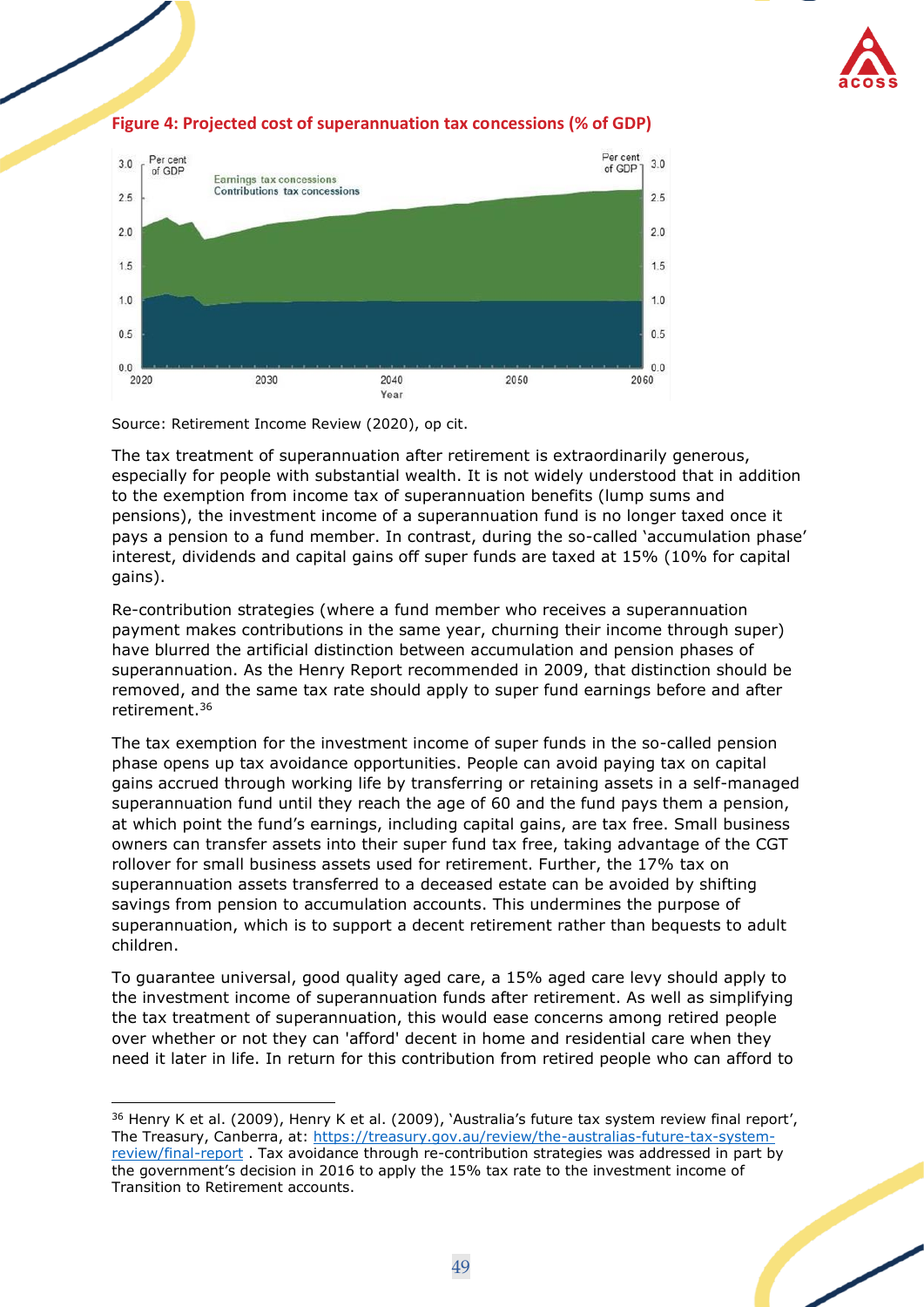**Figure 4: Projected cost of superannuation tax concessions (% of GDP)**

Source: Retirement Income Review (2020), op cit.

The tax treatment of superannuation after retirement is extraordinarily generous, especially for people with substantial wealth. It is not widely understood that in addition to the exemption from income tax of superannuation benefits (lump sums and pensions), the investment income of a superannuation fund is no longer taxed once it pays a pension to a fund member. In contrast, during the so-called 'accumulation phase' interest, dividends and capital gains off super funds are taxed at 15% (10% for capital gains).

Re-contribution strategies (where a fund member who receives a superannuation payment makes contributions in the same year, churning their income through super) have blurred the artificial distinction between accumulation and pension phases of superannuation. As the Henry Report recommended in 2009, that distinction should be removed, and the same tax rate should apply to super fund earnings before and after retirement.[36]

The tax exemption for the investment income of super funds in the so-called pension phase opens up tax avoidance opportunities. People can avoid paying tax on capital gains accrued through working life by transferring or retaining assets in a self-managed superannuation fund until they reach the age of 60 and the fund pays them a pension, at which point the fund's earnings, including capital gains, are tax free. Small business owners can transfer assets into their super fund tax free, taking advantage of the CGT rollover for small business assets used for retirement. Further, the 17% tax on superannuation assets transferred to a deceased estate can be avoided by shifting savings from pension to accumulation accounts. This undermines the purpose of superannuation, which is to support a decent retirement rather than bequests to adult children.

To guarantee universal, good quality aged care, a 15% aged care levy should apply to the investment income of superannuation funds after retirement. As well as simplifying the tax treatment of superannuation, this would ease concerns among retired people over whether or not they can 'afford' decent in home and residential care when they need it later in life. In return for this contribution from retired people who can afford to

---

[36] Henry K et al. (2009), Henry K et al. (2009), 'Australia's future tax system review final report', The Treasury, Canberra, at: https://treasury.gov.au/review/the-australias-future-tax-system-review/final-report . Tax avoidance through re-contribution strategies was addressed in part by the government's decision in 2016 to apply the 15% tax rate to the investment income of Transition to Retirement accounts.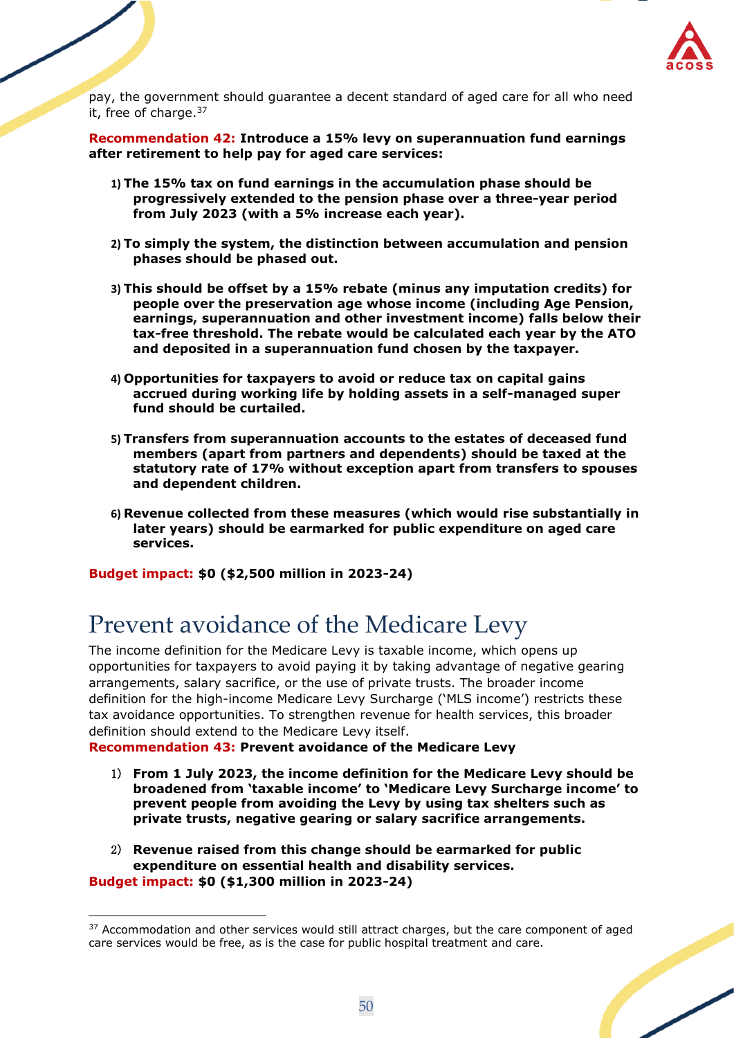pay, the government should guarantee a decent standard of aged care for all who need it, free of charge.[37]

**Recommendation 42: Introduce a 15% levy on superannuation fund earnings after retirement to help pay for aged care services:**

1) **The 15% tax on fund earnings in the accumulation phase should be progressively extended to the pension phase over a three-year period from July 2023 (with a 5% increase each year).**

2) **To simply the system, the distinction between accumulation and pension phases should be phased out.**

3) **This should be offset by a 15% rebate (minus any imputation credits) for people over the preservation age whose income (including Age Pension, earnings, superannuation and other investment income) falls below their tax-free threshold. The rebate would be calculated each year by the ATO and deposited in a superannuation fund chosen by the taxpayer.**

4) **Opportunities for taxpayers to avoid or reduce tax on capital gains accrued during working life by holding assets in a self-managed super fund should be curtailed.**

5) **Transfers from superannuation accounts to the estates of deceased fund members (apart from partners and dependents) should be taxed at the statutory rate of 17% without exception apart from transfers to spouses and dependent children.**

6) **Revenue collected from these measures (which would rise substantially in later years) should be earmarked for public expenditure on aged care services.**

**Budget impact: $0 ($2,500 million in 2023-24)**

## Prevent avoidance of the Medicare Levy

The income definition for the Medicare Levy is taxable income, which opens up opportunities for taxpayers to avoid paying it by taking advantage of negative gearing arrangements, salary sacrifice, or the use of private trusts. The broader income definition for the high-income Medicare Levy Surcharge ('MLS income') restricts these tax avoidance opportunities. To strengthen revenue for health services, this broader definition should extend to the Medicare Levy itself.

**Recommendation 43: Prevent avoidance of the Medicare Levy**

1) **From 1 July 2023, the income definition for the Medicare Levy should be broadened from 'taxable income' to 'Medicare Levy Surcharge income' to prevent people from avoiding the Levy by using tax shelters such as private trusts, negative gearing or salary sacrifice arrangements.**

2) **Revenue raised from this change should be earmarked for public expenditure on essential health and disability services.**

**Budget impact: $0 ($1,300 million in 2023-24)**

---

[37] Accommodation and other services would still attract charges, but the care component of aged care services would be free, as is the case for public hospital treatment and care.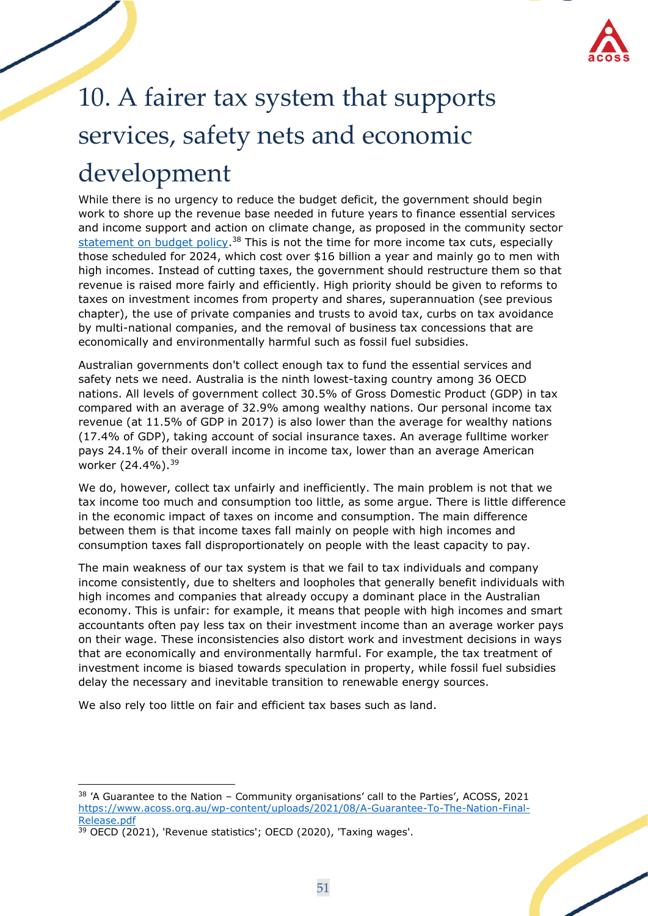# 10. A fairer tax system that supports services, safety nets and economic development

While there is no urgency to reduce the budget deficit, the government should begin work to shore up the revenue base needed in future years to finance essential services and income support and action on climate change, as proposed in the community sector [statement on budget policy](https://www.acoss.org.au/wp-content/uploads/2021/08/A-Guarantee-To-The-Nation-Final-Release.pdf).[38] This is not the time for more income tax cuts, especially those scheduled for 2024, which cost over $16 billion a year and mainly go to men with high incomes. Instead of cutting taxes, the government should restructure them so that revenue is raised more fairly and efficiently. High priority should be given to reforms to taxes on investment incomes from property and shares, superannuation (see previous chapter), the use of private companies and trusts to avoid tax, curbs on tax avoidance by multi-national companies, and the removal of business tax concessions that are economically and environmentally harmful such as fossil fuel subsidies.

Australian governments don't collect enough tax to fund the essential services and safety nets we need. Australia is the ninth lowest-taxing country among 36 OECD nations. All levels of government collect 30.5% of Gross Domestic Product (GDP) in tax compared with an average of 32.9% among wealthy nations. Our personal income tax revenue (at 11.5% of GDP in 2017) is also lower than the average for wealthy nations (17.4% of GDP), taking account of social insurance taxes. An average fulltime worker pays 24.1% of their overall income in income tax, lower than an average American worker (24.4%).[39]

We do, however, collect tax unfairly and inefficiently. The main problem is not that we tax income too much and consumption too little, as some argue. There is little difference in the economic impact of taxes on income and consumption. The main difference between them is that income taxes fall mainly on people with high incomes and consumption taxes fall disproportionately on people with the least capacity to pay.

The main weakness of our tax system is that we fail to tax individuals and company income consistently, due to shelters and loopholes that generally benefit individuals with high incomes and companies that already occupy a dominant place in the Australian economy. This is unfair: for example, it means that people with high incomes and smart accountants often pay less tax on their investment income than an average worker pays on their wage. These inconsistencies also distort work and investment decisions in ways that are economically and environmentally harmful. For example, the tax treatment of investment income is biased towards speculation in property, while fossil fuel subsidies delay the necessary and inevitable transition to renewable energy sources.

We also rely too little on fair and efficient tax bases such as land.

---

[38] 'A Guarantee to the Nation – Community organisations' call to the Parties', ACOSS, 2021 https://www.acoss.org.au/wp-content/uploads/2021/08/A-Guarantee-To-The-Nation-Final-Release.pdf

[39] OECD (2021), 'Revenue statistics'; OECD (2020), 'Taxing wages'.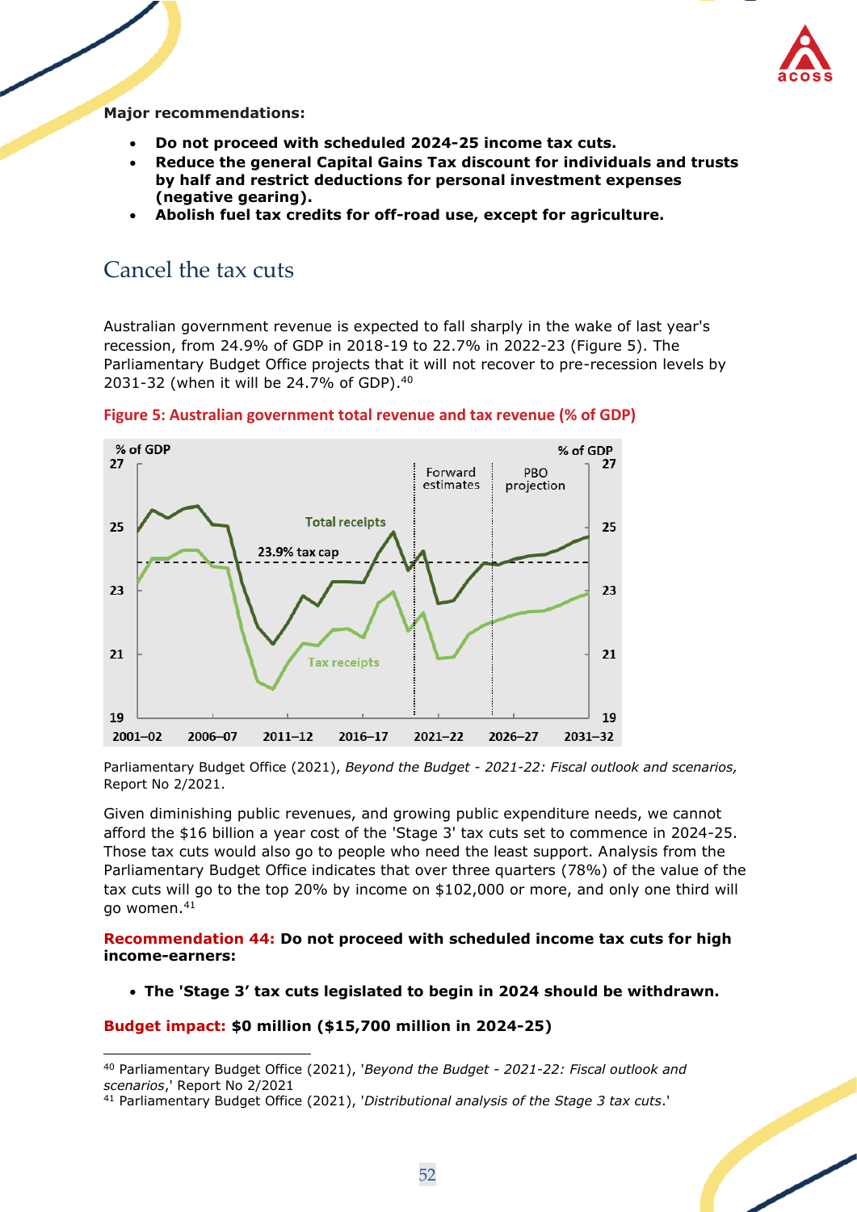**Major recommendations:**

- **Do not proceed with scheduled 2024-25 income tax cuts.**
- **Reduce the general Capital Gains Tax discount for individuals and trusts by half and restrict deductions for personal investment expenses (negative gearing).**
- **Abolish fuel tax credits for off-road use, except for agriculture.**

## Cancel the tax cuts

Australian government revenue is expected to fall sharply in the wake of last year's recession, from 24.9% of GDP in 2018-19 to 22.7% in 2022-23 (Figure 5). The Parliamentary Budget Office projects that it will not recover to pre-recession levels by 2031-32 (when it will be 24.7% of GDP).[40]

**Figure 5: Australian government total revenue and tax revenue (% of GDP)**

Parliamentary Budget Office (2021), *Beyond the Budget - 2021-22: Fiscal outlook and scenarios,* Report No 2/2021.

Given diminishing public revenues, and growing public expenditure needs, we cannot afford the $16 billion a year cost of the 'Stage 3' tax cuts set to commence in 2024-25. Those tax cuts would also go to people who need the least support. Analysis from the Parliamentary Budget Office indicates that over three quarters (78%) of the value of the tax cuts will go to the top 20% by income on $102,000 or more, and only one third will go women.[41]

**Recommendation 44: Do not proceed with scheduled income tax cuts for high income-earners:**

- **The 'Stage 3' tax cuts legislated to begin in 2024 should be withdrawn.**

**Budget impact: $0 million ($15,700 million in 2024-25)**

---

[40] Parliamentary Budget Office (2021), '*Beyond the Budget - 2021-22: Fiscal outlook and scenarios*,' Report No 2/2021

[41] Parliamentary Budget Office (2021), '*Distributional analysis of the Stage 3 tax cuts*.'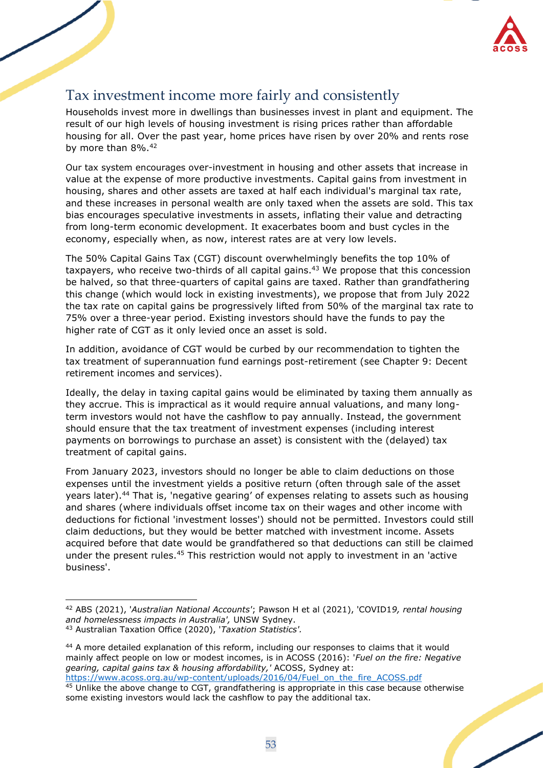## Tax investment income more fairly and consistently

Households invest more in dwellings than businesses invest in plant and equipment. The result of our high levels of housing investment is rising prices rather than affordable housing for all. Over the past year, home prices have risen by over 20% and rents rose by more than 8%.[42]

Our tax system encourages over-investment in housing and other assets that increase in value at the expense of more productive investments. Capital gains from investment in housing, shares and other assets are taxed at half each individual's marginal tax rate, and these increases in personal wealth are only taxed when the assets are sold. This tax bias encourages speculative investments in assets, inflating their value and detracting from long-term economic development. It exacerbates boom and bust cycles in the economy, especially when, as now, interest rates are at very low levels.

The 50% Capital Gains Tax (CGT) discount overwhelmingly benefits the top 10% of taxpayers, who receive two-thirds of all capital gains.[43] We propose that this concession be halved, so that three-quarters of capital gains are taxed. Rather than grandfathering this change (which would lock in existing investments), we propose that from July 2022 the tax rate on capital gains be progressively lifted from 50% of the marginal tax rate to 75% over a three-year period. Existing investors should have the funds to pay the higher rate of CGT as it only levied once an asset is sold.

In addition, avoidance of CGT would be curbed by our recommendation to tighten the tax treatment of superannuation fund earnings post-retirement (see Chapter 9: Decent retirement incomes and services).

Ideally, the delay in taxing capital gains would be eliminated by taxing them annually as they accrue. This is impractical as it would require annual valuations, and many long-term investors would not have the cashflow to pay annually. Instead, the government should ensure that the tax treatment of investment expenses (including interest payments on borrowings to purchase an asset) is consistent with the (delayed) tax treatment of capital gains.

From January 2023, investors should no longer be able to claim deductions on those expenses until the investment yields a positive return (often through sale of the asset years later).[44] That is, 'negative gearing' of expenses relating to assets such as housing and shares (where individuals offset income tax on their wages and other income with deductions for fictional 'investment losses') should not be permitted. Investors could still claim deductions, but they would be better matched with investment income. Assets acquired before that date would be grandfathered so that deductions can still be claimed under the present rules.[45] This restriction would not apply to investment in an 'active business'.

---

[42] ABS (2021), '*Australian National Accounts*'; Pawson H et al (2021), 'COVID19*, rental housing and homelessness impacts in Australia*', UNSW Sydney.

[43] Australian Taxation Office (2020), '*Taxation Statistics*'.

[44] A more detailed explanation of this reform, including our responses to claims that it would mainly affect people on low or modest incomes, is in ACOSS (2016): '*Fuel on the fire: Negative gearing, capital gains tax & housing affordability,*' ACOSS, Sydney at: https://www.acoss.org.au/wp-content/uploads/2016/04/Fuel_on_the_fire_ACOSS.pdf

[45] Unlike the above change to CGT, grandfathering is appropriate in this case because otherwise some existing investors would lack the cashflow to pay the additional tax.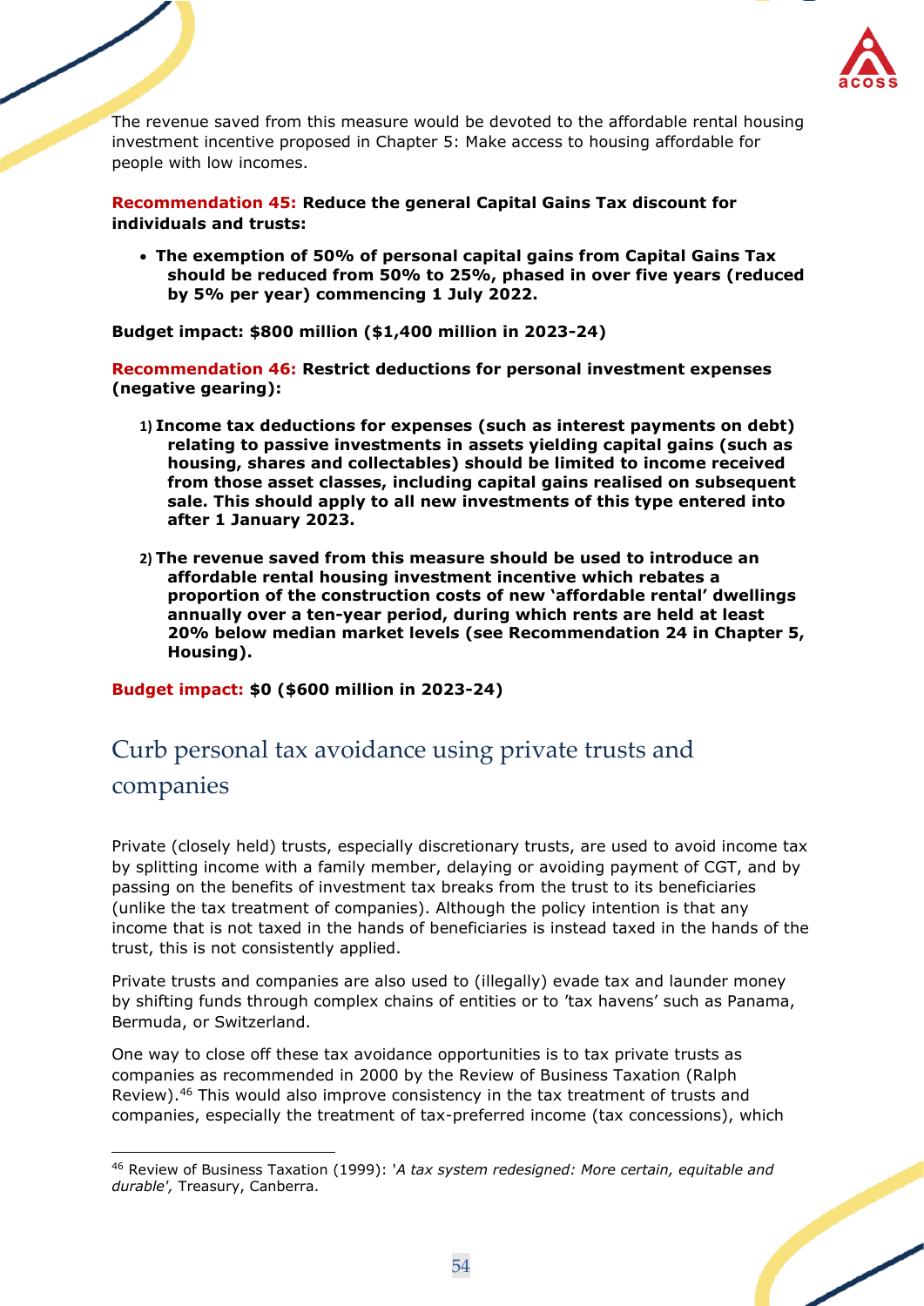The revenue saved from this measure would be devoted to the affordable rental housing investment incentive proposed in Chapter 5: Make access to housing affordable for people with low incomes.

**Recommendation 45: Reduce the general Capital Gains Tax discount for individuals and trusts:**

- **The exemption of 50% of personal capital gains from Capital Gains Tax should be reduced from 50% to 25%, phased in over five years (reduced by 5% per year) commencing 1 July 2022.**

**Budget impact: $800 million ($1,400 million in 2023-24)**

**Recommendation 46: Restrict deductions for personal investment expenses (negative gearing):**

1) **Income tax deductions for expenses (such as interest payments on debt) relating to passive investments in assets yielding capital gains (such as housing, shares and collectables) should be limited to income received from those asset classes, including capital gains realised on subsequent sale. This should apply to all new investments of this type entered into after 1 January 2023.**

2) **The revenue saved from this measure should be used to introduce an affordable rental housing investment incentive which rebates a proportion of the construction costs of new 'affordable rental' dwellings annually over a ten-year period, during which rents are held at least 20% below median market levels (see Recommendation 24 in Chapter 5, Housing).**

**Budget impact: $0 ($600 million in 2023-24)**

## Curb personal tax avoidance using private trusts and companies

Private (closely held) trusts, especially discretionary trusts, are used to avoid income tax by splitting income with a family member, delaying or avoiding payment of CGT, and by passing on the benefits of investment tax breaks from the trust to its beneficiaries (unlike the tax treatment of companies). Although the policy intention is that any income that is not taxed in the hands of beneficiaries is instead taxed in the hands of the trust, this is not consistently applied.

Private trusts and companies are also used to (illegally) evade tax and launder money by shifting funds through complex chains of entities or to 'tax havens' such as Panama, Bermuda, or Switzerland.

One way to close off these tax avoidance opportunities is to tax private trusts as companies as recommended in 2000 by the Review of Business Taxation (Ralph Review).[46] This would also improve consistency in the tax treatment of trusts and companies, especially the treatment of tax-preferred income (tax concessions), which

[46] Review of Business Taxation (1999): '*A tax system redesigned: More certain, equitable and durable'*, Treasury, Canberra.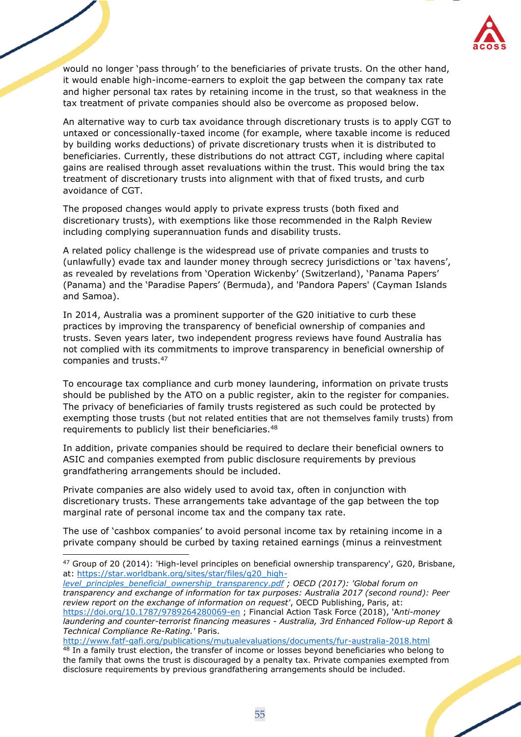would no longer 'pass through' to the beneficiaries of private trusts. On the other hand, it would enable high-income-earners to exploit the gap between the company tax rate and higher personal tax rates by retaining income in the trust, so that weakness in the tax treatment of private companies should also be overcome as proposed below.

An alternative way to curb tax avoidance through discretionary trusts is to apply CGT to untaxed or concessionally-taxed income (for example, where taxable income is reduced by building works deductions) of private discretionary trusts when it is distributed to beneficiaries. Currently, these distributions do not attract CGT, including where capital gains are realised through asset revaluations within the trust. This would bring the tax treatment of discretionary trusts into alignment with that of fixed trusts, and curb avoidance of CGT.

The proposed changes would apply to private express trusts (both fixed and discretionary trusts), with exemptions like those recommended in the Ralph Review including complying superannuation funds and disability trusts.

A related policy challenge is the widespread use of private companies and trusts to (unlawfully) evade tax and launder money through secrecy jurisdictions or 'tax havens', as revealed by revelations from 'Operation Wickenby' (Switzerland), 'Panama Papers' (Panama) and the 'Paradise Papers' (Bermuda), and 'Pandora Papers' (Cayman Islands and Samoa).

In 2014, Australia was a prominent supporter of the G20 initiative to curb these practices by improving the transparency of beneficial ownership of companies and trusts. Seven years later, two independent progress reviews have found Australia has not complied with its commitments to improve transparency in beneficial ownership of companies and trusts.[47]

To encourage tax compliance and curb money laundering, information on private trusts should be published by the ATO on a public register, akin to the register for companies. The privacy of beneficiaries of family trusts registered as such could be protected by exempting those trusts (but not related entities that are not themselves family trusts) from requirements to publicly list their beneficiaries.[48]

In addition, private companies should be required to declare their beneficial owners to ASIC and companies exempted from public disclosure requirements by previous grandfathering arrangements should be included.

Private companies are also widely used to avoid tax, often in conjunction with discretionary trusts. These arrangements take advantage of the gap between the top marginal rate of personal income tax and the company tax rate.

The use of 'cashbox companies' to avoid personal income tax by retaining income in a private company should be curbed by taxing retained earnings (minus a reinvestment

---

[47] Group of 20 (2014): 'High-level principles on beneficial ownership transparency', G20, Brisbane, at: https://star.worldbank.org/sites/star/files/g20_high-level_principles_beneficial_ownership_transparency.pdf ; OECD (2017): '*Global forum on transparency and exchange of information for tax purposes: Australia 2017 (second round): Peer review report on the exchange of information on request*', OECD Publishing, Paris, at: https://doi.org/10.1787/9789264280069-en ; Financial Action Task Force (2018), '*Anti-money laundering and counter-terrorist financing measures - Australia, 3rd Enhanced Follow-up Report & Technical Compliance Re-Rating.*' Paris. http://www.fatf-gafi.org/publications/mutualevaluations/documents/fur-australia-2018.html

[48] In a family trust election, the transfer of income or losses beyond beneficiaries who belong to the family that owns the trust is discouraged by a penalty tax. Private companies exempted from disclosure requirements by previous grandfathering arrangements should be included.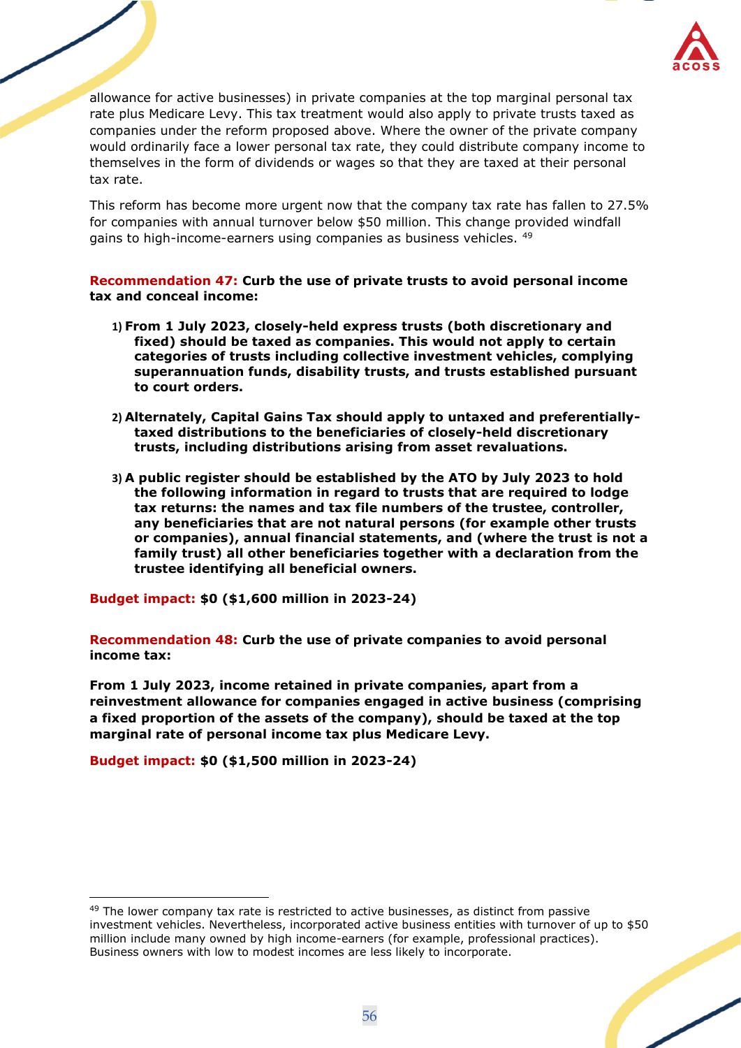allowance for active businesses) in private companies at the top marginal personal tax rate plus Medicare Levy. This tax treatment would also apply to private trusts taxed as companies under the reform proposed above. Where the owner of the private company would ordinarily face a lower personal tax rate, they could distribute company income to themselves in the form of dividends or wages so that they are taxed at their personal tax rate.

This reform has become more urgent now that the company tax rate has fallen to 27.5% for companies with annual turnover below $50 million. This change provided windfall gains to high-income-earners using companies as business vehicles. [49]

**Recommendation 47: Curb the use of private trusts to avoid personal income tax and conceal income:**

1) **From 1 July 2023, closely-held express trusts (both discretionary and fixed) should be taxed as companies. This would not apply to certain categories of trusts including collective investment vehicles, complying superannuation funds, disability trusts, and trusts established pursuant to court orders.**

2) **Alternately, Capital Gains Tax should apply to untaxed and preferentially-taxed distributions to the beneficiaries of closely-held discretionary trusts, including distributions arising from asset revaluations.**

3) **A public register should be established by the ATO by July 2023 to hold the following information in regard to trusts that are required to lodge tax returns: the names and tax file numbers of the trustee, controller, any beneficiaries that are not natural persons (for example other trusts or companies), annual financial statements, and (where the trust is not a family trust) all other beneficiaries together with a declaration from the trustee identifying all beneficial owners.**

**Budget impact: $0 ($1,600 million in 2023-24)**

**Recommendation 48: Curb the use of private companies to avoid personal income tax:**

**From 1 July 2023, income retained in private companies, apart from a reinvestment allowance for companies engaged in active business (comprising a fixed proportion of the assets of the company), should be taxed at the top marginal rate of personal income tax plus Medicare Levy.**

**Budget impact: $0 ($1,500 million in 2023-24)**

---

[49] The lower company tax rate is restricted to active businesses, as distinct from passive investment vehicles. Nevertheless, incorporated active business entities with turnover of up to $50 million include many owned by high income-earners (for example, professional practices). Business owners with low to modest incomes are less likely to incorporate.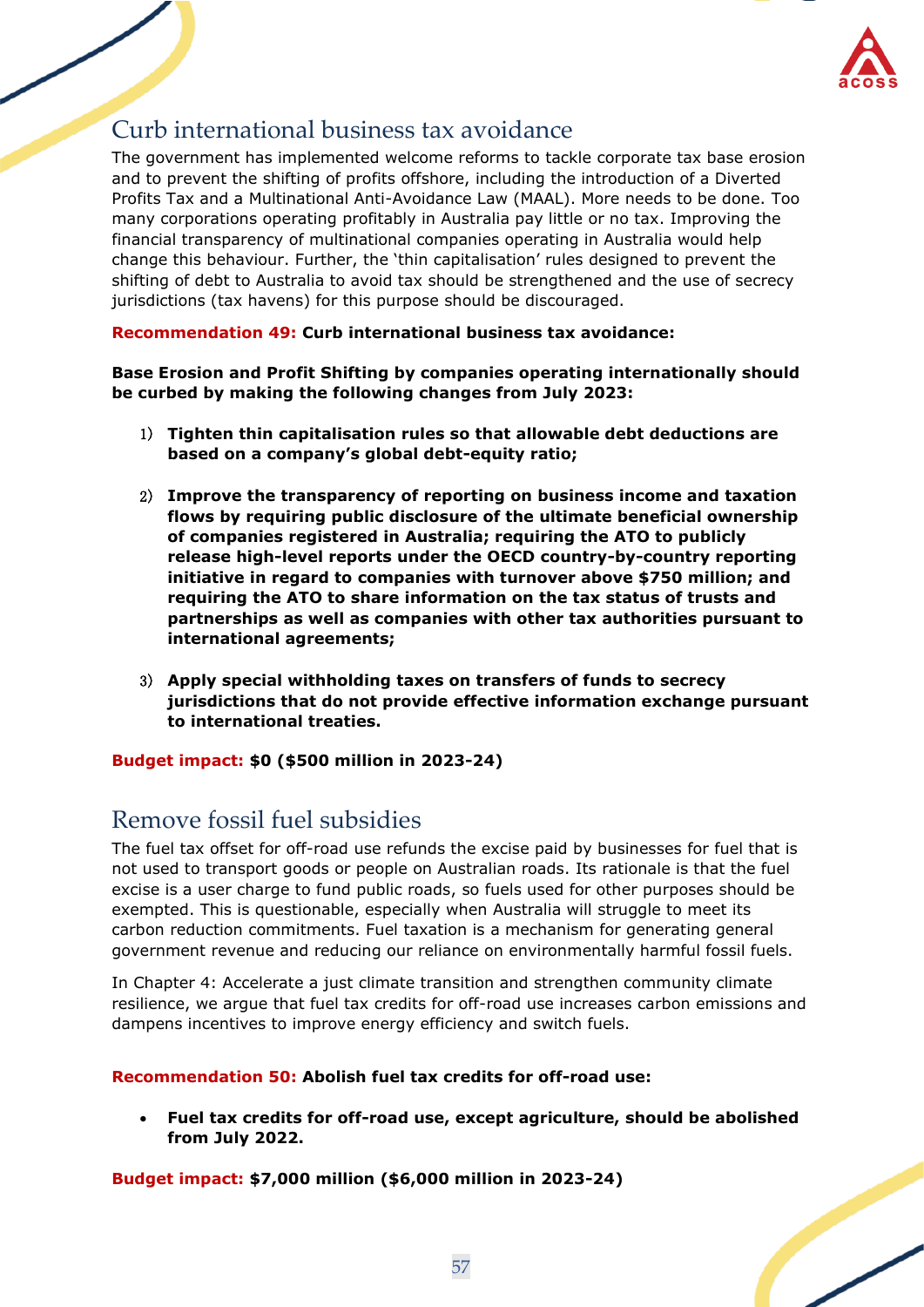## Curb international business tax avoidance

The government has implemented welcome reforms to tackle corporate tax base erosion and to prevent the shifting of profits offshore, including the introduction of a Diverted Profits Tax and a Multinational Anti-Avoidance Law (MAAL). More needs to be done. Too many corporations operating profitably in Australia pay little or no tax. Improving the financial transparency of multinational companies operating in Australia would help change this behaviour. Further, the 'thin capitalisation' rules designed to prevent the shifting of debt to Australia to avoid tax should be strengthened and the use of secrecy jurisdictions (tax havens) for this purpose should be discouraged.

**Recommendation 49: Curb international business tax avoidance:**

**Base Erosion and Profit Shifting by companies operating internationally should be curbed by making the following changes from July 2023:**

1) **Tighten thin capitalisation rules so that allowable debt deductions are based on a company's global debt-equity ratio;**

2) **Improve the transparency of reporting on business income and taxation flows by requiring public disclosure of the ultimate beneficial ownership of companies registered in Australia; requiring the ATO to publicly release high-level reports under the OECD country-by-country reporting initiative in regard to companies with turnover above $750 million; and requiring the ATO to share information on the tax status of trusts and partnerships as well as companies with other tax authorities pursuant to international agreements;**

3) **Apply special withholding taxes on transfers of funds to secrecy jurisdictions that do not provide effective information exchange pursuant to international treaties.**

**Budget impact: $0 ($500 million in 2023-24)**

## Remove fossil fuel subsidies

The fuel tax offset for off-road use refunds the excise paid by businesses for fuel that is not used to transport goods or people on Australian roads. Its rationale is that the fuel excise is a user charge to fund public roads, so fuels used for other purposes should be exempted. This is questionable, especially when Australia will struggle to meet its carbon reduction commitments. Fuel taxation is a mechanism for generating general government revenue and reducing our reliance on environmentally harmful fossil fuels.

In Chapter 4: Accelerate a just climate transition and strengthen community climate resilience, we argue that fuel tax credits for off-road use increases carbon emissions and dampens incentives to improve energy efficiency and switch fuels.

**Recommendation 50: Abolish fuel tax credits for off-road use:**

- **Fuel tax credits for off-road use, except agriculture, should be abolished from July 2022.**

**Budget impact: $7,000 million ($6,000 million in 2023-24)**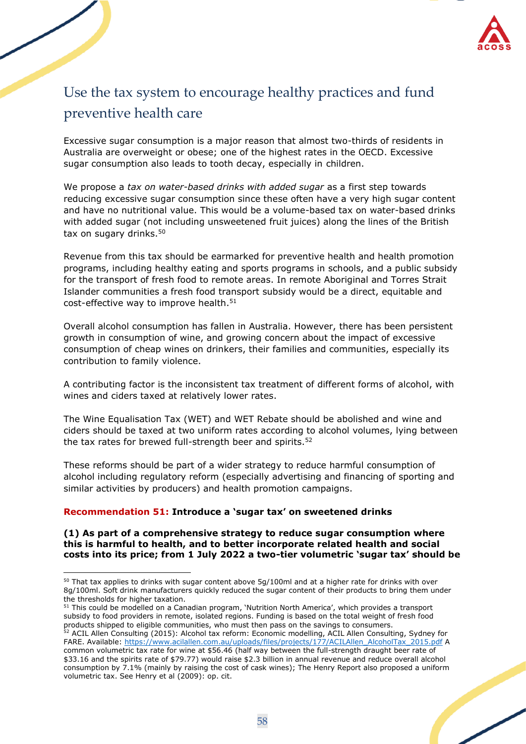## Use the tax system to encourage healthy practices and fund preventive health care

Excessive sugar consumption is a major reason that almost two-thirds of residents in Australia are overweight or obese; one of the highest rates in the OECD. Excessive sugar consumption also leads to tooth decay, especially in children.

We propose a *tax on water-based drinks with added sugar* as a first step towards reducing excessive sugar consumption since these often have a very high sugar content and have no nutritional value. This would be a volume-based tax on water-based drinks with added sugar (not including unsweetened fruit juices) along the lines of the British tax on sugary drinks.[50]

Revenue from this tax should be earmarked for preventive health and health promotion programs, including healthy eating and sports programs in schools, and a public subsidy for the transport of fresh food to remote areas. In remote Aboriginal and Torres Strait Islander communities a fresh food transport subsidy would be a direct, equitable and cost-effective way to improve health.[51]

Overall alcohol consumption has fallen in Australia. However, there has been persistent growth in consumption of wine, and growing concern about the impact of excessive consumption of cheap wines on drinkers, their families and communities, especially its contribution to family violence.

A contributing factor is the inconsistent tax treatment of different forms of alcohol, with wines and ciders taxed at relatively lower rates.

The Wine Equalisation Tax (WET) and WET Rebate should be abolished and wine and ciders should be taxed at two uniform rates according to alcohol volumes, lying between the tax rates for brewed full-strength beer and spirits.[52]

These reforms should be part of a wider strategy to reduce harmful consumption of alcohol including regulatory reform (especially advertising and financing of sporting and similar activities by producers) and health promotion campaigns.

**Recommendation 51: Introduce a 'sugar tax' on sweetened drinks**

**(1) As part of a comprehensive strategy to reduce sugar consumption where this is harmful to health, and to better incorporate related health and social costs into its price; from 1 July 2022 a two-tier volumetric 'sugar tax' should be**

---

[50] That tax applies to drinks with sugar content above 5g/100ml and at a higher rate for drinks with over 8g/100ml. Soft drink manufacturers quickly reduced the sugar content of their products to bring them under the thresholds for higher taxation.

[51] This could be modelled on a Canadian program, 'Nutrition North America', which provides a transport subsidy to food providers in remote, isolated regions. Funding is based on the total weight of fresh food products shipped to eligible communities, who must then pass on the savings to consumers.

[52] ACIL Allen Consulting (2015): Alcohol tax reform: Economic modelling, ACIL Allen Consulting, Sydney for FARE. Available: https://www.acilallen.com.au/uploads/files/projects/177/ACILAllen_AlcoholTax_2015.pdf A common volumetric tax rate for wine at $56.46 (half way between the full-strength draught beer rate of $33.16 and the spirits rate of $79.77) would raise $2.3 billion in annual revenue and reduce overall alcohol consumption by 7.1% (mainly by raising the cost of cask wines); The Henry Report also proposed a uniform volumetric tax. See Henry et al (2009): op. cit.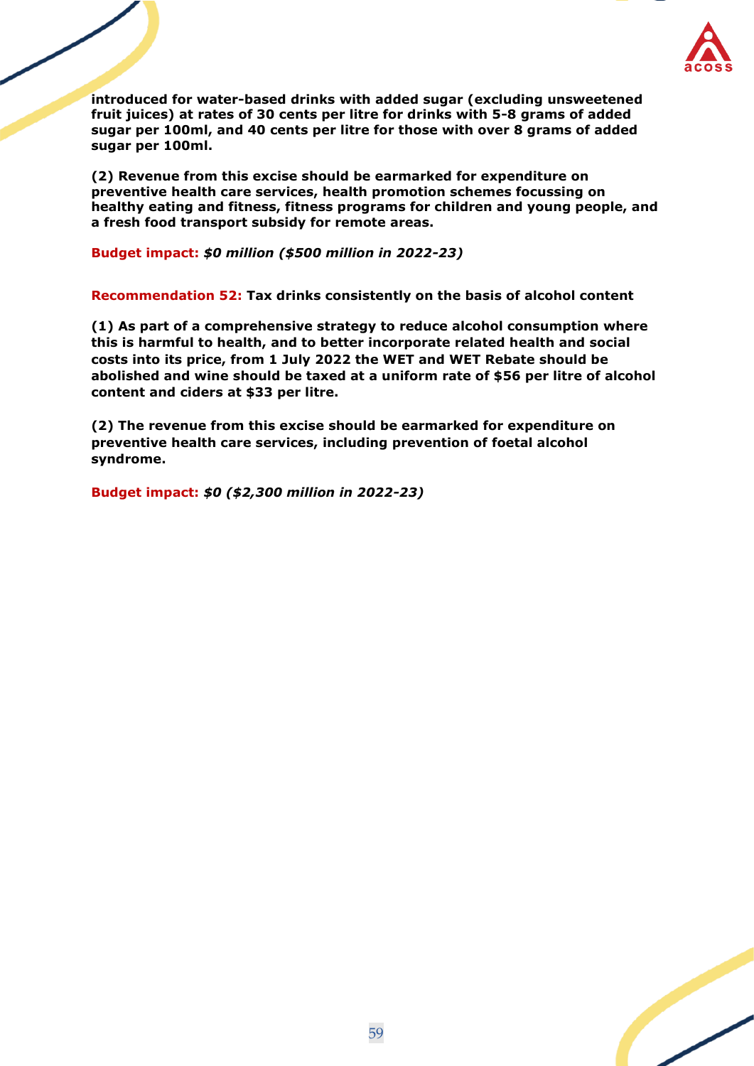**introduced for water-based drinks with added sugar (excluding unsweetened fruit juices) at rates of 30 cents per litre for drinks with 5-8 grams of added sugar per 100ml, and 40 cents per litre for those with over 8 grams of added sugar per 100ml.**

**(2) Revenue from this excise should be earmarked for expenditure on preventive health care services, health promotion schemes focussing on healthy eating and fitness, fitness programs for children and young people, and a fresh food transport subsidy for remote areas.**

**Budget impact:** ***$0 million ($500 million in 2022-23)***

**Recommendation 52: Tax drinks consistently on the basis of alcohol content**

**(1) As part of a comprehensive strategy to reduce alcohol consumption where this is harmful to health, and to better incorporate related health and social costs into its price, from 1 July 2022 the WET and WET Rebate should be abolished and wine should be taxed at a uniform rate of $56 per litre of alcohol content and ciders at $33 per litre.**

**(2) The revenue from this excise should be earmarked for expenditure on preventive health care services, including prevention of foetal alcohol syndrome.**

**Budget impact:** ***$0 ($2,300 million in 2022-23)***